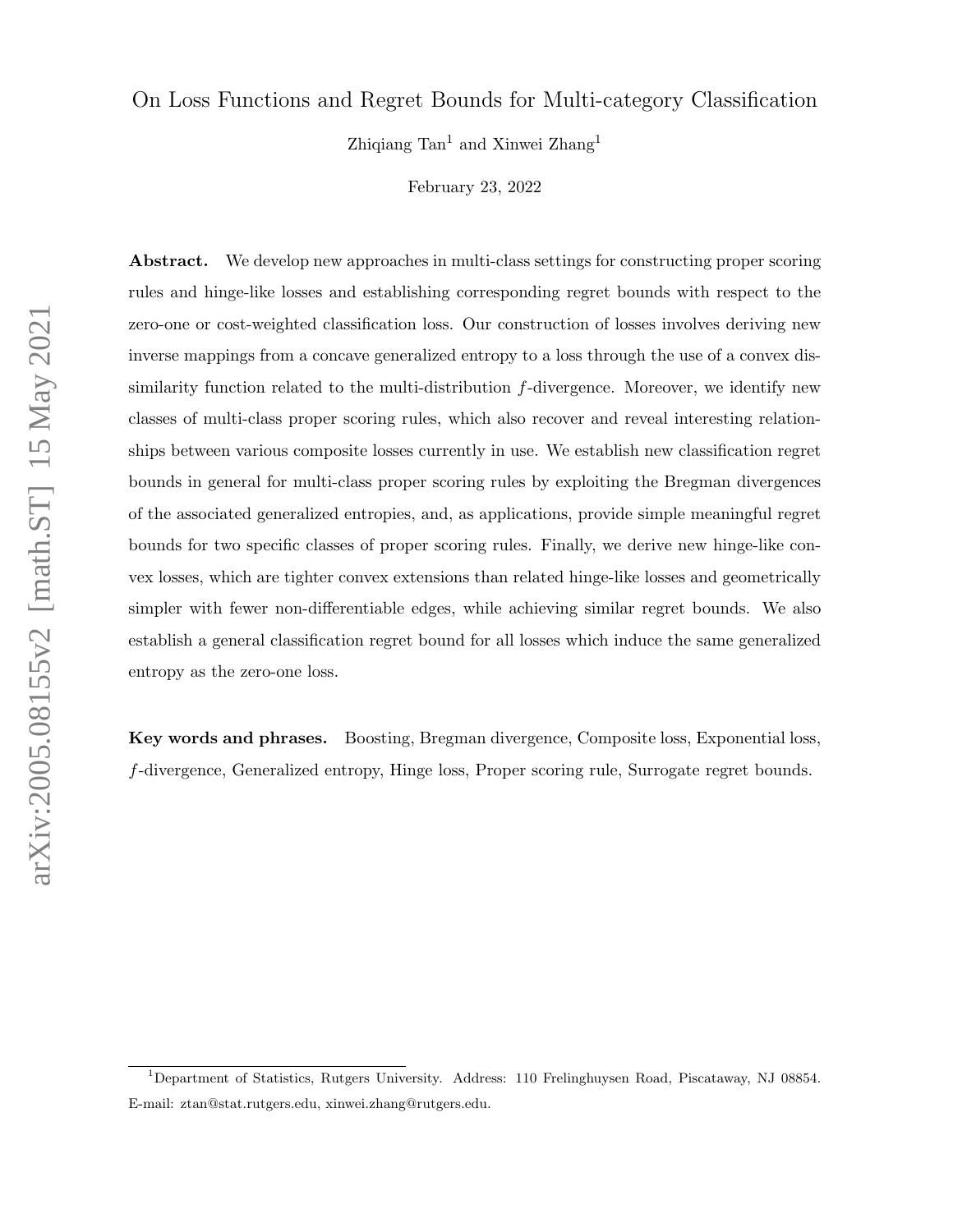# On Loss Functions and Regret Bounds for Multi-category Classification

Zhiqiang Tan[1] and Xinwei Zhang[1]

February 23, 2022

**Abstract.** We develop new approaches in multi-class settings for constructing proper scoring rules and hinge-like losses and establishing corresponding regret bounds with respect to the zero-one or cost-weighted classification loss. Our construction of losses involves deriving new inverse mappings from a concave generalized entropy to a loss through the use of a convex dissimilarity function related to the multi-distribution $f$-divergence. Moreover, we identify new classes of multi-class proper scoring rules, which also recover and reveal interesting relationships between various composite losses currently in use. We establish new classification regret bounds in general for multi-class proper scoring rules by exploiting the Bregman divergences of the associated generalized entropies, and, as applications, provide simple meaningful regret bounds for two specific classes of proper scoring rules. Finally, we derive new hinge-like convex losses, which are tighter convex extensions than related hinge-like losses and geometrically simpler with fewer non-differentiable edges, while achieving similar regret bounds. We also establish a general classification regret bound for all losses which induce the same generalized entropy as the zero-one loss.

**Key words and phrases.** Boosting, Bregman divergence, Composite loss, Exponential loss, $f$-divergence, Generalized entropy, Hinge loss, Proper scoring rule, Surrogate regret bounds.

[1] Department of Statistics, Rutgers University. Address: 110 Frelinghuysen Road, Piscataway, NJ 08854. E-mail: ztan@stat.rutgers.edu, xinwei.zhang@rutgers.edu.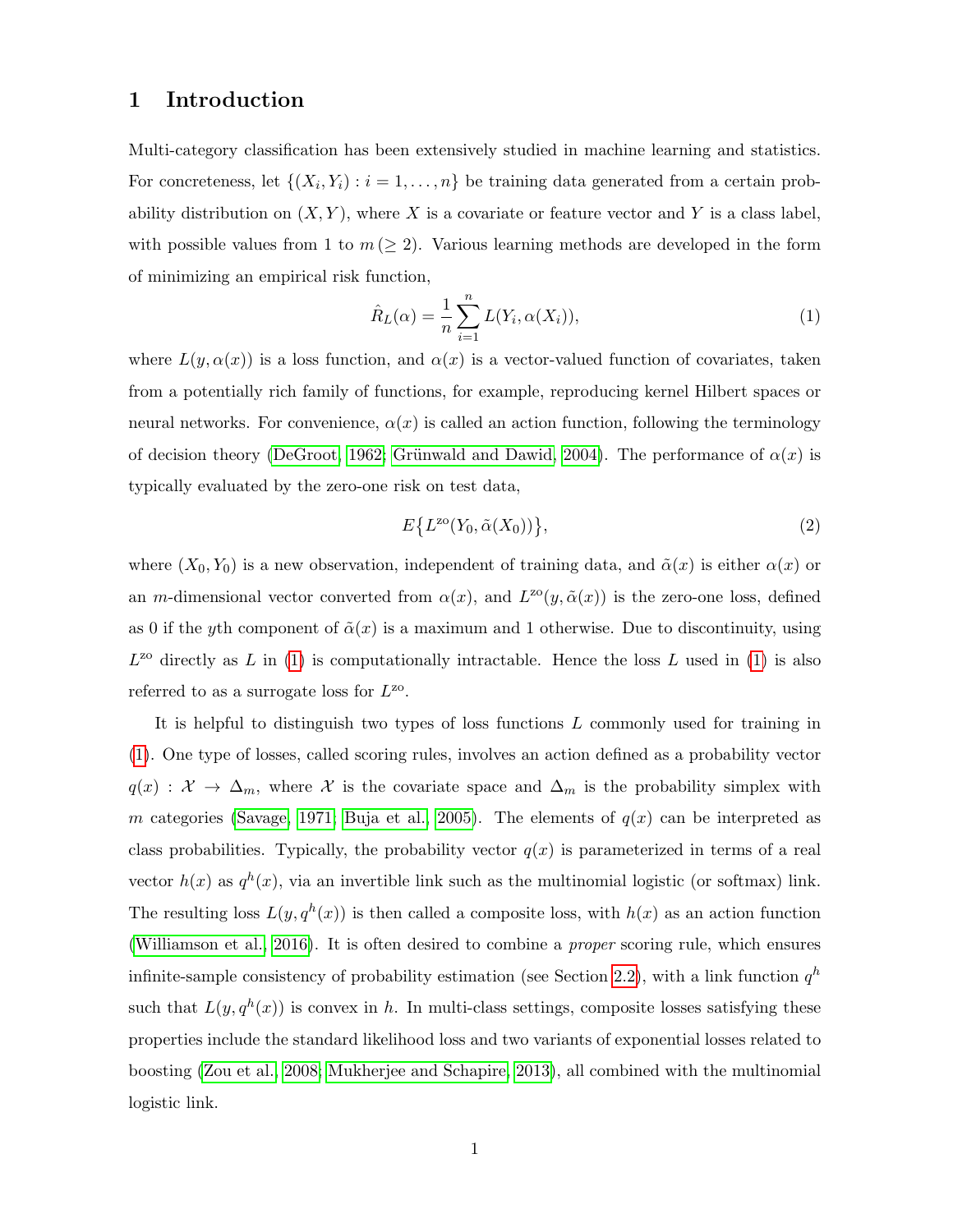# 1 Introduction

Multi-category classification has been extensively studied in machine learning and statistics. For concreteness, let $\{(X_i, Y_i) : i = 1, \ldots, n\}$ be training data generated from a certain probability distribution on $(X, Y)$, where $X$ is a covariate or feature vector and $Y$ is a class label, with possible values from 1 to $m\,(\geq 2)$. Various learning methods are developed in the form of minimizing an empirical risk function,

$$\hat{R}_L(\alpha) = \frac{1}{n} \sum_{i=1}^{n} L(Y_i, \alpha(X_i)), \tag{1}$$

where $L(y, \alpha(x))$ is a loss function, and $\alpha(x)$ is a vector-valued function of covariates, taken from a potentially rich family of functions, for example, reproducing kernel Hilbert spaces or neural networks. For convenience, $\alpha(x)$ is called an action function, following the terminology of decision theory (DeGroot, 1962; Grünwald and Dawid, 2004). The performance of $\alpha(x)$ is typically evaluated by the zero-one risk on test data,

$$E\big\{L^{\text{zo}}(Y_0, \tilde{\alpha}(X_0))\big\}, \tag{2}$$

where $(X_0, Y_0)$ is a new observation, independent of training data, and $\tilde{\alpha}(x)$ is either $\alpha(x)$ or an $m$-dimensional vector converted from $\alpha(x)$, and $L^{\text{zo}}(y, \tilde{\alpha}(x))$ is the zero-one loss, defined as 0 if the $y$th component of $\tilde{\alpha}(x)$ is a maximum and 1 otherwise. Due to discontinuity, using $L^{\text{zo}}$ directly as $L$ in (1) is computationally intractable. Hence the loss $L$ used in (1) is also referred to as a surrogate loss for $L^{\text{zo}}$.

It is helpful to distinguish two types of loss functions $L$ commonly used for training in (1). One type of losses, called scoring rules, involves an action defined as a probability vector $q(x) : \mathcal{X} \to \Delta_m$, where $\mathcal{X}$ is the covariate space and $\Delta_m$ is the probability simplex with $m$ categories (Savage, 1971; Buja et al., 2005). The elements of $q(x)$ can be interpreted as class probabilities. Typically, the probability vector $q(x)$ is parameterized in terms of a real vector $h(x)$ as $q^h(x)$, via an invertible link such as the multinomial logistic (or softmax) link. The resulting loss $L(y, q^h(x))$ is then called a composite loss, with $h(x)$ as an action function (Williamson et al., 2016). It is often desired to combine a *proper* scoring rule, which ensures infinite-sample consistency of probability estimation (see Section 2.2), with a link function $q^h$ such that $L(y, q^h(x))$ is convex in $h$. In multi-class settings, composite losses satisfying these properties include the standard likelihood loss and two variants of exponential losses related to boosting (Zou et al., 2008; Mukherjee and Schapire, 2013), all combined with the multinomial logistic link.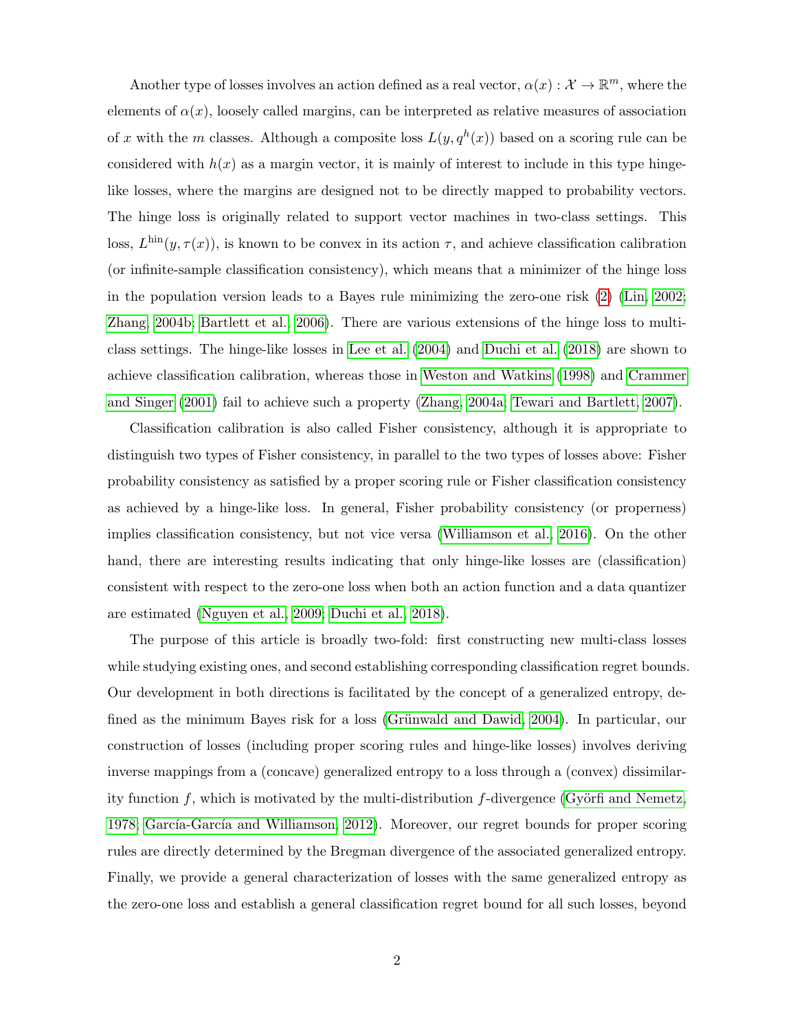Another type of losses involves an action defined as a real vector, $\alpha(x) : \mathcal{X} \to \mathbb{R}^m$, where the elements of $\alpha(x)$, loosely called margins, can be interpreted as relative measures of association of $x$ with the $m$ classes. Although a composite loss $L(y, q^h(x))$ based on a scoring rule can be considered with $h(x)$ as a margin vector, it is mainly of interest to include in this type hinge-like losses, where the margins are designed not to be directly mapped to probability vectors. The hinge loss is originally related to support vector machines in two-class settings. This loss, $L^{\text{hin}}(y, \tau(x))$, is known to be convex in its action $\tau$, and achieve classification calibration (or infinite-sample classification consistency), which means that a minimizer of the hinge loss in the population version leads to a Bayes rule minimizing the zero-one risk (2) (Lin, 2002; Zhang, 2004b; Bartlett et al., 2006). There are various extensions of the hinge loss to multi-class settings. The hinge-like losses in Lee et al. (2004) and Duchi et al. (2018) are shown to achieve classification calibration, whereas those in Weston and Watkins (1998) and Crammer and Singer (2001) fail to achieve such a property (Zhang, 2004a; Tewari and Bartlett, 2007).

Classification calibration is also called Fisher consistency, although it is appropriate to distinguish two types of Fisher consistency, in parallel to the two types of losses above: Fisher probability consistency as satisfied by a proper scoring rule or Fisher classification consistency as achieved by a hinge-like loss. In general, Fisher probability consistency (or properness) implies classification consistency, but not vice versa (Williamson et al., 2016). On the other hand, there are interesting results indicating that only hinge-like losses are (classification) consistent with respect to the zero-one loss when both an action function and a data quantizer are estimated (Nguyen et al., 2009; Duchi et al., 2018).

The purpose of this article is broadly two-fold: first constructing new multi-class losses while studying existing ones, and second establishing corresponding classification regret bounds. Our development in both directions is facilitated by the concept of a generalized entropy, defined as the minimum Bayes risk for a loss (Grünwald and Dawid, 2004). In particular, our construction of losses (including proper scoring rules and hinge-like losses) involves deriving inverse mappings from a (concave) generalized entropy to a loss through a (convex) dissimilarity function $f$, which is motivated by the multi-distribution $f$-divergence (Györfi and Nemetz, 1978; García-García and Williamson, 2012). Moreover, our regret bounds for proper scoring rules are directly determined by the Bregman divergence of the associated generalized entropy. Finally, we provide a general characterization of losses with the same generalized entropy as the zero-one loss and establish a general classification regret bound for all such losses, beyond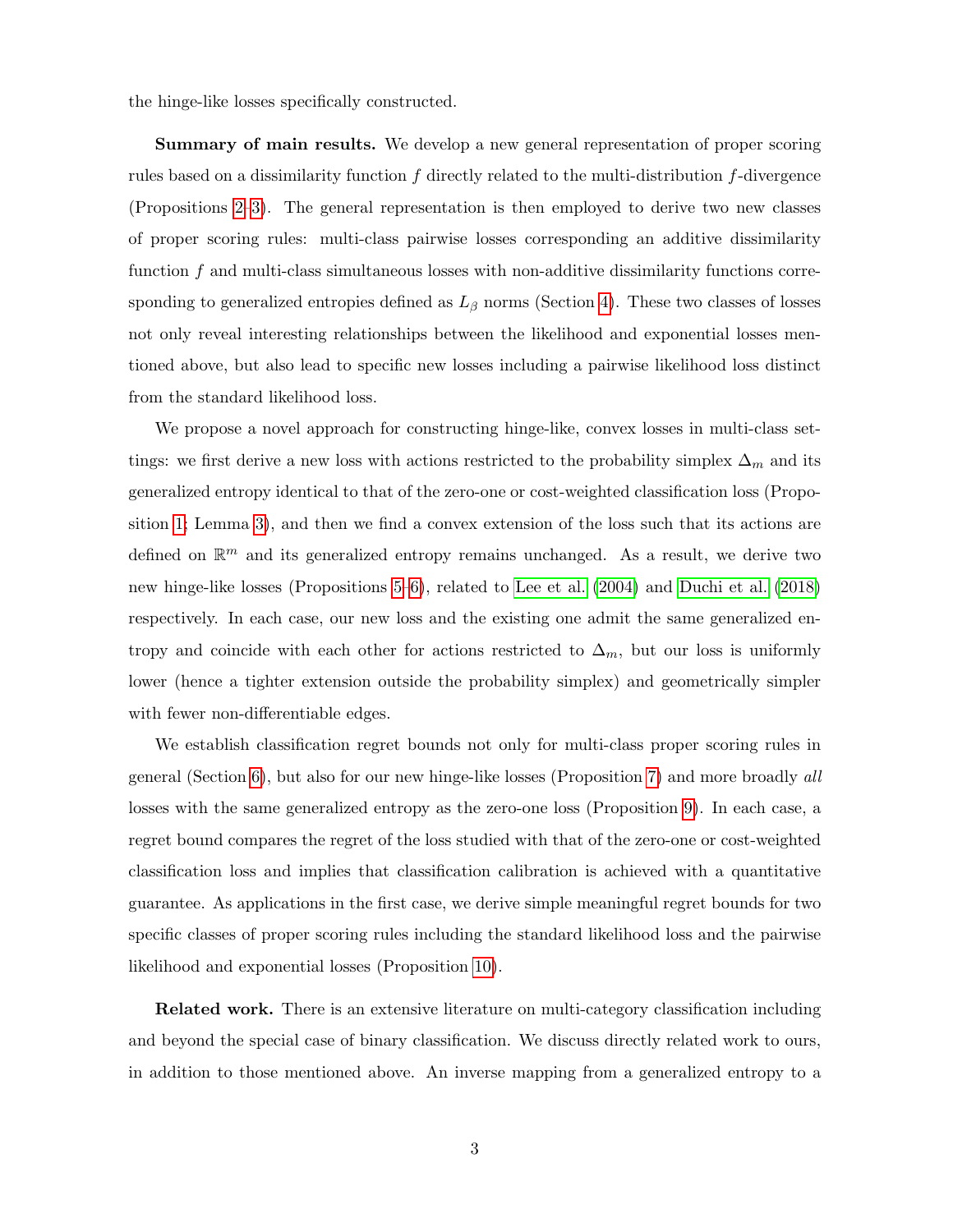the hinge-like losses specifically constructed.

**Summary of main results.** We develop a new general representation of proper scoring rules based on a dissimilarity function $f$ directly related to the multi-distribution $f$-divergence (Propositions 2–3). The general representation is then employed to derive two new classes of proper scoring rules: multi-class pairwise losses corresponding an additive dissimilarity function $f$ and multi-class simultaneous losses with non-additive dissimilarity functions corresponding to generalized entropies defined as $L_\beta$ norms (Section 4). These two classes of losses not only reveal interesting relationships between the likelihood and exponential losses mentioned above, but also lead to specific new losses including a pairwise likelihood loss distinct from the standard likelihood loss.

We propose a novel approach for constructing hinge-like, convex losses in multi-class settings: we first derive a new loss with actions restricted to the probability simplex $\Delta_m$ and its generalized entropy identical to that of the zero-one or cost-weighted classification loss (Proposition 1; Lemma 3), and then we find a convex extension of the loss such that its actions are defined on $\mathbb{R}^m$ and its generalized entropy remains unchanged. As a result, we derive two new hinge-like losses (Propositions 5–6), related to Lee et al. (2004) and Duchi et al. (2018) respectively. In each case, our new loss and the existing one admit the same generalized entropy and coincide with each other for actions restricted to $\Delta_m$, but our loss is uniformly lower (hence a tighter extension outside the probability simplex) and geometrically simpler with fewer non-differentiable edges.

We establish classification regret bounds not only for multi-class proper scoring rules in general (Section 6), but also for our new hinge-like losses (Proposition 7) and more broadly *all* losses with the same generalized entropy as the zero-one loss (Proposition 9). In each case, a regret bound compares the regret of the loss studied with that of the zero-one or cost-weighted classification loss and implies that classification calibration is achieved with a quantitative guarantee. As applications in the first case, we derive simple meaningful regret bounds for two specific classes of proper scoring rules including the standard likelihood loss and the pairwise likelihood and exponential losses (Proposition 10).

**Related work.** There is an extensive literature on multi-category classification including and beyond the special case of binary classification. We discuss directly related work to ours, in addition to those mentioned above. An inverse mapping from a generalized entropy to a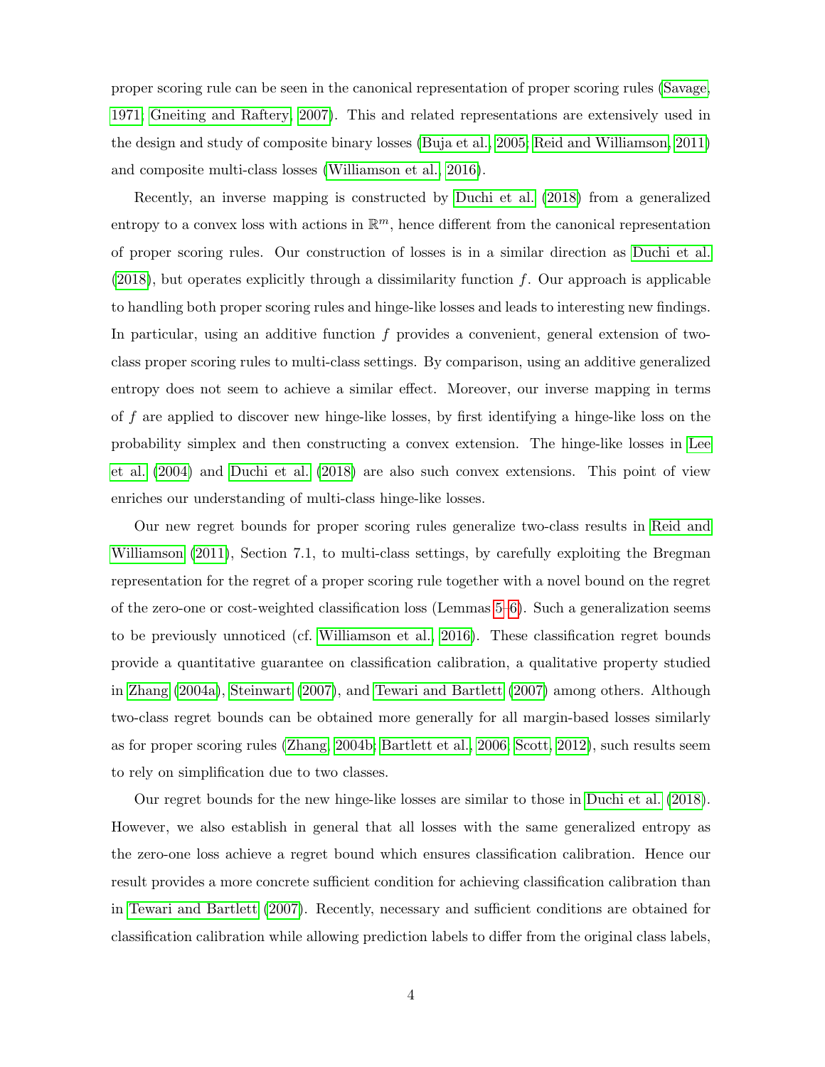proper scoring rule can be seen in the canonical representation of proper scoring rules (Savage, 1971; Gneiting and Raftery, 2007). This and related representations are extensively used in the design and study of composite binary losses (Buja et al., 2005; Reid and Williamson, 2011) and composite multi-class losses (Williamson et al., 2016).

Recently, an inverse mapping is constructed by Duchi et al. (2018) from a generalized entropy to a convex loss with actions in $\mathbb{R}^m$, hence different from the canonical representation of proper scoring rules. Our construction of losses is in a similar direction as Duchi et al. (2018), but operates explicitly through a dissimilarity function $f$. Our approach is applicable to handling both proper scoring rules and hinge-like losses and leads to interesting new findings. In particular, using an additive function $f$ provides a convenient, general extension of two-class proper scoring rules to multi-class settings. By comparison, using an additive generalized entropy does not seem to achieve a similar effect. Moreover, our inverse mapping in terms of $f$ are applied to discover new hinge-like losses, by first identifying a hinge-like loss on the probability simplex and then constructing a convex extension. The hinge-like losses in Lee et al. (2004) and Duchi et al. (2018) are also such convex extensions. This point of view enriches our understanding of multi-class hinge-like losses.

Our new regret bounds for proper scoring rules generalize two-class results in Reid and Williamson (2011), Section 7.1, to multi-class settings, by carefully exploiting the Bregman representation for the regret of a proper scoring rule together with a novel bound on the regret of the zero-one or cost-weighted classification loss (Lemmas 5–6). Such a generalization seems to be previously unnoticed (cf. Williamson et al., 2016). These classification regret bounds provide a quantitative guarantee on classification calibration, a qualitative property studied in Zhang (2004a), Steinwart (2007), and Tewari and Bartlett (2007) among others. Although two-class regret bounds can be obtained more generally for all margin-based losses similarly as for proper scoring rules (Zhang, 2004b; Bartlett et al., 2006; Scott, 2012), such results seem to rely on simplification due to two classes.

Our regret bounds for the new hinge-like losses are similar to those in Duchi et al. (2018). However, we also establish in general that all losses with the same generalized entropy as the zero-one loss achieve a regret bound which ensures classification calibration. Hence our result provides a more concrete sufficient condition for achieving classification calibration than in Tewari and Bartlett (2007). Recently, necessary and sufficient conditions are obtained for classification calibration while allowing prediction labels to differ from the original class labels,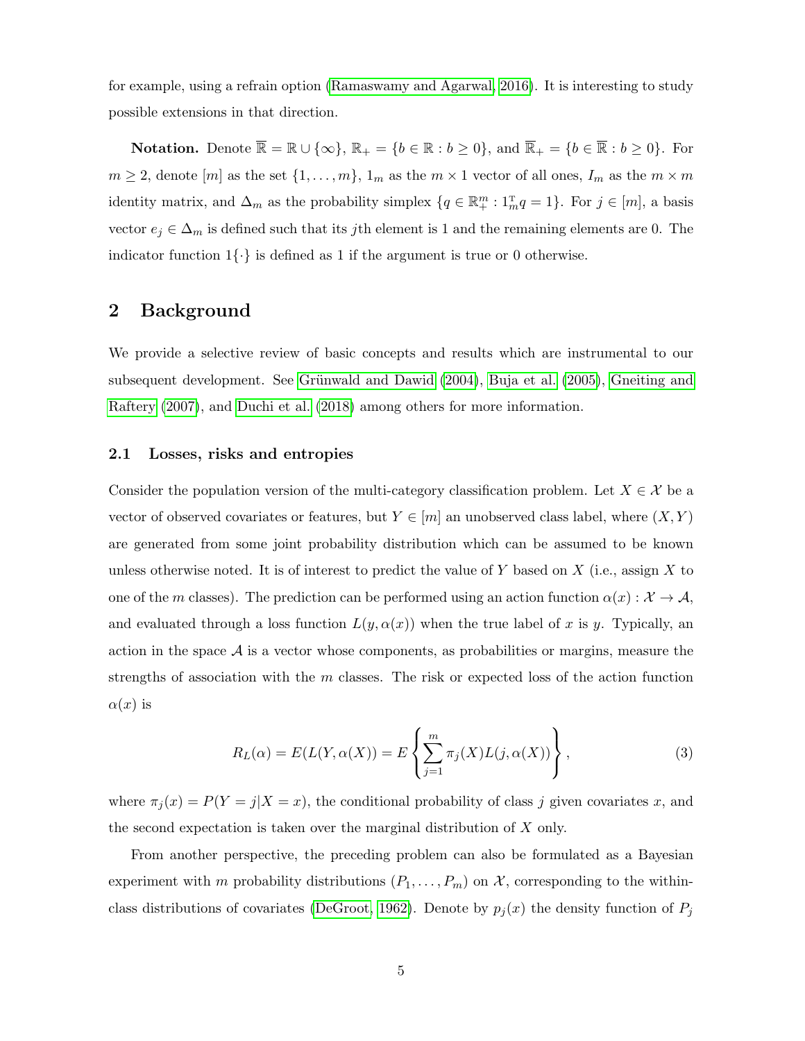for example, using a refrain option (Ramaswamy and Agarwal, 2016). It is interesting to study possible extensions in that direction.

**Notation.** Denote $\overline{\mathbb{R}} = \mathbb{R} \cup \{\infty\}$, $\mathbb{R}_+ = \{b \in \mathbb{R} : b \geq 0\}$, and $\overline{\mathbb{R}}_+ = \{b \in \overline{\mathbb{R}} : b \geq 0\}$. For $m \geq 2$, denote $[m]$ as the set $\{1, \ldots, m\}$, $1_m$ as the $m \times 1$ vector of all ones, $I_m$ as the $m \times m$ identity matrix, and $\Delta_m$ as the probability simplex $\{q \in \mathbb{R}_+^m : 1_m^{\mathrm{T}} q = 1\}$. For $j \in [m]$, a basis vector $e_j \in \Delta_m$ is defined such that its $j$th element is 1 and the remaining elements are 0. The indicator function $1\{\cdot\}$ is defined as 1 if the argument is true or 0 otherwise.

## 2 Background

We provide a selective review of basic concepts and results which are instrumental to our subsequent development. See Grünwald and Dawid (2004), Buja et al. (2005), Gneiting and Raftery (2007), and Duchi et al. (2018) among others for more information.

### 2.1 Losses, risks and entropies

Consider the population version of the multi-category classification problem. Let $X \in \mathcal{X}$ be a vector of observed covariates or features, but $Y \in [m]$ an unobserved class label, where $(X, Y)$ are generated from some joint probability distribution which can be assumed to be known unless otherwise noted. It is of interest to predict the value of $Y$ based on $X$ (i.e., assign $X$ to one of the $m$ classes). The prediction can be performed using an action function $\alpha(x) : \mathcal{X} \to \mathcal{A}$, and evaluated through a loss function $L(y, \alpha(x))$ when the true label of $x$ is $y$. Typically, an action in the space $\mathcal{A}$ is a vector whose components, as probabilities or margins, measure the strengths of association with the $m$ classes. The risk or expected loss of the action function $\alpha(x)$ is

$$R_L(\alpha) = E(L(Y, \alpha(X)) = E\left\{\sum_{j=1}^{m} \pi_j(X) L(j, \alpha(X))\right\}, \tag{3}$$

where $\pi_j(x) = P(Y = j | X = x)$, the conditional probability of class $j$ given covariates $x$, and the second expectation is taken over the marginal distribution of $X$ only.

From another perspective, the preceding problem can also be formulated as a Bayesian experiment with $m$ probability distributions $(P_1, \ldots, P_m)$ on $\mathcal{X}$, corresponding to the within-class distributions of covariates (DeGroot, 1962). Denote by $p_j(x)$ the density function of $P_j$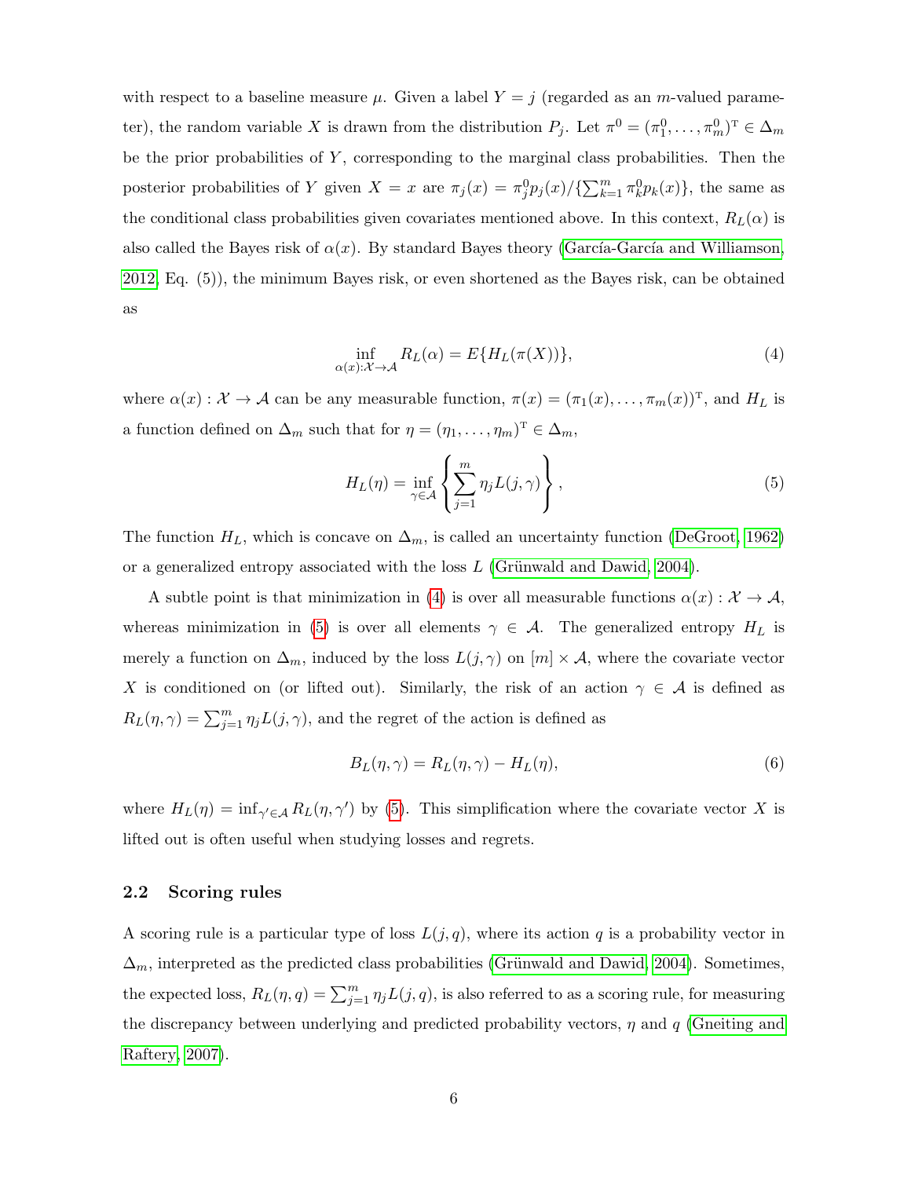with respect to a baseline measure $\mu$. Given a label $Y = j$ (regarded as an $m$-valued parameter), the random variable $X$ is drawn from the distribution $P_j$. Let $\pi^0 = (\pi_1^0, \ldots, \pi_m^0)^{\mathrm{T}} \in \Delta_m$ be the prior probabilities of $Y$, corresponding to the marginal class probabilities. Then the posterior probabilities of $Y$ given $X = x$ are $\pi_j(x) = \pi_j^0 p_j(x) / \{\sum_{k=1}^m \pi_k^0 p_k(x)\}$, the same as the conditional class probabilities given covariates mentioned above. In this context, $R_L(\alpha)$ is also called the Bayes risk of $\alpha(x)$. By standard Bayes theory (García-García and Williamson, 2012, Eq. (5)), the minimum Bayes risk, or even shortened as the Bayes risk, can be obtained as

$$\inf_{\alpha(x):\mathcal{X}\to\mathcal{A}} R_L(\alpha) = E\{H_L(\pi(X))\}, \tag{4}$$

where $\alpha(x) : \mathcal{X} \to \mathcal{A}$ can be any measurable function, $\pi(x) = (\pi_1(x), \ldots, \pi_m(x))^{\mathrm{T}}$, and $H_L$ is a function defined on $\Delta_m$ such that for $\eta = (\eta_1, \ldots, \eta_m)^{\mathrm{T}} \in \Delta_m$,

$$H_L(\eta) = \inf_{\gamma \in \mathcal{A}} \left\{ \sum_{j=1}^m \eta_j L(j, \gamma) \right\}, \tag{5}$$

The function $H_L$, which is concave on $\Delta_m$, is called an uncertainty function (DeGroot, 1962) or a generalized entropy associated with the loss $L$ (Grünwald and Dawid, 2004).

A subtle point is that minimization in (4) is over all measurable functions $\alpha(x) : \mathcal{X} \to \mathcal{A}$, whereas minimization in (5) is over all elements $\gamma \in \mathcal{A}$. The generalized entropy $H_L$ is merely a function on $\Delta_m$, induced by the loss $L(j, \gamma)$ on $[m] \times \mathcal{A}$, where the covariate vector $X$ is conditioned on (or lifted out). Similarly, the risk of an action $\gamma \in \mathcal{A}$ is defined as $R_L(\eta, \gamma) = \sum_{j=1}^m \eta_j L(j, \gamma)$, and the regret of the action is defined as

$$B_L(\eta, \gamma) = R_L(\eta, \gamma) - H_L(\eta), \tag{6}$$

where $H_L(\eta) = \inf_{\gamma' \in \mathcal{A}} R_L(\eta, \gamma')$ by (5). This simplification where the covariate vector $X$ is lifted out is often useful when studying losses and regrets.

## 2.2 Scoring rules

A scoring rule is a particular type of loss $L(j, q)$, where its action $q$ is a probability vector in $\Delta_m$, interpreted as the predicted class probabilities (Grünwald and Dawid, 2004). Sometimes, the expected loss, $R_L(\eta, q) = \sum_{j=1}^m \eta_j L(j, q)$, is also referred to as a scoring rule, for measuring the discrepancy between underlying and predicted probability vectors, $\eta$ and $q$ (Gneiting and Raftery, 2007).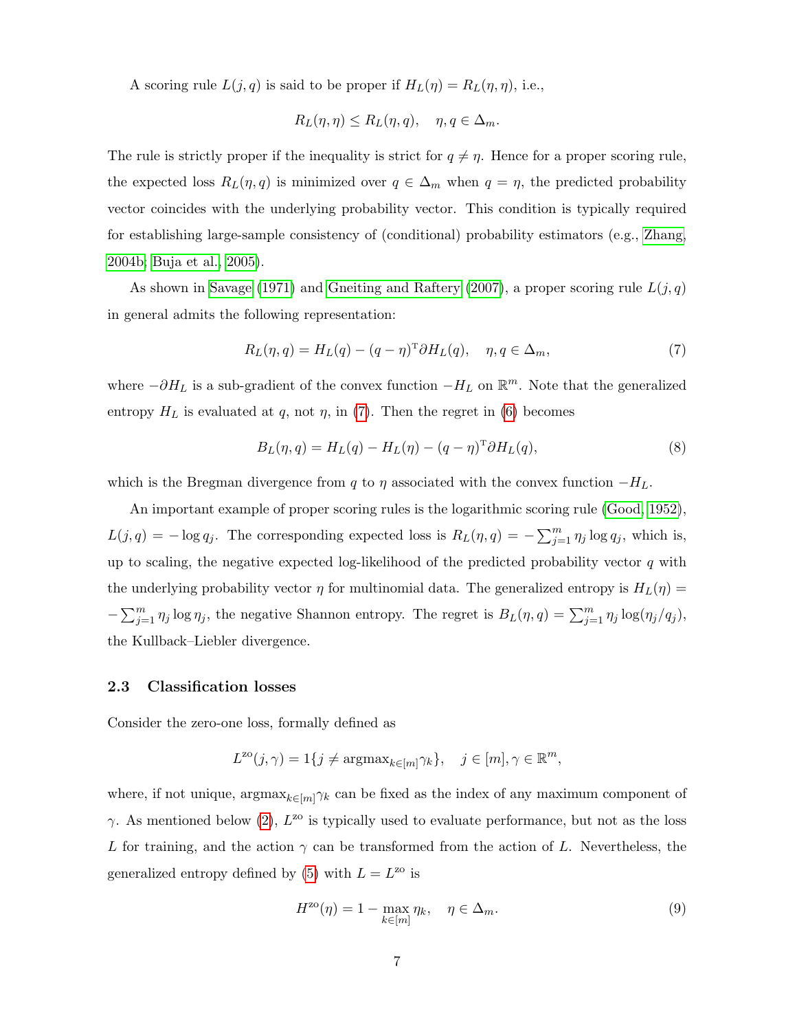A scoring rule $L(j, q)$ is said to be proper if $H_L(\eta) = R_L(\eta, \eta)$, i.e.,

$$R_L(\eta, \eta) \le R_L(\eta, q), \quad \eta, q \in \Delta_m.$$

The rule is strictly proper if the inequality is strict for $q \neq \eta$. Hence for a proper scoring rule, the expected loss $R_L(\eta, q)$ is minimized over $q \in \Delta_m$ when $q = \eta$, the predicted probability vector coincides with the underlying probability vector. This condition is typically required for establishing large-sample consistency of (conditional) probability estimators (e.g., Zhang, 2004b; Buja et al., 2005).

As shown in Savage (1971) and Gneiting and Raftery (2007), a proper scoring rule $L(j, q)$ in general admits the following representation:

$$R_L(\eta, q) = H_L(q) - (q - \eta)^{\mathrm{T}} \partial H_L(q), \quad \eta, q \in \Delta_m, \tag{7}$$

where $-\partial H_L$ is a sub-gradient of the convex function $-H_L$ on $\mathbb{R}^m$. Note that the generalized entropy $H_L$ is evaluated at $q$, not $\eta$, in (7). Then the regret in (6) becomes

$$B_L(\eta, q) = H_L(q) - H_L(\eta) - (q - \eta)^{\mathrm{T}} \partial H_L(q), \tag{8}$$

which is the Bregman divergence from $q$ to $\eta$ associated with the convex function $-H_L$.

An important example of proper scoring rules is the logarithmic scoring rule (Good, 1952), $L(j, q) = -\log q_j$. The corresponding expected loss is $R_L(\eta, q) = -\sum_{j=1}^m \eta_j \log q_j$, which is, up to scaling, the negative expected log-likelihood of the predicted probability vector $q$ with the underlying probability vector $\eta$ for multinomial data. The generalized entropy is $H_L(\eta) = -\sum_{j=1}^m \eta_j \log \eta_j$, the negative Shannon entropy. The regret is $B_L(\eta, q) = \sum_{j=1}^m \eta_j \log(\eta_j / q_j)$, the Kullback–Liebler divergence.

### 2.3 Classification losses

Consider the zero-one loss, formally defined as

$$L^{\mathrm{zo}}(j, \gamma) = 1\{j \neq \mathrm{argmax}_{k \in [m]} \gamma_k\}, \quad j \in [m], \gamma \in \mathbb{R}^m,$$

where, if not unique, $\mathrm{argmax}_{k \in [m]} \gamma_k$ can be fixed as the index of any maximum component of $\gamma$. As mentioned below (2), $L^{\mathrm{zo}}$ is typically used to evaluate performance, but not as the loss $L$ for training, and the action $\gamma$ can be transformed from the action of $L$. Nevertheless, the generalized entropy defined by (5) with $L = L^{\mathrm{zo}}$ is

$$H^{\mathrm{zo}}(\eta) = 1 - \max_{k \in [m]} \eta_k, \quad \eta \in \Delta_m. \tag{9}$$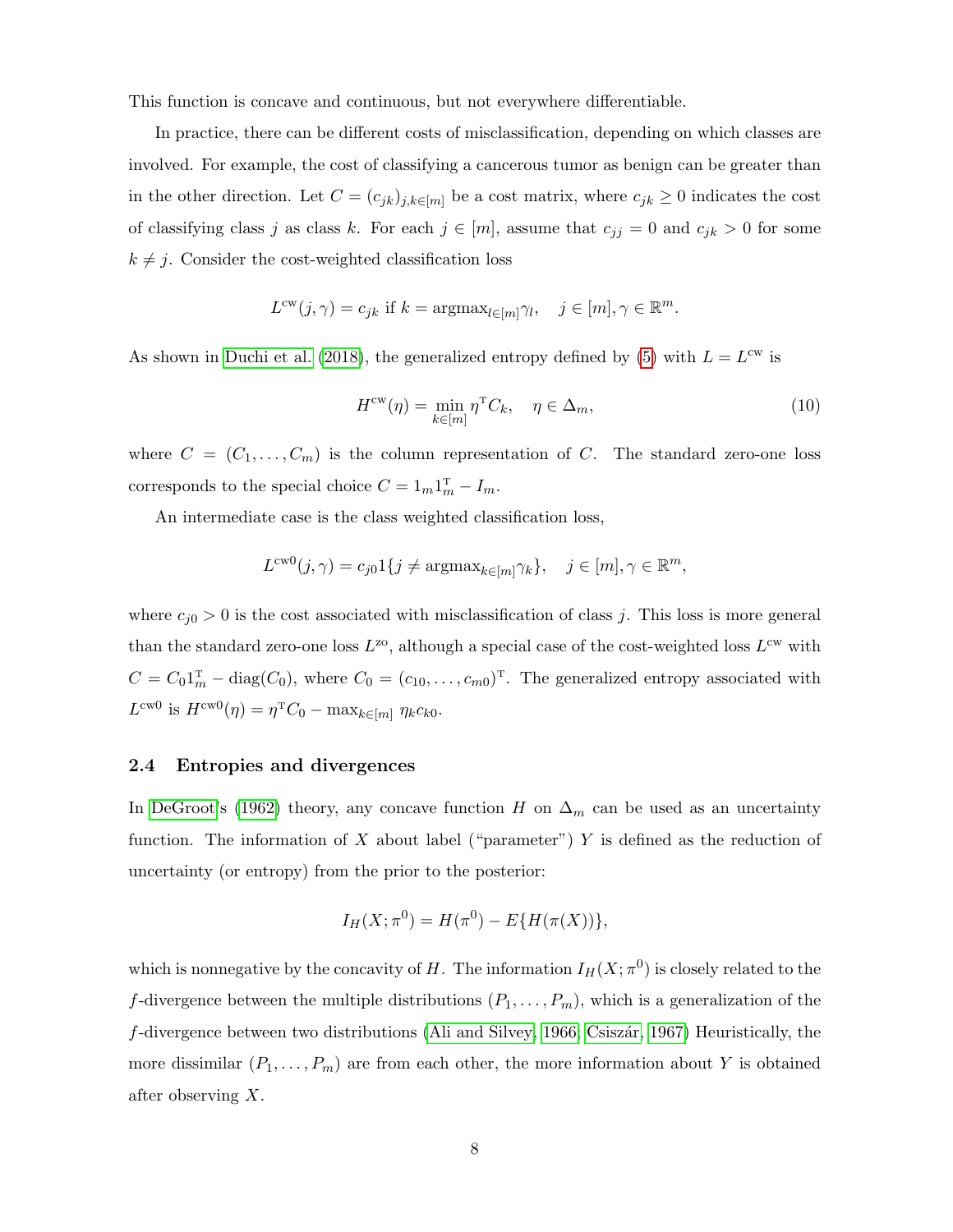This function is concave and continuous, but not everywhere differentiable.

In practice, there can be different costs of misclassification, depending on which classes are involved. For example, the cost of classifying a cancerous tumor as benign can be greater than in the other direction. Let $C = (c_{jk})_{j,k \in [m]}$ be a cost matrix, where $c_{jk} \geq 0$ indicates the cost of classifying class $j$ as class $k$. For each $j \in [m]$, assume that $c_{jj} = 0$ and $c_{jk} > 0$ for some $k \neq j$. Consider the cost-weighted classification loss

$$L^{\mathrm{cw}}(j, \gamma) = c_{jk} \text{ if } k = \mathrm{argmax}_{l \in [m]} \gamma_l, \quad j \in [m], \gamma \in \mathbb{R}^m.$$

As shown in Duchi et al. (2018), the generalized entropy defined by (5) with $L = L^{\mathrm{cw}}$ is

$$H^{\mathrm{cw}}(\eta) = \min_{k \in [m]} \eta^{\mathrm{T}} C_k, \quad \eta \in \Delta_m, \tag{10}$$

where $C = (C_1, \ldots, C_m)$ is the column representation of $C$. The standard zero-one loss corresponds to the special choice $C = 1_m 1_m^{\mathrm{T}} - I_m$.

An intermediate case is the class weighted classification loss,

$$L^{\mathrm{cw0}}(j, \gamma) = c_{j0} 1\{j \neq \mathrm{argmax}_{k \in [m]} \gamma_k\}, \quad j \in [m], \gamma \in \mathbb{R}^m,$$

where $c_{j0} > 0$ is the cost associated with misclassification of class $j$. This loss is more general than the standard zero-one loss $L^{\mathrm{zo}}$, although a special case of the cost-weighted loss $L^{\mathrm{cw}}$ with $C = C_0 1_m^{\mathrm{T}} - \mathrm{diag}(C_0)$, where $C_0 = (c_{10}, \ldots, c_{m0})^{\mathrm{T}}$. The generalized entropy associated with $L^{\mathrm{cw0}}$ is $H^{\mathrm{cw0}}(\eta) = \eta^{\mathrm{T}} C_0 - \max_{k \in [m]} \eta_k c_{k0}$.

### 2.4 Entropies and divergences

In DeGroot's (1962) theory, any concave function $H$ on $\Delta_m$ can be used as an uncertainty function. The information of $X$ about label ("parameter") $Y$ is defined as the reduction of uncertainty (or entropy) from the prior to the posterior:

$$I_H(X; \pi^0) = H(\pi^0) - E\{H(\pi(X))\},$$

which is nonnegative by the concavity of $H$. The information $I_H(X; \pi^0)$ is closely related to the $f$-divergence between the multiple distributions $(P_1, \ldots, P_m)$, which is a generalization of the $f$-divergence between two distributions (Ali and Silvey, 1966; Csiszár, 1967) Heuristically, the more dissimilar $(P_1, \ldots, P_m)$ are from each other, the more information about $Y$ is obtained after observing $X$.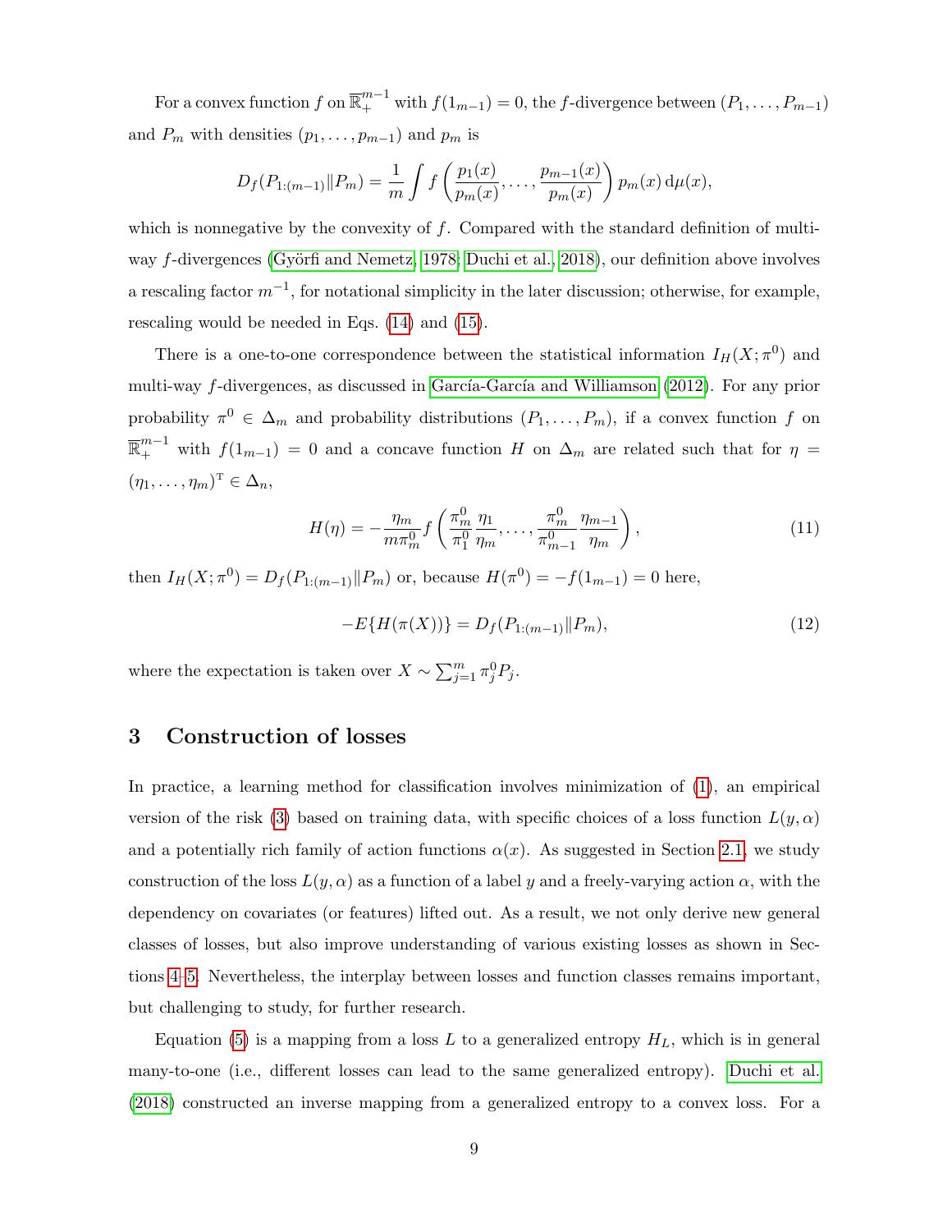For a convex function $f$ on $\overline{\mathbb{R}}_+^{m-1}$ with $f(1_{m-1}) = 0$, the $f$-divergence between $(P_1, \ldots, P_{m-1})$ and $P_m$ with densities $(p_1, \ldots, p_{m-1})$ and $p_m$ is

$$D_f(P_{1:(m-1)} \| P_m) = \frac{1}{m} \int f\left( \frac{p_1(x)}{p_m(x)}, \ldots, \frac{p_{m-1}(x)}{p_m(x)} \right) p_m(x) \, \mathrm{d}\mu(x),$$

which is nonnegative by the convexity of $f$. Compared with the standard definition of multi-way $f$-divergences (Györfi and Nemetz, 1978; Duchi et al., 2018), our definition above involves a rescaling factor $m^{-1}$, for notational simplicity in the later discussion; otherwise, for example, rescaling would be needed in Eqs. (14) and (15).

There is a one-to-one correspondence between the statistical information $I_H(X; \pi^0)$ and multi-way $f$-divergences, as discussed in García-García and Williamson (2012). For any prior probability $\pi^0 \in \Delta_m$ and probability distributions $(P_1, \ldots, P_m)$, if a convex function $f$ on $\overline{\mathbb{R}}_+^{m-1}$ with $f(1_{m-1}) = 0$ and a concave function $H$ on $\Delta_m$ are related such that for $\eta = (\eta_1, \ldots, \eta_m)^{\mathrm{T}} \in \Delta_n$,

$$H(\eta) = -\frac{\eta_m}{m\pi_m^0} f\left( \frac{\pi_m^0}{\pi_1^0} \frac{\eta_1}{\eta_m}, \ldots, \frac{\pi_m^0}{\pi_{m-1}^0} \frac{\eta_{m-1}}{\eta_m} \right), \tag{11}$$

then $I_H(X; \pi^0) = D_f(P_{1:(m-1)} \| P_m)$ or, because $H(\pi^0) = -f(1_{m-1}) = 0$ here,

$$-E\{H(\pi(X))\} = D_f(P_{1:(m-1)} \| P_m), \tag{12}$$

where the expectation is taken over $X \sim \sum_{j=1}^m \pi_j^0 P_j$.

## 3 Construction of losses

In practice, a learning method for classification involves minimization of (1), an empirical version of the risk (3) based on training data, with specific choices of a loss function $L(y, \alpha)$ and a potentially rich family of action functions $\alpha(x)$. As suggested in Section 2.1, we study construction of the loss $L(y, \alpha)$ as a function of a label $y$ and a freely-varying action $\alpha$, with the dependency on covariates (or features) lifted out. As a result, we not only derive new general classes of losses, but also improve understanding of various existing losses as shown in Sections 4–5. Nevertheless, the interplay between losses and function classes remains important, but challenging to study, for further research.

Equation (5) is a mapping from a loss $L$ to a generalized entropy $H_L$, which is in general many-to-one (i.e., different losses can lead to the same generalized entropy). Duchi et al. (2018) constructed an inverse mapping from a generalized entropy to a convex loss. For a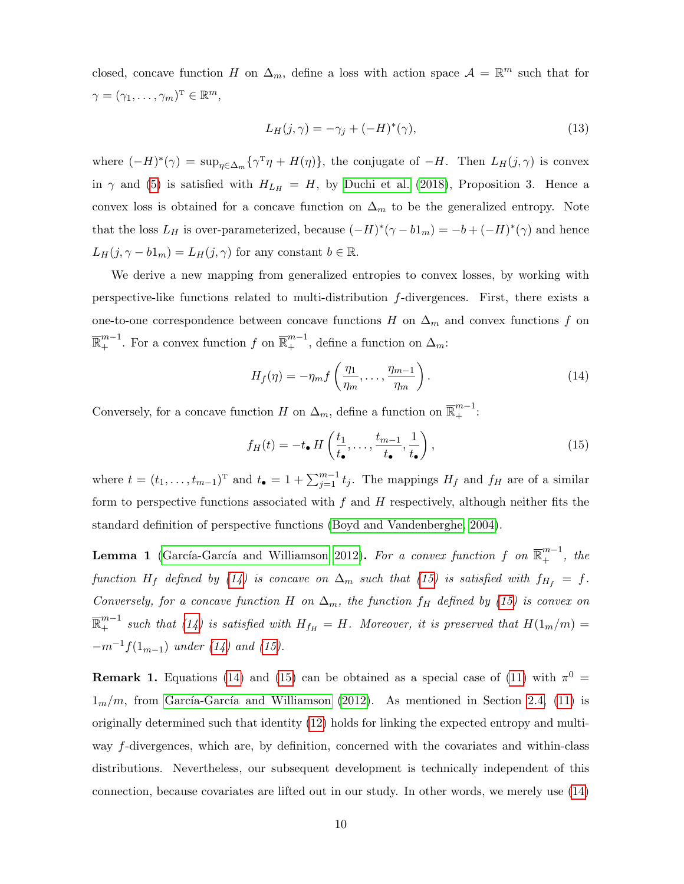closed, concave function $H$ on $\Delta_m$, define a loss with action space $\mathcal{A} = \mathbb{R}^m$ such that for $\gamma = (\gamma_1, \ldots, \gamma_m)^{\mathrm{T}} \in \mathbb{R}^m$,

$$L_H(j, \gamma) = -\gamma_j + (-H)^*(\gamma), \tag{13}$$

where $(-H)^*(\gamma) = \sup_{\eta \in \Delta_m} \{\gamma^{\mathrm{T}} \eta + H(\eta)\}$, the conjugate of $-H$. Then $L_H(j, \gamma)$ is convex in $\gamma$ and (5) is satisfied with $H_{L_H} = H$, by Duchi et al. (2018), Proposition 3. Hence a convex loss is obtained for a concave function on $\Delta_m$ to be the generalized entropy. Note that the loss $L_H$ is over-parameterized, because $(-H)^*(\gamma - b1_m) = -b + (-H)^*(\gamma)$ and hence $L_H(j, \gamma - b1_m) = L_H(j, \gamma)$ for any constant $b \in \mathbb{R}$.

We derive a new mapping from generalized entropies to convex losses, by working with perspective-like functions related to multi-distribution $f$-divergences. First, there exists a one-to-one correspondence between concave functions $H$ on $\Delta_m$ and convex functions $f$ on $\overline{\mathbb{R}}_+^{m-1}$. For a convex function $f$ on $\overline{\mathbb{R}}_+^{m-1}$, define a function on $\Delta_m$:

$$H_f(\eta) = -\eta_m f\left(\frac{\eta_1}{\eta_m}, \ldots, \frac{\eta_{m-1}}{\eta_m}\right). \tag{14}$$

Conversely, for a concave function $H$ on $\Delta_m$, define a function on $\overline{\mathbb{R}}_+^{m-1}$:

$$f_H(t) = -t_\bullet \, H\left(\frac{t_1}{t_\bullet}, \ldots, \frac{t_{m-1}}{t_\bullet}, \frac{1}{t_\bullet}\right), \tag{15}$$

where $t = (t_1, \ldots, t_{m-1})^{\mathrm{T}}$ and $t_\bullet = 1 + \sum_{j=1}^{m-1} t_j$. The mappings $H_f$ and $f_H$ are of a similar form to perspective functions associated with $f$ and $H$ respectively, although neither fits the standard definition of perspective functions (Boyd and Vandenberghe, 2004).

**Lemma 1** (García-García and Williamson 2012)**.** *For a convex function $f$ on $\overline{\mathbb{R}}_+^{m-1}$, the function $H_f$ defined by (14) is concave on $\Delta_m$ such that (15) is satisfied with $f_{H_f} = f$. Conversely, for a concave function $H$ on $\Delta_m$, the function $f_H$ defined by (15) is convex on $\overline{\mathbb{R}}_+^{m-1}$ such that (14) is satisfied with $H_{f_H} = H$. Moreover, it is preserved that $H(1_m/m) = -m^{-1} f(1_{m-1})$ under (14) and (15).*

**Remark 1.** Equations (14) and (15) can be obtained as a special case of (11) with $\pi^0 = 1_m/m$, from García-García and Williamson (2012). As mentioned in Section 2.4, (11) is originally determined such that identity (12) holds for linking the expected entropy and multi-way $f$-divergences, which are, by definition, concerned with the covariates and within-class distributions. Nevertheless, our subsequent development is technically independent of this connection, because covariates are lifted out in our study. In other words, we merely use (14)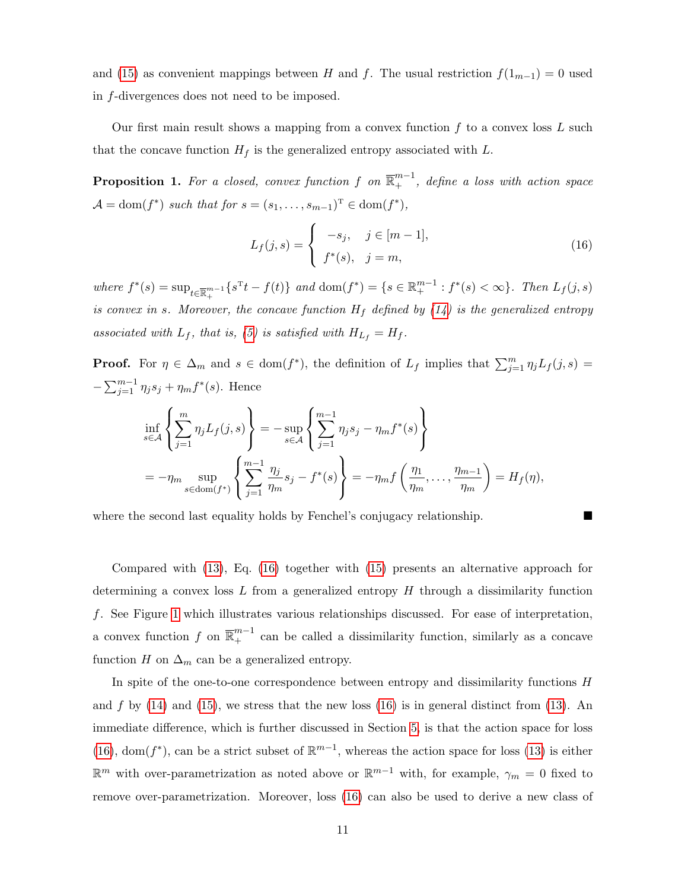and (15) as convenient mappings between $H$ and $f$. The usual restriction $f(1_{m-1}) = 0$ used in $f$-divergences does not need to be imposed.

Our first main result shows a mapping from a convex function $f$ to a convex loss $L$ such that the concave function $H_f$ is the generalized entropy associated with $L$.

**Proposition 1.** *For a closed, convex function $f$ on $\overline{\mathbb{R}}_+^{m-1}$, define a loss with action space $\mathcal{A} = \mathrm{dom}(f^*)$ such that for $s = (s_1, \ldots, s_{m-1})^{\mathrm{T}} \in \mathrm{dom}(f^*)$,*

$$L_f(j, s) = \begin{cases} -s_j, & j \in [m-1], \\ f^*(s), & j = m, \end{cases} \tag{16}$$

*where $f^*(s) = \sup_{t \in \overline{\mathbb{R}}_+^{m-1}} \{s^{\mathrm{T}} t - f(t)\}$ and $\mathrm{dom}(f^*) = \{s \in \mathbb{R}_+^{m-1} : f^*(s) < \infty\}$. Then $L_f(j, s)$ is convex in $s$. Moreover, the concave function $H_f$ defined by (14) is the generalized entropy associated with $L_f$, that is, (5) is satisfied with $H_{L_f} = H_f$.*

**Proof.** For $\eta \in \Delta_m$ and $s \in \mathrm{dom}(f^*)$, the definition of $L_f$ implies that $\sum_{j=1}^m \eta_j L_f(j, s) = -\sum_{j=1}^{m-1} \eta_j s_j + \eta_m f^*(s)$. Hence

$$\begin{aligned}
&\inf_{s \in \mathcal{A}} \left\{ \sum_{j=1}^m \eta_j L_f(j, s) \right\} = -\sup_{s \in \mathcal{A}} \left\{ \sum_{j=1}^{m-1} \eta_j s_j - \eta_m f^*(s) \right\} \\
&= -\eta_m \sup_{s \in \mathrm{dom}(f^*)} \left\{ \sum_{j=1}^{m-1} \frac{\eta_j}{\eta_m} s_j - f^*(s) \right\} = -\eta_m f\left( \frac{\eta_1}{\eta_m}, \ldots, \frac{\eta_{m-1}}{\eta_m} \right) = H_f(\eta),
\end{aligned}$$

where the second last equality holds by Fenchel's conjugacy relationship. ■

Compared with (13), Eq. (16) together with (15) presents an alternative approach for determining a convex loss $L$ from a generalized entropy $H$ through a dissimilarity function $f$. See Figure 1 which illustrates various relationships discussed. For ease of interpretation, a convex function $f$ on $\overline{\mathbb{R}}_+^{m-1}$ can be called a dissimilarity function, similarly as a concave function $H$ on $\Delta_m$ can be a generalized entropy.

In spite of the one-to-one correspondence between entropy and dissimilarity functions $H$ and $f$ by (14) and (15), we stress that the new loss (16) is in general distinct from (13). An immediate difference, which is further discussed in Section 5, is that the action space for loss (16), $\mathrm{dom}(f^*)$, can be a strict subset of $\mathbb{R}^{m-1}$, whereas the action space for loss (13) is either $\mathbb{R}^m$ with over-parametrization as noted above or $\mathbb{R}^{m-1}$ with, for example, $\gamma_m = 0$ fixed to remove over-parametrization. Moreover, loss (16) can also be used to derive a new class of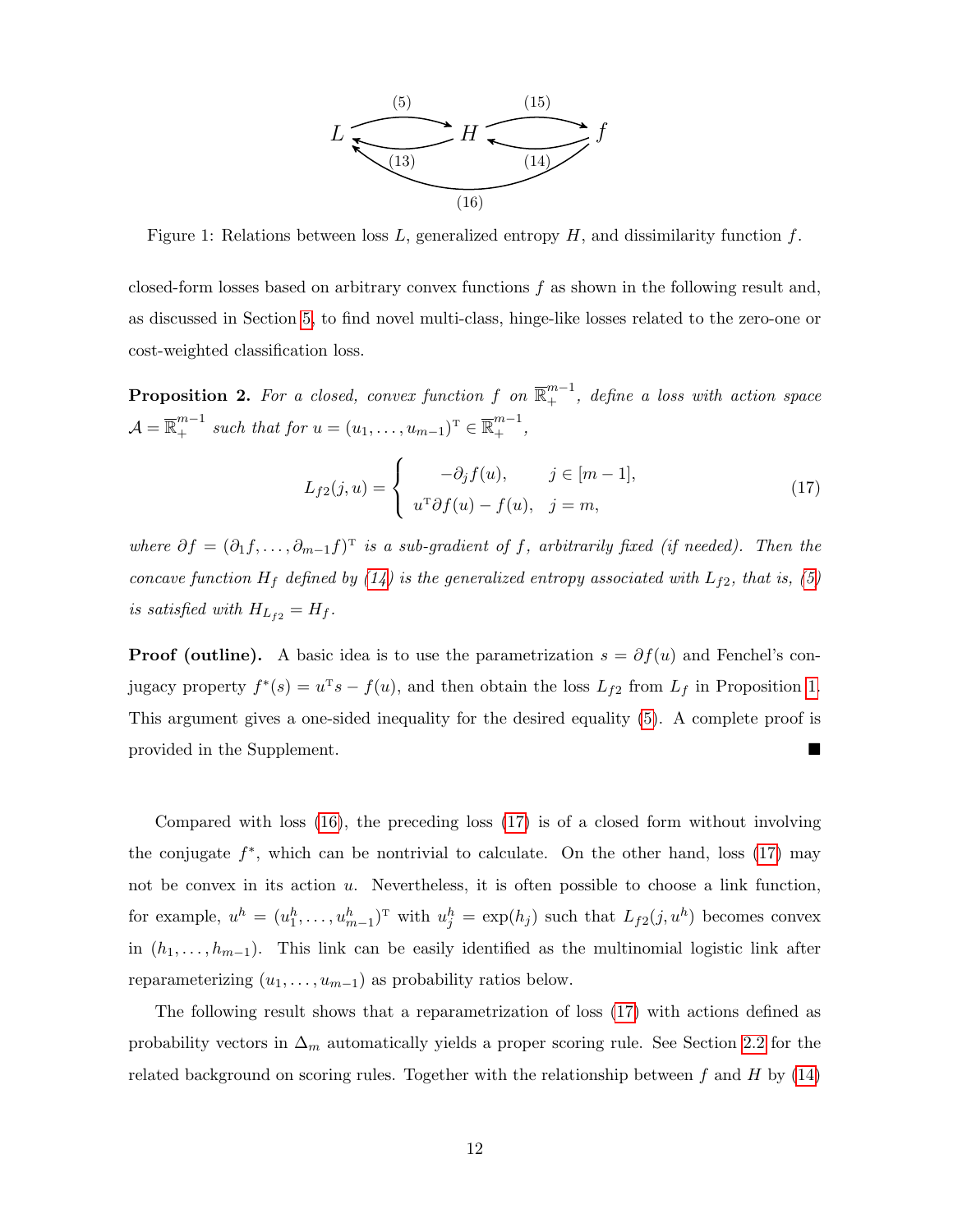Figure 1: Relations between loss $L$, generalized entropy $H$, and dissimilarity function $f$.

closed-form losses based on arbitrary convex functions $f$ as shown in the following result and, as discussed in Section 5, to find novel multi-class, hinge-like losses related to the zero-one or cost-weighted classification loss.

**Proposition 2.** *For a closed, convex function $f$ on $\overline{\mathbb{R}}_+^{m-1}$, define a loss with action space $\mathcal{A} = \overline{\mathbb{R}}_+^{m-1}$ such that for $u = (u_1, \ldots, u_{m-1})^{\mathrm{T}} \in \overline{\mathbb{R}}_+^{m-1}$,*

$$
L_{f2}(j, u) = \begin{cases} -\partial_j f(u), & j \in [m-1], \\ u^{\mathrm{T}} \partial f(u) - f(u), & j = m, \end{cases} \tag{17}
$$

*where $\partial f = (\partial_1 f, \ldots, \partial_{m-1} f)^{\mathrm{T}}$ is a sub-gradient of $f$, arbitrarily fixed (if needed). Then the concave function $H_f$ defined by (14) is the generalized entropy associated with $L_{f2}$, that is, (5) is satisfied with $H_{L_{f2}} = H_f$.*

**Proof (outline).** A basic idea is to use the parametrization $s = \partial f(u)$ and Fenchel's conjugacy property $f^*(s) = u^{\mathrm{T}} s - f(u)$, and then obtain the loss $L_{f2}$ from $L_f$ in Proposition 1. This argument gives a one-sided inequality for the desired equality (5). A complete proof is provided in the Supplement. ■

Compared with loss (16), the preceding loss (17) is of a closed form without involving the conjugate $f^*$, which can be nontrivial to calculate. On the other hand, loss (17) may not be convex in its action $u$. Nevertheless, it is often possible to choose a link function, for example, $u^h = (u_1^h, \ldots, u_{m-1}^h)^{\mathrm{T}}$ with $u_j^h = \exp(h_j)$ such that $L_{f2}(j, u^h)$ becomes convex in $(h_1, \ldots, h_{m-1})$. This link can be easily identified as the multinomial logistic link after reparameterizing $(u_1, \ldots, u_{m-1})$ as probability ratios below.

The following result shows that a reparametrization of loss (17) with actions defined as probability vectors in $\Delta_m$ automatically yields a proper scoring rule. See Section 2.2 for the related background on scoring rules. Together with the relationship between $f$ and $H$ by (14)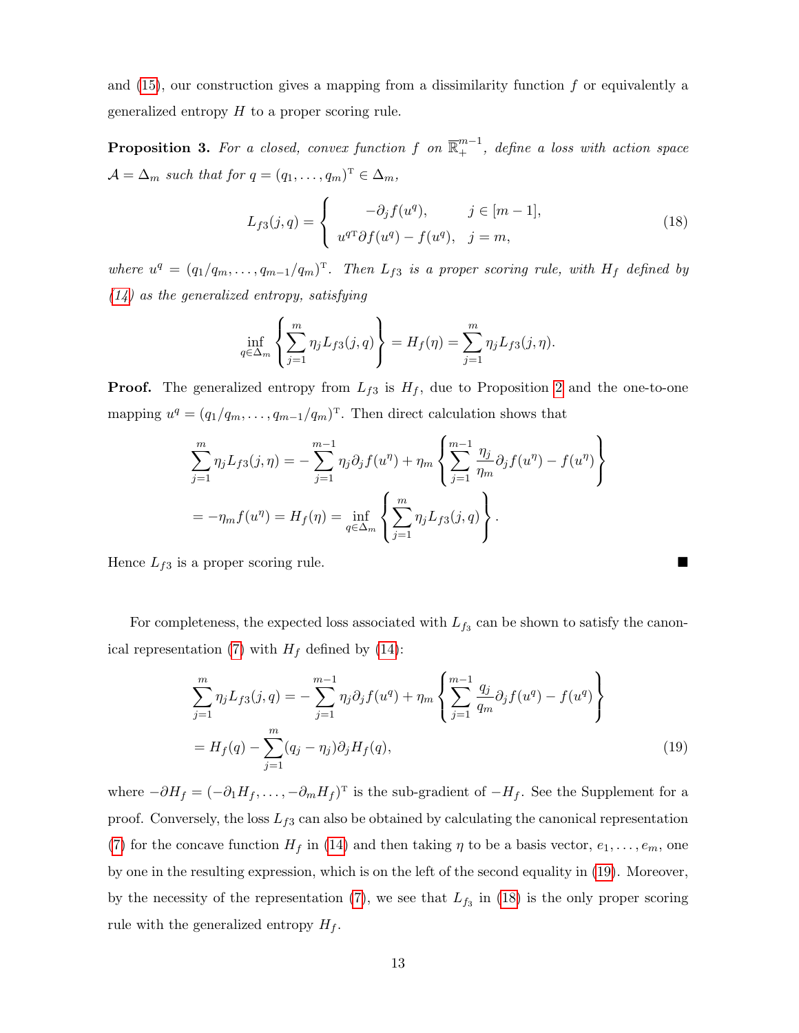and (15), our construction gives a mapping from a dissimilarity function $f$ or equivalently a generalized entropy $H$ to a proper scoring rule.

**Proposition 3.** *For a closed, convex function $f$ on $\overline{\mathbb{R}}_+^{m-1}$, define a loss with action space $\mathcal{A} = \Delta_m$ such that for $q = (q_1, \ldots, q_m)^{\mathrm{T}} \in \Delta_m$,*

$$L_{f3}(j, q) = \begin{cases} -\partial_j f(u^q), & j \in [m-1], \\ u^{q\mathrm{T}} \partial f(u^q) - f(u^q), & j = m, \end{cases} \tag{18}$$

*where $u^q = (q_1/q_m, \ldots, q_{m-1}/q_m)^{\mathrm{T}}$. Then $L_{f3}$ is a proper scoring rule, with $H_f$ defined by (14) as the generalized entropy, satisfying*

$$\inf_{q \in \Delta_m} \left\{ \sum_{j=1}^m \eta_j L_{f3}(j, q) \right\} = H_f(\eta) = \sum_{j=1}^m \eta_j L_{f3}(j, \eta).$$

**Proof.** The generalized entropy from $L_{f3}$ is $H_f$, due to Proposition 2 and the one-to-one mapping $u^q = (q_1/q_m, \ldots, q_{m-1}/q_m)^{\mathrm{T}}$. Then direct calculation shows that

$$\sum_{j=1}^m \eta_j L_{f3}(j, \eta) = -\sum_{j=1}^{m-1} \eta_j \partial_j f(u^\eta) + \eta_m \left\{ \sum_{j=1}^{m-1} \frac{\eta_j}{\eta_m} \partial_j f(u^\eta) - f(u^\eta) \right\}$$

$$= -\eta_m f(u^\eta) = H_f(\eta) = \inf_{q \in \Delta_m} \left\{ \sum_{j=1}^m \eta_j L_{f3}(j, q) \right\}.$$

Hence $L_{f3}$ is a proper scoring rule. ∎

For completeness, the expected loss associated with $L_{f_3}$ can be shown to satisfy the canonical representation (7) with $H_f$ defined by (14):

$$\sum_{j=1}^m \eta_j L_{f3}(j, q) = -\sum_{j=1}^{m-1} \eta_j \partial_j f(u^q) + \eta_m \left\{ \sum_{j=1}^{m-1} \frac{q_j}{q_m} \partial_j f(u^q) - f(u^q) \right\}$$

$$= H_f(q) - \sum_{j=1}^m (q_j - \eta_j) \partial_j H_f(q), \tag{19}$$

where $-\partial H_f = (-\partial_1 H_f, \ldots, -\partial_m H_f)^{\mathrm{T}}$ is the sub-gradient of $-H_f$. See the Supplement for a proof. Conversely, the loss $L_{f3}$ can also be obtained by calculating the canonical representation (7) for the concave function $H_f$ in (14) and then taking $\eta$ to be a basis vector, $e_1, \ldots, e_m$, one by one in the resulting expression, which is on the left of the second equality in (19). Moreover, by the necessity of the representation (7), we see that $L_{f_3}$ in (18) is the only proper scoring rule with the generalized entropy $H_f$.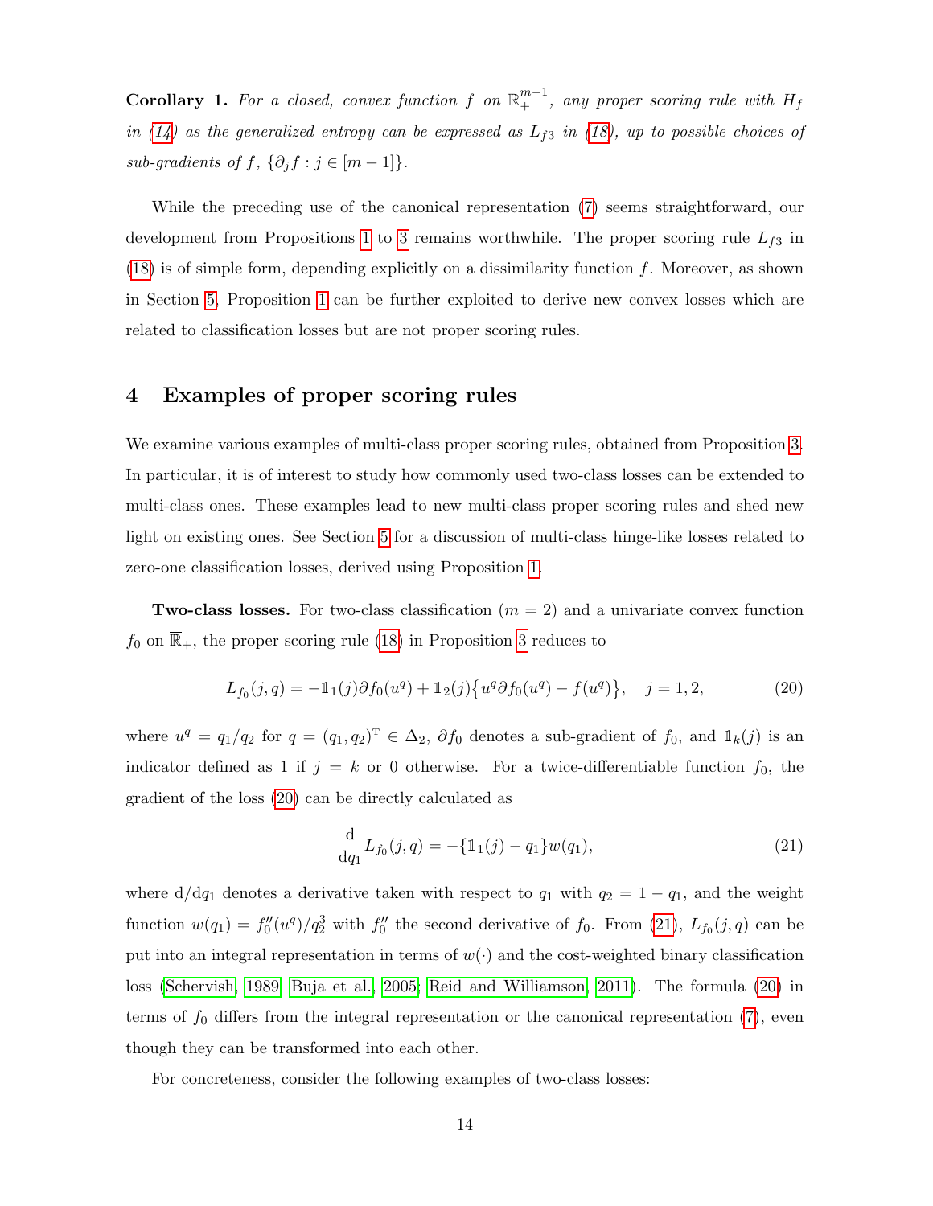**Corollary 1.** *For a closed, convex function $f$ on $\overline{\mathbb{R}}_+^{m-1}$, any proper scoring rule with $H_f$ in (14) as the generalized entropy can be expressed as $L_{f3}$ in (18), up to possible choices of sub-gradients of $f$, $\{\partial_j f : j \in [m-1]\}$.*

While the preceding use of the canonical representation (7) seems straightforward, our development from Propositions 1 to 3 remains worthwhile. The proper scoring rule $L_{f3}$ in (18) is of simple form, depending explicitly on a dissimilarity function $f$. Moreover, as shown in Section 5, Proposition 1 can be further exploited to derive new convex losses which are related to classification losses but are not proper scoring rules.

# 4 Examples of proper scoring rules

We examine various examples of multi-class proper scoring rules, obtained from Proposition 3. In particular, it is of interest to study how commonly used two-class losses can be extended to multi-class ones. These examples lead to new multi-class proper scoring rules and shed new light on existing ones. See Section 5 for a discussion of multi-class hinge-like losses related to zero-one classification losses, derived using Proposition 1.

**Two-class losses.** For two-class classification ($m = 2$) and a univariate convex function $f_0$ on $\overline{\mathbb{R}}_+$, the proper scoring rule (18) in Proposition 3 reduces to

$$L_{f_0}(j, q) = -\mathbb{1}_1(j)\partial f_0(u^q) + \mathbb{1}_2(j)\big\{u^q \partial f_0(u^q) - f(u^q)\big\}, \quad j = 1, 2, \tag{20}$$

where $u^q = q_1/q_2$ for $q = (q_1, q_2)^{\mathrm{T}} \in \Delta_2$, $\partial f_0$ denotes a sub-gradient of $f_0$, and $\mathbb{1}_k(j)$ is an indicator defined as 1 if $j = k$ or 0 otherwise. For a twice-differentiable function $f_0$, the gradient of the loss (20) can be directly calculated as

$$\frac{\mathrm{d}}{\mathrm{d}q_1} L_{f_0}(j, q) = -\{\mathbb{1}_1(j) - q_1\} w(q_1), \tag{21}$$

where $\mathrm{d}/\mathrm{d}q_1$ denotes a derivative taken with respect to $q_1$ with $q_2 = 1 - q_1$, and the weight function $w(q_1) = f_0''(u^q)/q_2^3$ with $f_0''$ the second derivative of $f_0$. From (21), $L_{f_0}(j, q)$ can be put into an integral representation in terms of $w(\cdot)$ and the cost-weighted binary classification loss (Schervish, 1989; Buja et al., 2005; Reid and Williamson, 2011). The formula (20) in terms of $f_0$ differs from the integral representation or the canonical representation (7), even though they can be transformed into each other.

For concreteness, consider the following examples of two-class losses: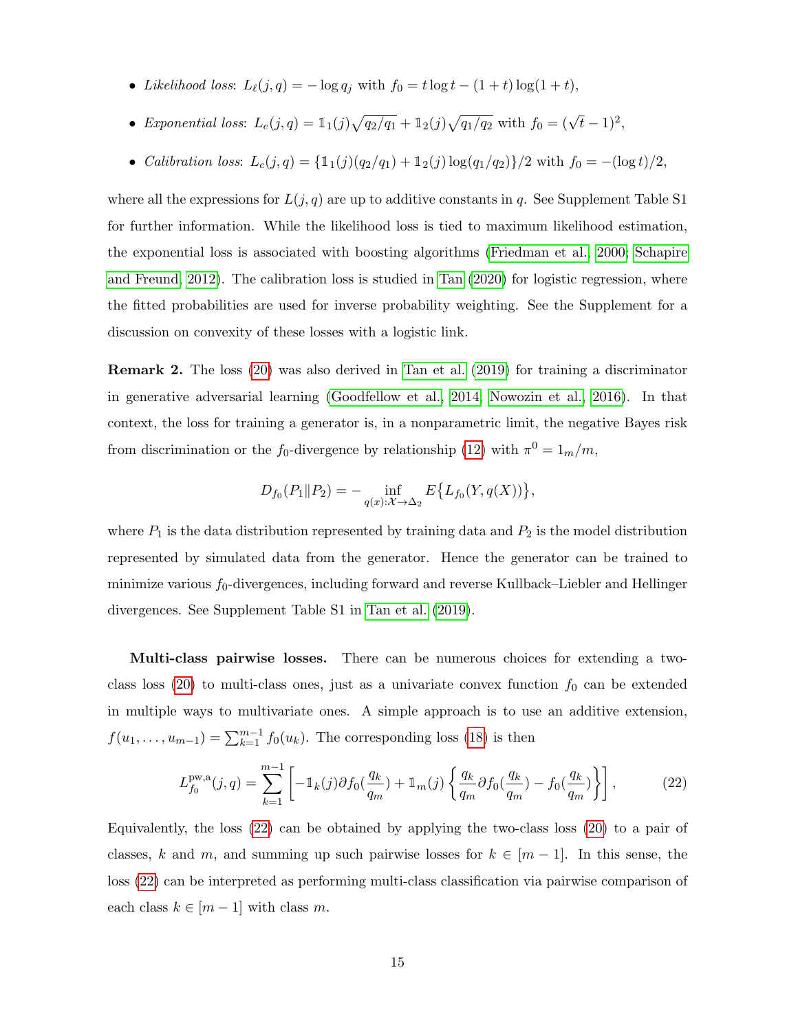- *Likelihood loss*: $L_\ell(j, q) = -\log q_j$ with $f_0 = t \log t - (1+t)\log(1+t)$,
- *Exponential loss*: $L_e(j, q) = \mathbb{1}_1(j)\sqrt{q_2/q_1} + \mathbb{1}_2(j)\sqrt{q_1/q_2}$ with $f_0 = (\sqrt{t} - 1)^2$,
- *Calibration loss*: $L_c(j, q) = \{\mathbb{1}_1(j)(q_2/q_1) + \mathbb{1}_2(j)\log(q_1/q_2)\}/2$ with $f_0 = -(\log t)/2$,

where all the expressions for $L(j, q)$ are up to additive constants in $q$. See Supplement Table S1 for further information. While the likelihood loss is tied to maximum likelihood estimation, the exponential loss is associated with boosting algorithms (Friedman et al., 2000; Schapire and Freund, 2012). The calibration loss is studied in Tan (2020) for logistic regression, where the fitted probabilities are used for inverse probability weighting. See the Supplement for a discussion on convexity of these losses with a logistic link.

**Remark 2.** The loss (20) was also derived in Tan et al. (2019) for training a discriminator in generative adversarial learning (Goodfellow et al., 2014; Nowozin et al., 2016). In that context, the loss for training a generator is, in a nonparametric limit, the negative Bayes risk from discrimination or the $f_0$-divergence by relationship (12) with $\pi^0 = 1_m/m$,

$$D_{f_0}(P_1 \| P_2) = -\inf_{q(x):\mathcal{X}\to\Delta_2} E\{L_{f_0}(Y, q(X))\},$$

where $P_1$ is the data distribution represented by training data and $P_2$ is the model distribution represented by simulated data from the generator. Hence the generator can be trained to minimize various $f_0$-divergences, including forward and reverse Kullback–Liebler and Hellinger divergences. See Supplement Table S1 in Tan et al. (2019).

**Multi-class pairwise losses.** There can be numerous choices for extending a two-class loss (20) to multi-class ones, just as a univariate convex function $f_0$ can be extended in multiple ways to multivariate ones. A simple approach is to use an additive extension, $f(u_1, \ldots, u_{m-1}) = \sum_{k=1}^{m-1} f_0(u_k)$. The corresponding loss (18) is then

$$L_{f_0}^{\mathrm{pw,a}}(j, q) = \sum_{k=1}^{m-1} \left[ -\mathbb{1}_k(j)\partial f_0(\frac{q_k}{q_m}) + \mathbb{1}_m(j)\left\{ \frac{q_k}{q_m}\partial f_0(\frac{q_k}{q_m}) - f_0(\frac{q_k}{q_m}) \right\} \right], \tag{22}$$

Equivalently, the loss (22) can be obtained by applying the two-class loss (20) to a pair of classes, $k$ and $m$, and summing up such pairwise losses for $k \in [m-1]$. In this sense, the loss (22) can be interpreted as performing multi-class classification via pairwise comparison of each class $k \in [m-1]$ with class $m$.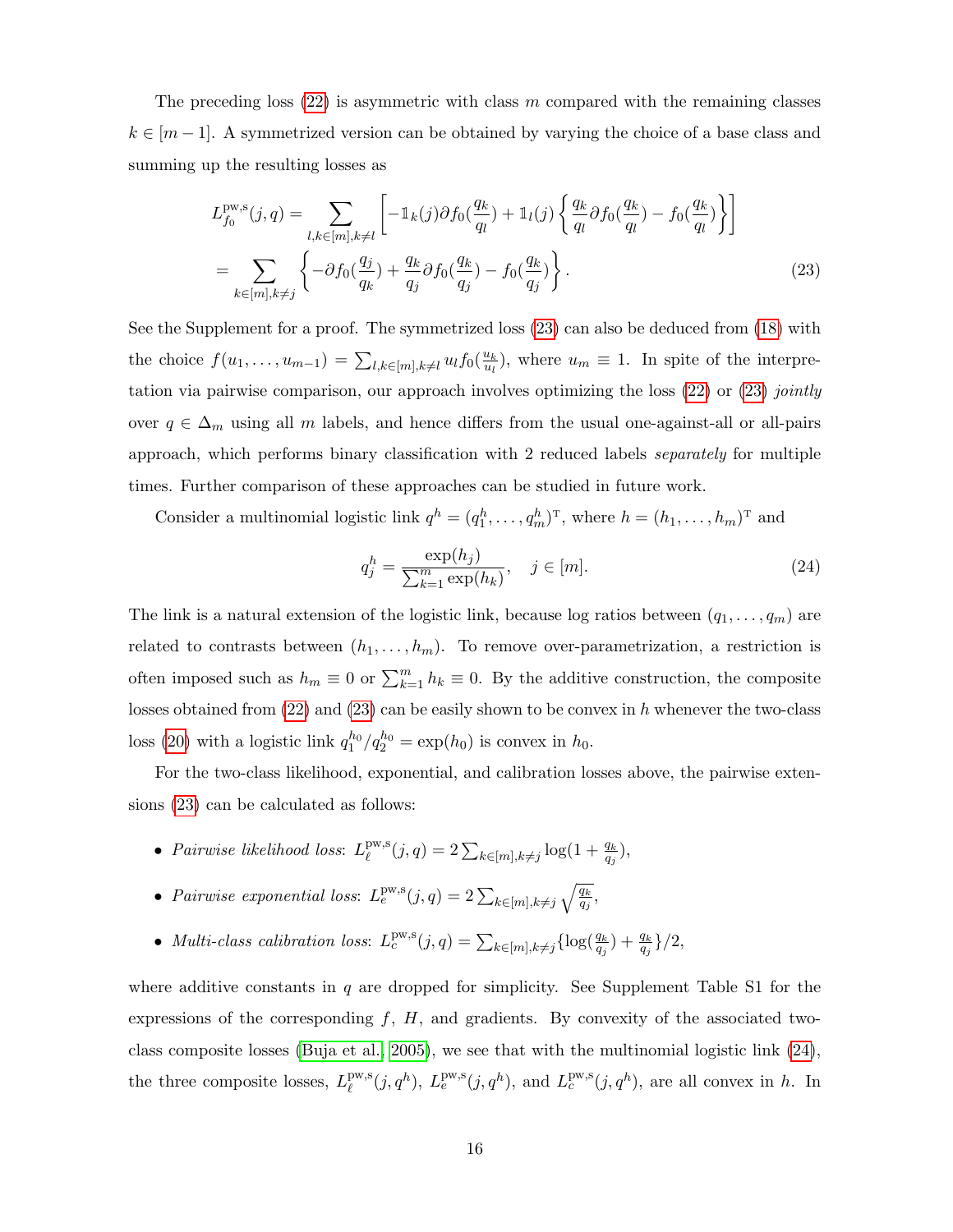The preceding loss (22) is asymmetric with class $m$ compared with the remaining classes $k \in [m-1]$. A symmetrized version can be obtained by varying the choice of a base class and summing up the resulting losses as

$$
\begin{aligned}
L^{\mathrm{pw,s}}_{f_0}(j, q) &= \sum_{l,k\in[m],k\neq l} \left[ -\mathbb{1}_k(j)\partial f_0(\frac{q_k}{q_l}) + \mathbb{1}_l(j) \left\{ \frac{q_k}{q_l}\partial f_0(\frac{q_k}{q_l}) - f_0(\frac{q_k}{q_l}) \right\} \right] \\
&= \sum_{k\in[m],k\neq j} \left\{ -\partial f_0(\frac{q_j}{q_k}) + \frac{q_k}{q_j}\partial f_0(\frac{q_k}{q_j}) - f_0(\frac{q_k}{q_j}) \right\}. \qquad (23)
\end{aligned}
$$

See the Supplement for a proof. The symmetrized loss (23) can also be deduced from (18) with the choice $f(u_1, \ldots, u_{m-1}) = \sum_{l,k\in[m],k\neq l} u_l f_0(\frac{u_k}{u_l})$, where $u_m \equiv 1$. In spite of the interpretation via pairwise comparison, our approach involves optimizing the loss (22) or (23) *jointly* over $q \in \Delta_m$ using all $m$ labels, and hence differs from the usual one-against-all or all-pairs approach, which performs binary classification with 2 reduced labels *separately* for multiple times. Further comparison of these approaches can be studied in future work.

Consider a multinomial logistic link $q^h = (q^h_1, \ldots, q^h_m)^{\mathrm{T}}$, where $h = (h_1, \ldots, h_m)^{\mathrm{T}}$ and

$$
q^h_j = \frac{\exp(h_j)}{\sum_{k=1}^m \exp(h_k)}, \quad j \in [m]. \qquad (24)
$$

The link is a natural extension of the logistic link, because log ratios between $(q_1, \ldots, q_m)$ are related to contrasts between $(h_1, \ldots, h_m)$. To remove over-parametrization, a restriction is often imposed such as $h_m \equiv 0$ or $\sum_{k=1}^m h_k \equiv 0$. By the additive construction, the composite losses obtained from (22) and (23) can be easily shown to be convex in $h$ whenever the two-class loss (20) with a logistic link $q^{h_0}_1 / q^{h_0}_2 = \exp(h_0)$ is convex in $h_0$.

For the two-class likelihood, exponential, and calibration losses above, the pairwise extensions (23) can be calculated as follows:

- *Pairwise likelihood loss*: $L^{\mathrm{pw,s}}_{\ell}(j, q) = 2\sum_{k\in[m],k\neq j} \log(1 + \frac{q_k}{q_j})$,
- *Pairwise exponential loss*: $L^{\mathrm{pw,s}}_{e}(j, q) = 2\sum_{k\in[m],k\neq j} \sqrt{\frac{q_k}{q_j}}$,
- *Multi-class calibration loss*: $L^{\mathrm{pw,s}}_{c}(j, q) = \sum_{k\in[m],k\neq j} \{\log(\frac{q_k}{q_j}) + \frac{q_k}{q_j}\}/2$,

where additive constants in $q$ are dropped for simplicity. See Supplement Table S1 for the expressions of the corresponding $f$, $H$, and gradients. By convexity of the associated two-class composite losses (Buja et al., 2005), we see that with the multinomial logistic link (24), the three composite losses, $L^{\mathrm{pw,s}}_{\ell}(j, q^h)$, $L^{\mathrm{pw,s}}_{e}(j, q^h)$, and $L^{\mathrm{pw,s}}_{c}(j, q^h)$, are all convex in $h$. In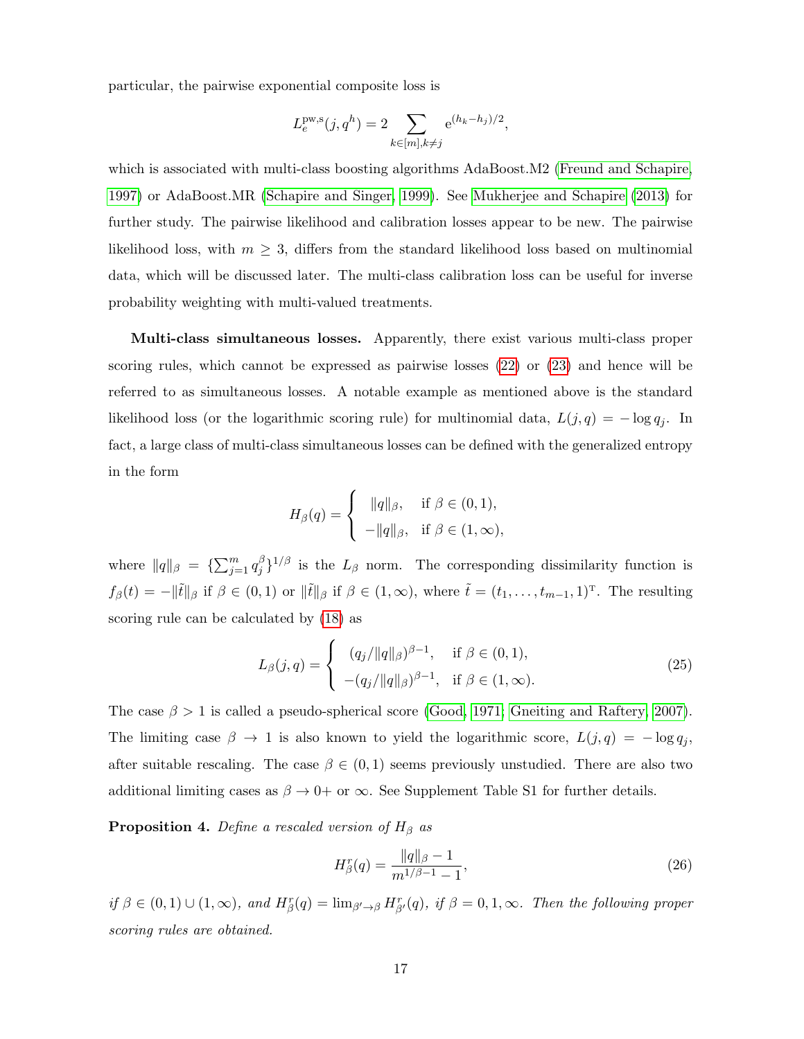particular, the pairwise exponential composite loss is

$$L_e^{\mathrm{pw,s}}(j, q^h) = 2 \sum_{k \in [m], k \neq j} \mathrm{e}^{(h_k - h_j)/2},$$

which is associated with multi-class boosting algorithms AdaBoost.M2 (Freund and Schapire, 1997) or AdaBoost.MR (Schapire and Singer, 1999). See Mukherjee and Schapire (2013) for further study. The pairwise likelihood and calibration losses appear to be new. The pairwise likelihood loss, with $m \geq 3$, differs from the standard likelihood loss based on multinomial data, which will be discussed later. The multi-class calibration loss can be useful for inverse probability weighting with multi-valued treatments.

**Multi-class simultaneous losses.** Apparently, there exist various multi-class proper scoring rules, which cannot be expressed as pairwise losses (22) or (23) and hence will be referred to as simultaneous losses. A notable example as mentioned above is the standard likelihood loss (or the logarithmic scoring rule) for multinomial data, $L(j, q) = -\log q_j$. In fact, a large class of multi-class simultaneous losses can be defined with the generalized entropy in the form

$$H_\beta(q) = \begin{cases} \|q\|_\beta, & \text{if } \beta \in (0, 1), \\ -\|q\|_\beta, & \text{if } \beta \in (1, \infty), \end{cases}$$

where $\|q\|_\beta = \{\sum_{j=1}^m q_j^\beta\}^{1/\beta}$ is the $L_\beta$ norm. The corresponding dissimilarity function is $f_\beta(t) = -\|\tilde{t}\|_\beta$ if $\beta \in (0, 1)$ or $\|\tilde{t}\|_\beta$ if $\beta \in (1, \infty)$, where $\tilde{t} = (t_1, \ldots, t_{m-1}, 1)^{\mathrm{T}}$. The resulting scoring rule can be calculated by (18) as

$$L_\beta(j, q) = \begin{cases} (q_j / \|q\|_\beta)^{\beta - 1}, & \text{if } \beta \in (0, 1), \\ -(q_j / \|q\|_\beta)^{\beta - 1}, & \text{if } \beta \in (1, \infty). \end{cases} \tag{25}$$

The case $\beta > 1$ is called a pseudo-spherical score (Good, 1971; Gneiting and Raftery, 2007). The limiting case $\beta \to 1$ is also known to yield the logarithmic score, $L(j, q) = -\log q_j$, after suitable rescaling. The case $\beta \in (0, 1)$ seems previously unstudied. There are also two additional limiting cases as $\beta \to 0+$ or $\infty$. See Supplement Table S1 for further details.

**Proposition 4.** *Define a rescaled version of $H_\beta$ as*

$$H_\beta^r(q) = \frac{\|q\|_\beta - 1}{m^{1/\beta - 1} - 1}, \tag{26}$$

*if $\beta \in (0, 1) \cup (1, \infty)$, and $H_\beta^r(q) = \lim_{\beta' \to \beta} H_{\beta'}^r(q)$, if $\beta = 0, 1, \infty$. Then the following proper scoring rules are obtained.*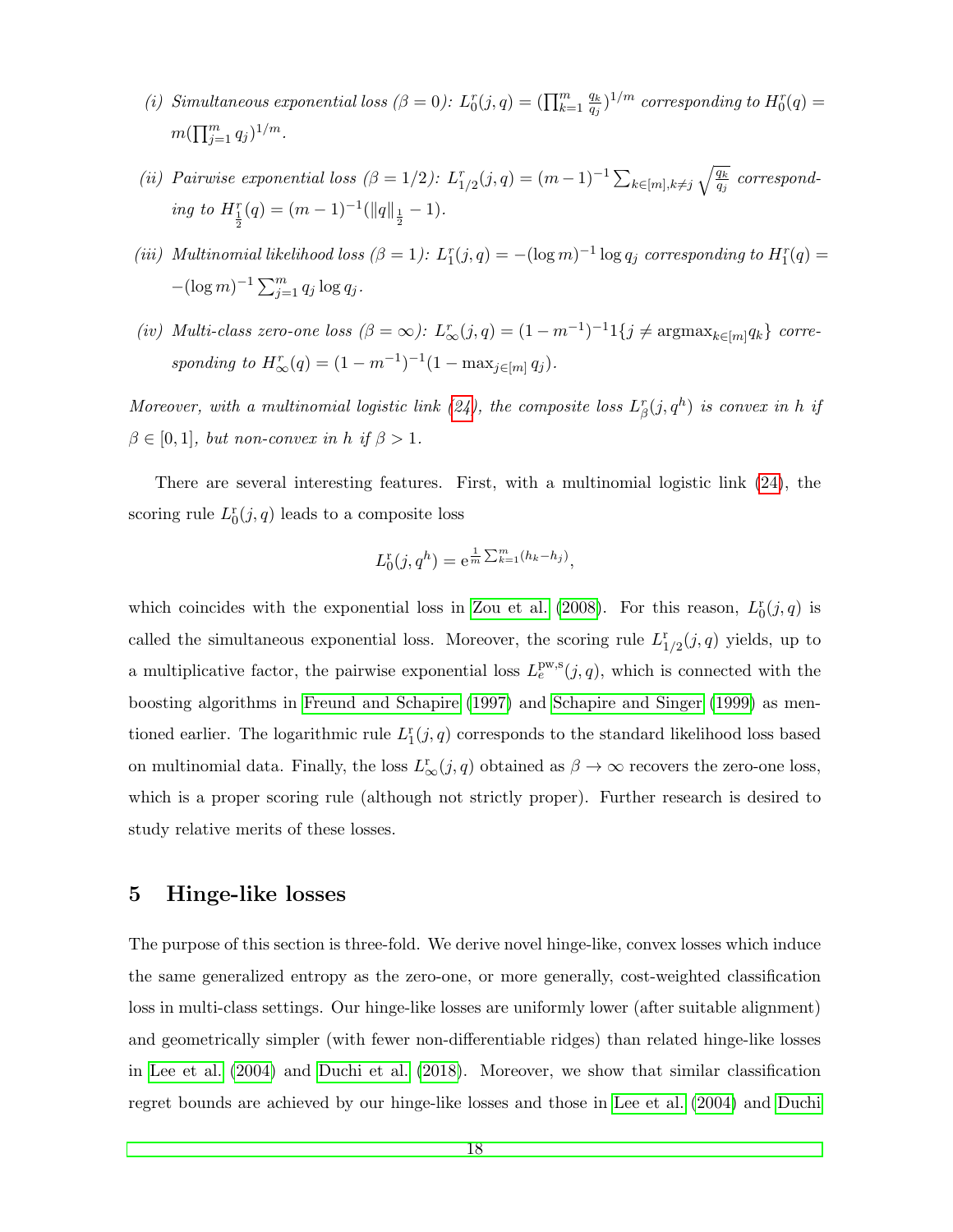(i) *Simultaneous exponential loss* ($\beta = 0$): $L_0^r(j,q) = (\prod_{k=1}^m \frac{q_k}{q_j})^{1/m}$ *corresponding to* $H_0^r(q) = m(\prod_{j=1}^m q_j)^{1/m}$.

(ii) *Pairwise exponential loss* ($\beta = 1/2$): $L_{1/2}^r(j,q) = (m-1)^{-1} \sum_{k \in [m], k \neq j} \sqrt{\frac{q_k}{q_j}}$ *corresponding to* $H_{\frac{1}{2}}^r(q) = (m-1)^{-1}(\|q\|_{\frac{1}{2}} - 1)$.

(iii) *Multinomial likelihood loss* ($\beta = 1$): $L_1^r(j,q) = -(\log m)^{-1} \log q_j$ *corresponding to* $H_1^r(q) = -(\log m)^{-1} \sum_{j=1}^m q_j \log q_j$.

(iv) *Multi-class zero-one loss* ($\beta = \infty$): $L_\infty^r(j,q) = (1-m^{-1})^{-1} 1\{j \neq \text{argmax}_{k \in [m]} q_k\}$ *corresponding to* $H_\infty^r(q) = (1-m^{-1})^{-1}(1 - \max_{j \in [m]} q_j)$.

*Moreover, with a multinomial logistic link (24), the composite loss* $L_\beta^r(j, q^h)$ *is convex in* $h$ *if* $\beta \in [0,1]$*, but non-convex in* $h$ *if* $\beta > 1$.

There are several interesting features. First, with a multinomial logistic link (24), the scoring rule $L_0^{\mathrm{r}}(j,q)$ leads to a composite loss

$$L_0^{\mathrm{r}}(j, q^h) = \mathrm{e}^{\frac{1}{m}\sum_{k=1}^m (h_k - h_j)},$$

which coincides with the exponential loss in Zou et al. (2008). For this reason, $L_0^{\mathrm{r}}(j,q)$ is called the simultaneous exponential loss. Moreover, the scoring rule $L_{1/2}^{\mathrm{r}}(j,q)$ yields, up to a multiplicative factor, the pairwise exponential loss $L_e^{\mathrm{pw,s}}(j,q)$, which is connected with the boosting algorithms in Freund and Schapire (1997) and Schapire and Singer (1999) as mentioned earlier. The logarithmic rule $L_1^{\mathrm{r}}(j,q)$ corresponds to the standard likelihood loss based on multinomial data. Finally, the loss $L_\infty^{\mathrm{r}}(j,q)$ obtained as $\beta \to \infty$ recovers the zero-one loss, which is a proper scoring rule (although not strictly proper). Further research is desired to study relative merits of these losses.

## 5 Hinge-like losses

The purpose of this section is three-fold. We derive novel hinge-like, convex losses which induce the same generalized entropy as the zero-one, or more generally, cost-weighted classification loss in multi-class settings. Our hinge-like losses are uniformly lower (after suitable alignment) and geometrically simpler (with fewer non-differentiable ridges) than related hinge-like losses in Lee et al. (2004) and Duchi et al. (2018). Moreover, we show that similar classification regret bounds are achieved by our hinge-like losses and those in Lee et al. (2004) and Duchi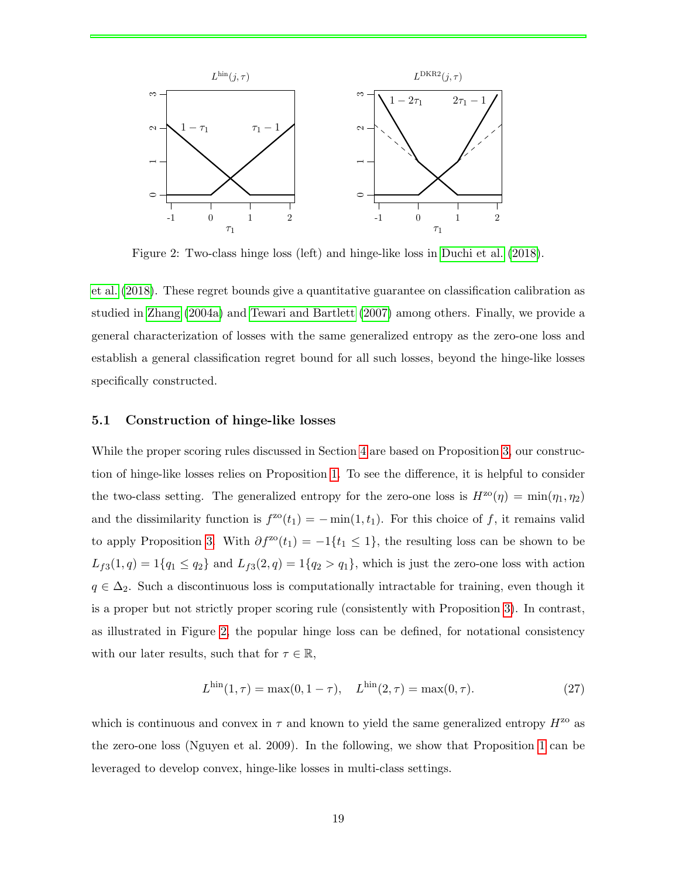Figure 2: Two-class hinge loss (left) and hinge-like loss in Duchi et al. (2018).

et al. (2018). These regret bounds give a quantitative guarantee on classification calibration as studied in Zhang (2004a) and Tewari and Bartlett (2007) among others. Finally, we provide a general characterization of losses with the same generalized entropy as the zero-one loss and establish a general classification regret bound for all such losses, beyond the hinge-like losses specifically constructed.

### 5.1 Construction of hinge-like losses

While the proper scoring rules discussed in Section 4 are based on Proposition 3, our construction of hinge-like losses relies on Proposition 1. To see the difference, it is helpful to consider the two-class setting. The generalized entropy for the zero-one loss is $H^{\text{zo}}(\eta) = \min(\eta_1, \eta_2)$ and the dissimilarity function is $f^{\text{zo}}(t_1) = -\min(1, t_1)$. For this choice of $f$, it remains valid to apply Proposition 3. With $\partial f^{\text{zo}}(t_1) = -1\{t_1 \le 1\}$, the resulting loss can be shown to be $L_{f3}(1, q) = 1\{q_1 \le q_2\}$ and $L_{f3}(2, q) = 1\{q_2 > q_1\}$, which is just the zero-one loss with action $q \in \Delta_2$. Such a discontinuous loss is computationally intractable for training, even though it is a proper but not strictly proper scoring rule (consistently with Proposition 3). In contrast, as illustrated in Figure 2, the popular hinge loss can be defined, for notational consistency with our later results, such that for $\tau \in \mathbb{R}$,

$$L^{\text{hin}}(1, \tau) = \max(0, 1 - \tau), \quad L^{\text{hin}}(2, \tau) = \max(0, \tau). \tag{27}$$

which is continuous and convex in $\tau$ and known to yield the same generalized entropy $H^{\text{zo}}$ as the zero-one loss (Nguyen et al. 2009). In the following, we show that Proposition 1 can be leveraged to develop convex, hinge-like losses in multi-class settings.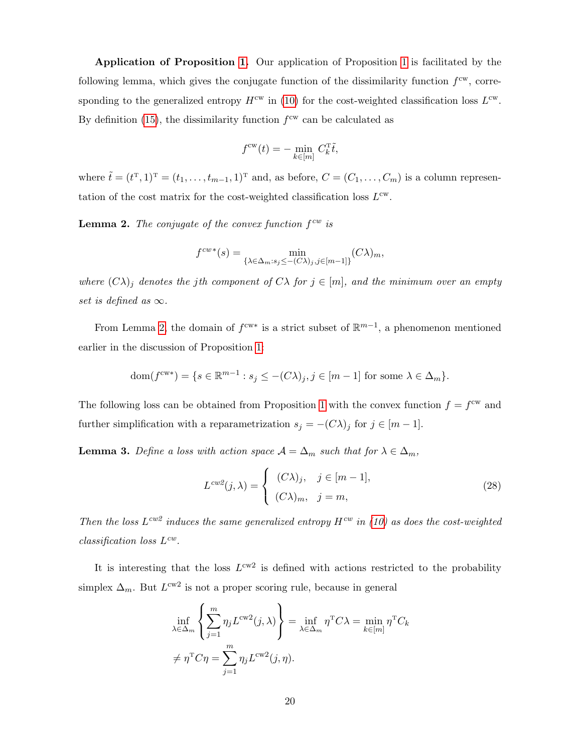**Application of Proposition 1.** Our application of Proposition 1 is facilitated by the following lemma, which gives the conjugate function of the dissimilarity function $f^{\text{cw}}$, corresponding to the generalized entropy $H^{\text{cw}}$ in (10) for the cost-weighted classification loss $L^{\text{cw}}$. By definition (15), the dissimilarity function $f^{\text{cw}}$ can be calculated as

$$f^{\text{cw}}(t) = -\min_{k \in [m]} C_k^{\mathrm{T}} \tilde{t},$$

where $\tilde{t} = (t^{\mathrm{T}}, 1)^{\mathrm{T}} = (t_1, \ldots, t_{m-1}, 1)^{\mathrm{T}}$ and, as before, $C = (C_1, \ldots, C_m)$ is a column representation of the cost matrix for the cost-weighted classification loss $L^{\text{cw}}$.

**Lemma 2.** *The conjugate of the convex function $f^{cw}$ is*

$$f^{cw*}(s) = \min_{\{\lambda \in \Delta_m : s_j \le -(C\lambda)_j, j \in [m-1]\}} (C\lambda)_m,$$

*where $(C\lambda)_j$ denotes the $j$th component of $C\lambda$ for $j \in [m]$, and the minimum over an empty set is defined as $\infty$.*

From Lemma 2, the domain of $f^{\text{cw}*}$ is a strict subset of $\mathbb{R}^{m-1}$, a phenomenon mentioned earlier in the discussion of Proposition 1:

$$\text{dom}(f^{\text{cw}*}) = \{s \in \mathbb{R}^{m-1} : s_j \le -(C\lambda)_j, j \in [m-1] \text{ for some } \lambda \in \Delta_m\}.$$

The following loss can be obtained from Proposition 1 with the convex function $f = f^{\text{cw}}$ and further simplification with a reparametrization $s_j = -(C\lambda)_j$ for $j \in [m-1]$.

**Lemma 3.** *Define a loss with action space $\mathcal{A} = \Delta_m$ such that for $\lambda \in \Delta_m$,*

$$L^{cw2}(j, \lambda) = \begin{cases} (C\lambda)_j, & j \in [m-1], \\ (C\lambda)_m, & j = m, \end{cases} \tag{28}$$

*Then the loss $L^{cw2}$ induces the same generalized entropy $H^{cw}$ in (10) as does the cost-weighted classification loss $L^{cw}$.*

It is interesting that the loss $L^{\text{cw2}}$ is defined with actions restricted to the probability simplex $\Delta_m$. But $L^{\text{cw2}}$ is not a proper scoring rule, because in general

$$\inf_{\lambda \in \Delta_m} \left\{ \sum_{j=1}^m \eta_j L^{\text{cw2}}(j, \lambda) \right\} = \inf_{\lambda \in \Delta_m} \eta^{\mathrm{T}} C \lambda = \min_{k \in [m]} \eta^{\mathrm{T}} C_k$$
$$\neq \eta^{\mathrm{T}} C \eta = \sum_{j=1}^m \eta_j L^{\text{cw2}}(j, \eta).$$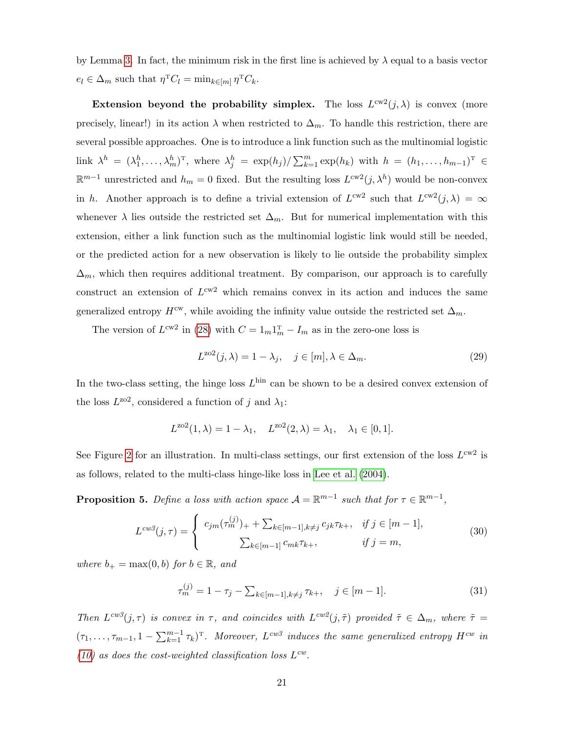by Lemma 3. In fact, the minimum risk in the first line is achieved by $\lambda$ equal to a basis vector $e_l \in \Delta_m$ such that $\eta^{\mathrm{T}} C_l = \min_{k\in[m]} \eta^{\mathrm{T}} C_k$.

**Extension beyond the probability simplex.** The loss $L^{\mathrm{cw2}}(j, \lambda)$ is convex (more precisely, linear!) in its action $\lambda$ when restricted to $\Delta_m$. To handle this restriction, there are several possible approaches. One is to introduce a link function such as the multinomial logistic link $\lambda^h = (\lambda^h_1, \dots, \lambda^h_m)^{\mathrm{T}}$, where $\lambda^h_j = \exp(h_j)/\sum_{k=1}^m \exp(h_k)$ with $h = (h_1, \dots, h_{m-1})^{\mathrm{T}} \in \mathbb{R}^{m-1}$ unrestricted and $h_m = 0$ fixed. But the resulting loss $L^{\mathrm{cw2}}(j, \lambda^h)$ would be non-convex in $h$. Another approach is to define a trivial extension of $L^{\mathrm{cw2}}$ such that $L^{\mathrm{cw2}}(j, \lambda) = \infty$ whenever $\lambda$ lies outside the restricted set $\Delta_m$. But for numerical implementation with this extension, either a link function such as the multinomial logistic link would still be needed, or the predicted action for a new observation is likely to lie outside the probability simplex $\Delta_m$, which then requires additional treatment. By comparison, our approach is to carefully construct an extension of $L^{\mathrm{cw2}}$ which remains convex in its action and induces the same generalized entropy $H^{\mathrm{cw}}$, while avoiding the infinity value outside the restricted set $\Delta_m$.

The version of $L^{\mathrm{cw2}}$ in (28) with $C = 1_m 1_m^{\mathrm{T}} - I_m$ as in the zero-one loss is

$$L^{\mathrm{zo2}}(j, \lambda) = 1 - \lambda_j, \quad j \in [m], \lambda \in \Delta_m. \tag{29}$$

In the two-class setting, the hinge loss $L^{\mathrm{hin}}$ can be shown to be a desired convex extension of the loss $L^{\mathrm{zo2}}$, considered a function of $j$ and $\lambda_1$:

$$L^{\mathrm{zo2}}(1, \lambda) = 1 - \lambda_1, \quad L^{\mathrm{zo2}}(2, \lambda) = \lambda_1, \quad \lambda_1 \in [0, 1].$$

See Figure 2 for an illustration. In multi-class settings, our first extension of the loss $L^{\mathrm{cw2}}$ is as follows, related to the multi-class hinge-like loss in Lee et al. (2004).

**Proposition 5.** *Define a loss with action space $\mathcal{A} = \mathbb{R}^{m-1}$ such that for $\tau \in \mathbb{R}^{m-1}$,*

$$L^{cw3}(j, \tau) = \begin{cases} c_{jm}(\tau_m^{(j)})_+ + \sum_{k\in[m-1],k\neq j} c_{jk}\tau_{k+}, & \text{if } j \in [m-1], \\ \sum_{k\in[m-1]} c_{mk}\tau_{k+}, & \text{if } j = m, \end{cases} \tag{30}$$

*where $b_+ = \max(0, b)$ for $b \in \mathbb{R}$, and*

$$\tau_m^{(j)} = 1 - \tau_j - \sum_{k\in[m-1],k\neq j} \tau_{k+}, \quad j \in [m-1]. \tag{31}$$

*Then $L^{cw3}(j, \tau)$ is convex in $\tau$, and coincides with $L^{cw2}(j, \tilde{\tau})$ provided $\tilde{\tau} \in \Delta_m$, where $\tilde{\tau} = (\tau_1, \dots, \tau_{m-1}, 1 - \sum_{k=1}^{m-1} \tau_k)^{\mathrm{T}}$. Moreover, $L^{cw3}$ induces the same generalized entropy $H^{cw}$ in (10) as does the cost-weighted classification loss $L^{cw}$.*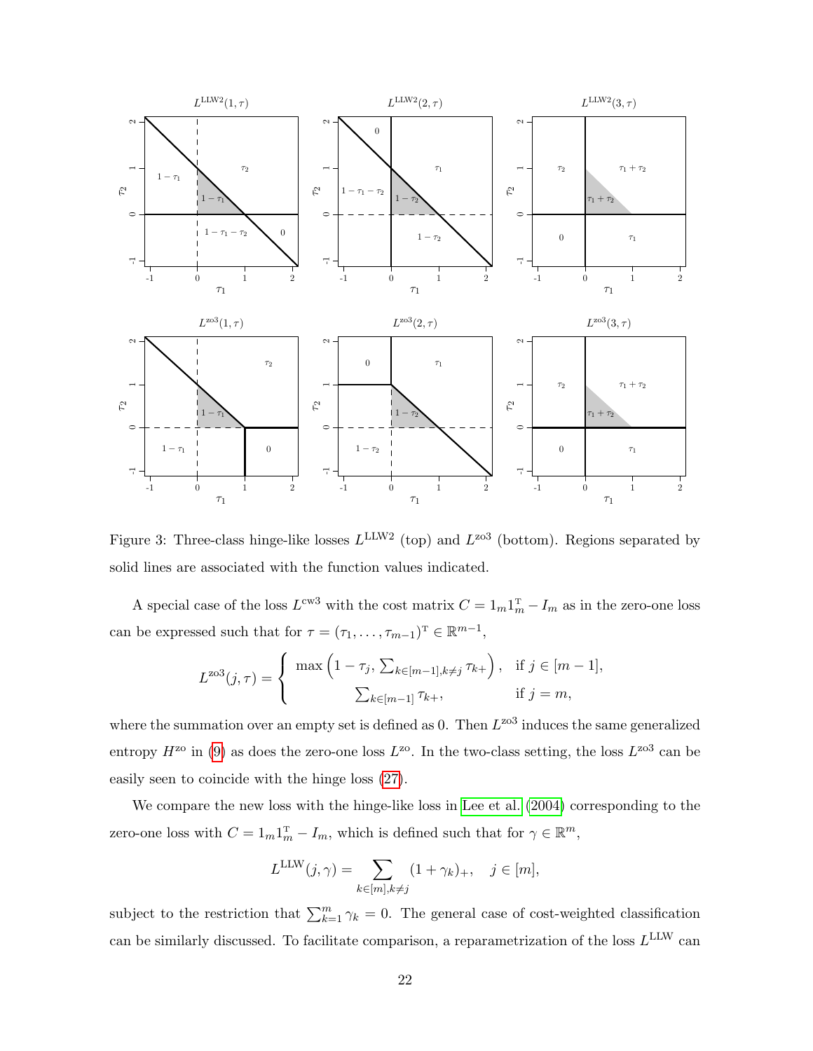Figure 3: Three-class hinge-like losses $L^{\text{LLW2}}$ (top) and $L^{\text{zo3}}$ (bottom). Regions separated by solid lines are associated with the function values indicated.

A special case of the loss $L^{\text{cw3}}$ with the cost matrix $C = 1_m 1_m^{\text{T}} - I_m$ as in the zero-one loss can be expressed such that for $\tau = (\tau_1, \ldots, \tau_{m-1})^{\text{T}} \in \mathbb{R}^{m-1}$,

$$L^{\text{zo3}}(j, \tau) = \begin{cases} \max\left(1 - \tau_j, \sum_{k \in [m-1], k \neq j} \tau_{k+}\right), & \text{if } j \in [m-1], \\ \sum_{k \in [m-1]} \tau_{k+}, & \text{if } j = m, \end{cases}$$

where the summation over an empty set is defined as 0. Then $L^{\text{zo3}}$ induces the same generalized entropy $H^{\text{zo}}$ in (9) as does the zero-one loss $L^{\text{zo}}$. In the two-class setting, the loss $L^{\text{zo3}}$ can be easily seen to coincide with the hinge loss (27).

We compare the new loss with the hinge-like loss in Lee et al. (2004) corresponding to the zero-one loss with $C = 1_m 1_m^{\text{T}} - I_m$, which is defined such that for $\gamma \in \mathbb{R}^m$,

$$L^{\text{LLW}}(j, \gamma) = \sum_{k \in [m], k \neq j} (1 + \gamma_k)_+, \quad j \in [m],$$

subject to the restriction that $\sum_{k=1}^m \gamma_k = 0$. The general case of cost-weighted classification can be similarly discussed. To facilitate comparison, a reparametrization of the loss $L^{\text{LLW}}$ can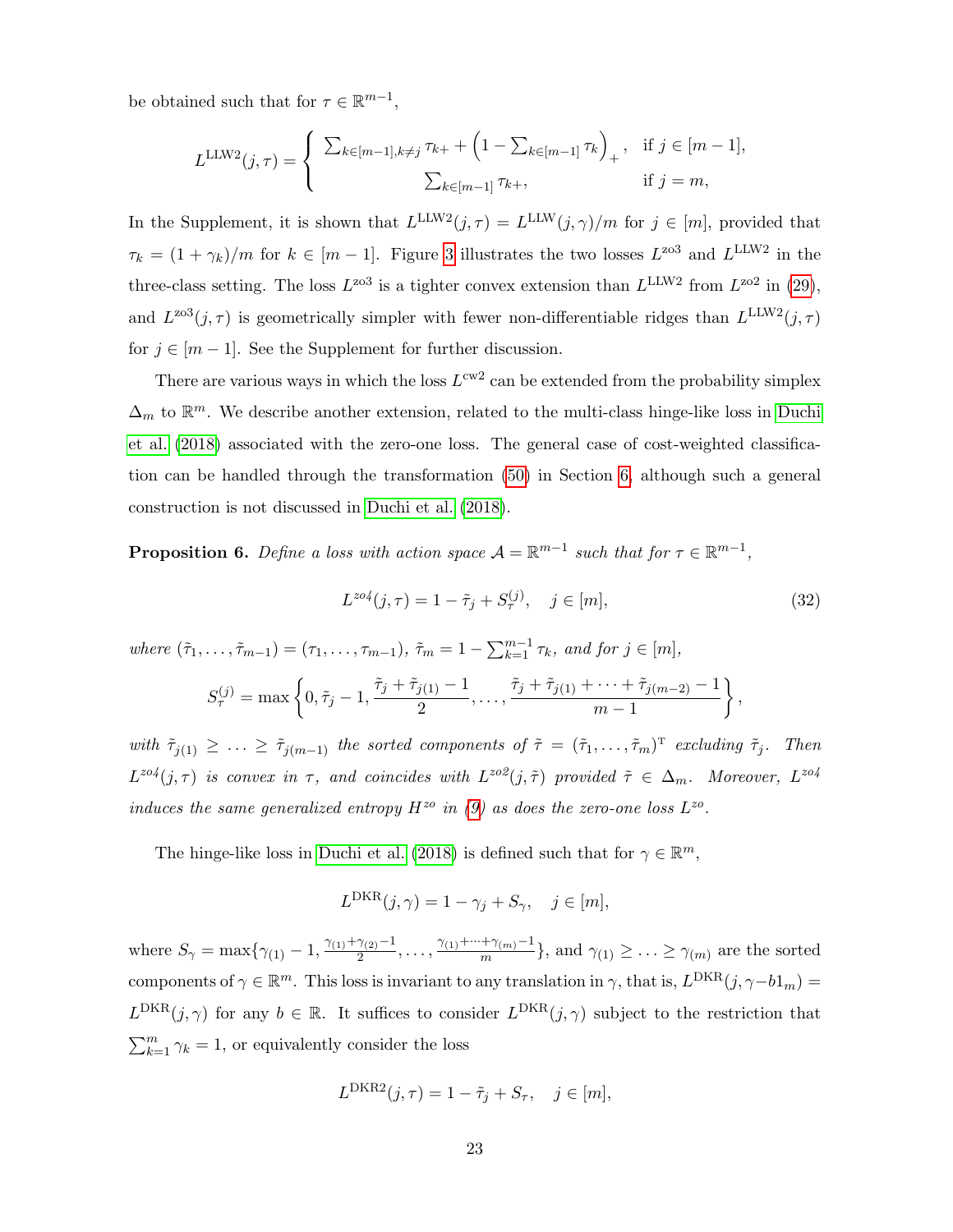be obtained such that for $\tau \in \mathbb{R}^{m-1}$,

$$L^{\mathrm{LLW2}}(j,\tau) = \begin{cases} \sum_{k\in[m-1],k\neq j} \tau_{k+} + \left(1 - \sum_{k\in[m-1]} \tau_k\right)_+, & \text{if } j \in [m-1], \\ \sum_{k\in[m-1]} \tau_{k+}, & \text{if } j = m, \end{cases}$$

In the Supplement, it is shown that $L^{\mathrm{LLW2}}(j,\tau) = L^{\mathrm{LLW}}(j,\gamma)/m$ for $j \in [m]$, provided that $\tau_k = (1+\gamma_k)/m$ for $k \in [m-1]$. Figure 3 illustrates the two losses $L^{\mathrm{zo3}}$ and $L^{\mathrm{LLW2}}$ in the three-class setting. The loss $L^{\mathrm{zo3}}$ is a tighter convex extension than $L^{\mathrm{LLW2}}$ from $L^{\mathrm{zo2}}$ in (29), and $L^{\mathrm{zo3}}(j,\tau)$ is geometrically simpler with fewer non-differentiable ridges than $L^{\mathrm{LLW2}}(j,\tau)$ for $j \in [m-1]$. See the Supplement for further discussion.

There are various ways in which the loss $L^{\mathrm{cw2}}$ can be extended from the probability simplex $\Delta_m$ to $\mathbb{R}^m$. We describe another extension, related to the multi-class hinge-like loss in Duchi et al. (2018) associated with the zero-one loss. The general case of cost-weighted classification can be handled through the transformation (50) in Section 6, although such a general construction is not discussed in Duchi et al. (2018).

**Proposition 6.** *Define a loss with action space $\mathcal{A} = \mathbb{R}^{m-1}$ such that for $\tau \in \mathbb{R}^{m-1}$,*

$$L^{zo4}(j,\tau) = 1 - \tilde{\tau}_j + S_\tau^{(j)}, \quad j \in [m], \tag{32}$$

*where $(\tilde{\tau}_1,\ldots,\tilde{\tau}_{m-1}) = (\tau_1,\ldots,\tau_{m-1})$, $\tilde{\tau}_m = 1 - \sum_{k=1}^{m-1}\tau_k$, and for $j \in [m]$,*

$$S_\tau^{(j)} = \max\left\{0, \tilde{\tau}_j - 1, \frac{\tilde{\tau}_j + \tilde{\tau}_{j(1)} - 1}{2}, \ldots, \frac{\tilde{\tau}_j + \tilde{\tau}_{j(1)} + \cdots + \tilde{\tau}_{j(m-2)} - 1}{m-1}\right\},$$

*with $\tilde{\tau}_{j(1)} \geq \ldots \geq \tilde{\tau}_{j(m-1)}$ the sorted components of $\tilde{\tau} = (\tilde{\tau}_1,\ldots,\tilde{\tau}_m)^{\mathrm{T}}$ excluding $\tilde{\tau}_j$. Then $L^{zo4}(j,\tau)$ is convex in $\tau$, and coincides with $L^{zo2}(j,\tilde{\tau})$ provided $\tilde{\tau} \in \Delta_m$. Moreover, $L^{zo4}$ induces the same generalized entropy $H^{zo}$ in (9) as does the zero-one loss $L^{zo}$.*

The hinge-like loss in Duchi et al. (2018) is defined such that for $\gamma \in \mathbb{R}^m$,

$$L^{\mathrm{DKR}}(j,\gamma) = 1 - \gamma_j + S_\gamma, \quad j \in [m],$$

where $S_\gamma = \max\{\gamma_{(1)} - 1, \frac{\gamma_{(1)}+\gamma_{(2)}-1}{2}, \ldots, \frac{\gamma_{(1)}+\cdots+\gamma_{(m)}-1}{m}\}$, and $\gamma_{(1)} \geq \ldots \geq \gamma_{(m)}$ are the sorted components of $\gamma \in \mathbb{R}^m$. This loss is invariant to any translation in $\gamma$, that is, $L^{\mathrm{DKR}}(j,\gamma - b1_m) = L^{\mathrm{DKR}}(j,\gamma)$ for any $b \in \mathbb{R}$. It suffices to consider $L^{\mathrm{DKR}}(j,\gamma)$ subject to the restriction that $\sum_{k=1}^m \gamma_k = 1$, or equivalently consider the loss

$$L^{\mathrm{DKR2}}(j,\tau) = 1 - \tilde{\tau}_j + S_\tau, \quad j \in [m],$$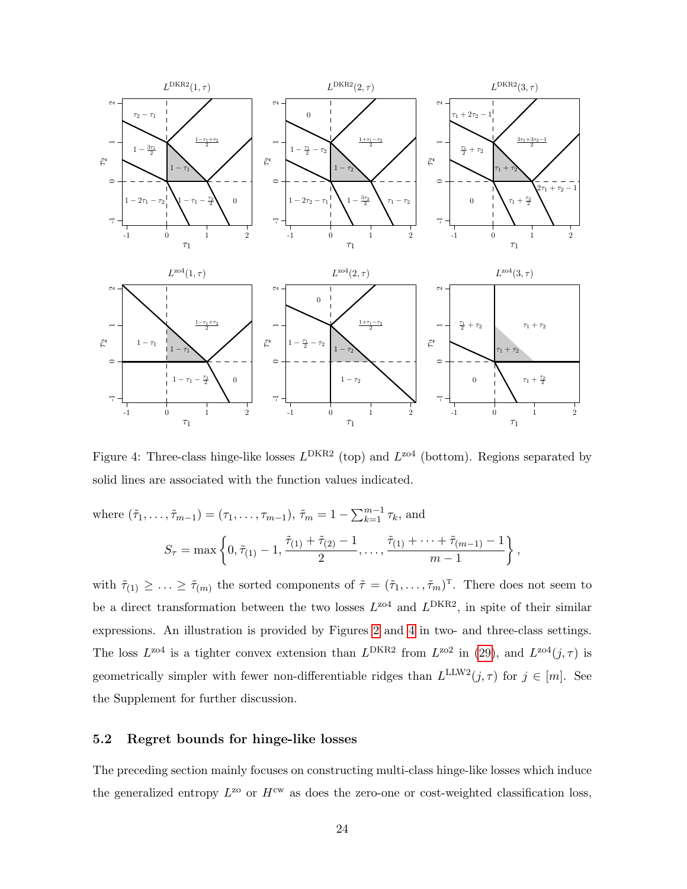Figure 4: Three-class hinge-like losses $L^{\text{DKR2}}$ (top) and $L^{\text{zo4}}$ (bottom). Regions separated by solid lines are associated with the function values indicated.

where $(\tilde{\tau}_1, \ldots, \tilde{\tau}_{m-1}) = (\tau_1, \ldots, \tau_{m-1})$, $\tilde{\tau}_m = 1 - \sum_{k=1}^{m-1} \tau_k$, and

$$S_\tau = \max\left\{0, \tilde{\tau}_{(1)} - 1, \frac{\tilde{\tau}_{(1)} + \tilde{\tau}_{(2)} - 1}{2}, \ldots, \frac{\tilde{\tau}_{(1)} + \cdots + \tilde{\tau}_{(m-1)} - 1}{m-1}\right\},$$

with $\tilde{\tau}_{(1)} \geq \ldots \geq \tilde{\tau}_{(m)}$ the sorted components of $\tilde{\tau} = (\tilde{\tau}_1, \ldots, \tilde{\tau}_m)^{\mathrm{T}}$. There does not seem to be a direct transformation between the two losses $L^{\text{zo4}}$ and $L^{\text{DKR2}}$, in spite of their similar expressions. An illustration is provided by Figures 2 and 4 in two- and three-class settings. The loss $L^{\text{zo4}}$ is a tighter convex extension than $L^{\text{DKR2}}$ from $L^{\text{zo2}}$ in (29), and $L^{\text{zo4}}(j, \tau)$ is geometrically simpler with fewer non-differentiable ridges than $L^{\text{LLW2}}(j, \tau)$ for $j \in [m]$. See the Supplement for further discussion.

### 5.2 Regret bounds for hinge-like losses

The preceding section mainly focuses on constructing multi-class hinge-like losses which induce the generalized entropy $L^{\text{zo}}$ or $H^{\text{cw}}$ as does the zero-one or cost-weighted classification loss,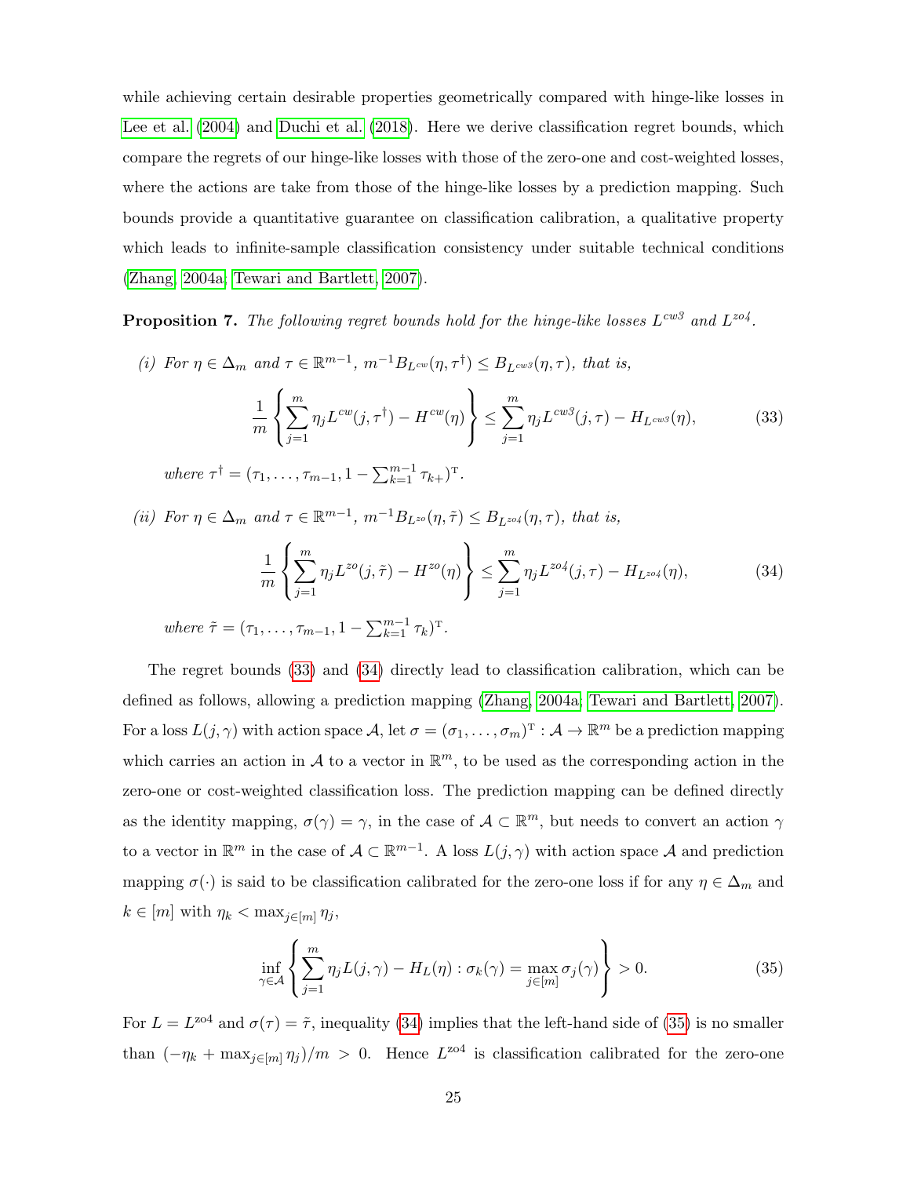while achieving certain desirable properties geometrically compared with hinge-like losses in Lee et al. (2004) and Duchi et al. (2018). Here we derive classification regret bounds, which compare the regrets of our hinge-like losses with those of the zero-one and cost-weighted losses, where the actions are take from those of the hinge-like losses by a prediction mapping. Such bounds provide a quantitative guarantee on classification calibration, a qualitative property which leads to infinite-sample classification consistency under suitable technical conditions (Zhang, 2004a; Tewari and Bartlett, 2007).

**Proposition 7.** *The following regret bounds hold for the hinge-like losses $L^{cw3}$ and $L^{zo4}$.*

*(i) For $\eta \in \Delta_m$ and $\tau \in \mathbb{R}^{m-1}$, $m^{-1} B_{L^{cw}}(\eta, \tau^\dagger) \le B_{L^{cw3}}(\eta, \tau)$, that is,*

$$\frac{1}{m}\left\{\sum_{j=1}^m \eta_j L^{cw}(j, \tau^\dagger) - H^{cw}(\eta)\right\} \le \sum_{j=1}^m \eta_j L^{cw3}(j, \tau) - H_{L^{cw3}}(\eta), \tag{33}$$

*where $\tau^\dagger = (\tau_1, \ldots, \tau_{m-1}, 1 - \sum_{k=1}^{m-1} \tau_{k+})^{\mathrm{T}}$.*

*(ii) For $\eta \in \Delta_m$ and $\tau \in \mathbb{R}^{m-1}$, $m^{-1} B_{L^{zo}}(\eta, \tilde{\tau}) \le B_{L^{zo4}}(\eta, \tau)$, that is,*

$$\frac{1}{m}\left\{\sum_{j=1}^m \eta_j L^{zo}(j, \tilde{\tau}) - H^{zo}(\eta)\right\} \le \sum_{j=1}^m \eta_j L^{zo4}(j, \tau) - H_{L^{zo4}}(\eta), \tag{34}$$

*where $\tilde{\tau} = (\tau_1, \ldots, \tau_{m-1}, 1 - \sum_{k=1}^{m-1} \tau_k)^{\mathrm{T}}$.*

The regret bounds (33) and (34) directly lead to classification calibration, which can be defined as follows, allowing a prediction mapping (Zhang, 2004a; Tewari and Bartlett, 2007). For a loss $L(j, \gamma)$ with action space $\mathcal{A}$, let $\sigma = (\sigma_1, \ldots, \sigma_m)^{\mathrm{T}} : \mathcal{A} \to \mathbb{R}^m$ be a prediction mapping which carries an action in $\mathcal{A}$ to a vector in $\mathbb{R}^m$, to be used as the corresponding action in the zero-one or cost-weighted classification loss. The prediction mapping can be defined directly as the identity mapping, $\sigma(\gamma) = \gamma$, in the case of $\mathcal{A} \subset \mathbb{R}^m$, but needs to convert an action $\gamma$ to a vector in $\mathbb{R}^m$ in the case of $\mathcal{A} \subset \mathbb{R}^{m-1}$. A loss $L(j, \gamma)$ with action space $\mathcal{A}$ and prediction mapping $\sigma(\cdot)$ is said to be classification calibrated for the zero-one loss if for any $\eta \in \Delta_m$ and $k \in [m]$ with $\eta_k < \max_{j \in [m]} \eta_j$,

$$\inf_{\gamma \in \mathcal{A}} \left\{ \sum_{j=1}^m \eta_j L(j, \gamma) - H_L(\eta) : \sigma_k(\gamma) = \max_{j \in [m]} \sigma_j(\gamma) \right\} > 0. \tag{35}$$

For $L = L^{\mathrm{zo4}}$ and $\sigma(\tau) = \tilde{\tau}$, inequality (34) implies that the left-hand side of (35) is no smaller than $(-\eta_k + \max_{j \in [m]} \eta_j)/m > 0$. Hence $L^{\mathrm{zo4}}$ is classification calibrated for the zero-one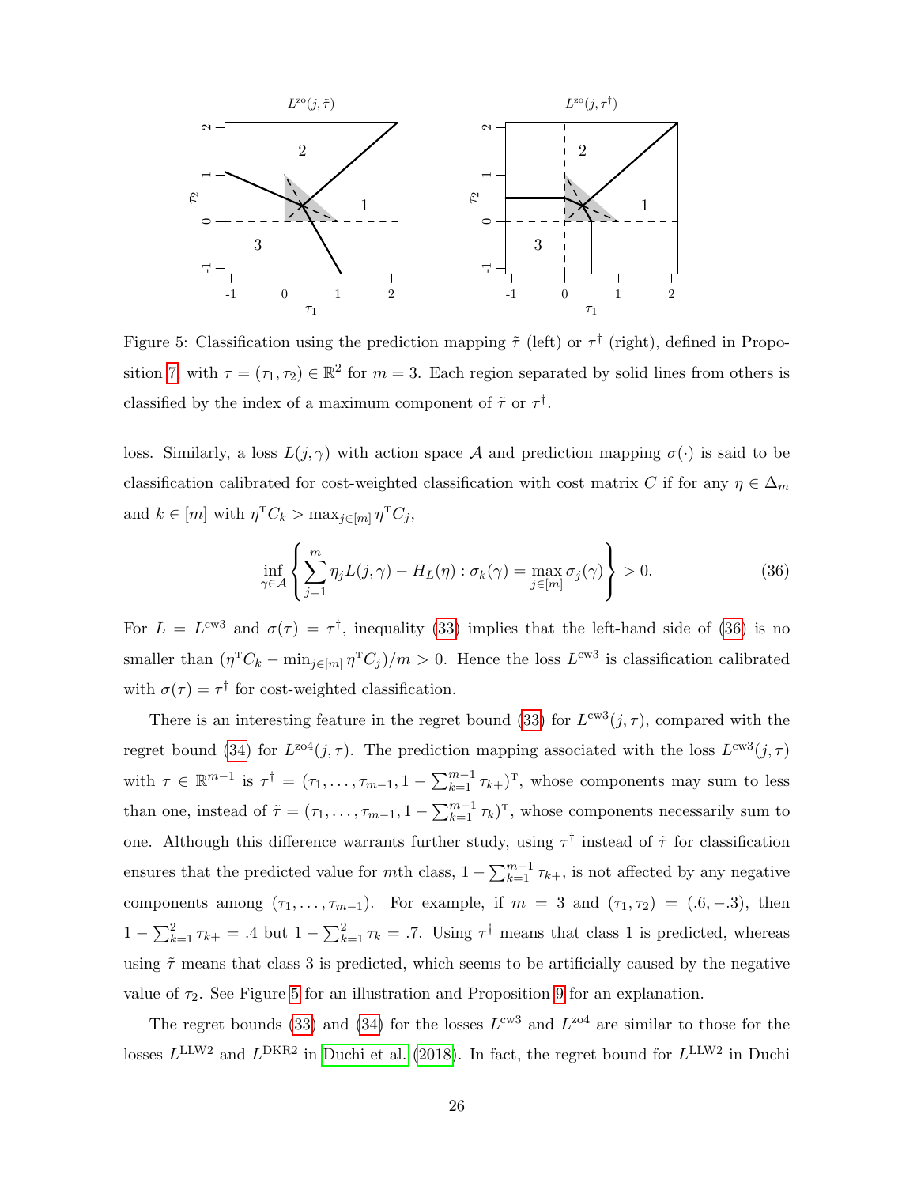Figure 5: Classification using the prediction mapping $\tilde{\tau}$ (left) or $\tau^\dagger$ (right), defined in Proposition 7, with $\tau = (\tau_1, \tau_2) \in \mathbb{R}^2$ for $m = 3$. Each region separated by solid lines from others is classified by the index of a maximum component of $\tilde{\tau}$ or $\tau^\dagger$.

loss. Similarly, a loss $L(j, \gamma)$ with action space $\mathcal{A}$ and prediction mapping $\sigma(\cdot)$ is said to be classification calibrated for cost-weighted classification with cost matrix $C$ if for any $\eta \in \Delta_m$ and $k \in [m]$ with $\eta^{\mathrm{T}} C_k > \max_{j \in [m]} \eta^{\mathrm{T}} C_j$,

$$\inf_{\gamma \in \mathcal{A}} \left\{ \sum_{j=1}^{m} \eta_j L(j, \gamma) - H_L(\eta) : \sigma_k(\gamma) = \max_{j \in [m]} \sigma_j(\gamma) \right\} > 0. \tag{36}$$

For $L = L^{\mathrm{cw3}}$ and $\sigma(\tau) = \tau^\dagger$, inequality (33) implies that the left-hand side of (36) is no smaller than $(\eta^{\mathrm{T}} C_k - \min_{j \in [m]} \eta^{\mathrm{T}} C_j)/m > 0$. Hence the loss $L^{\mathrm{cw3}}$ is classification calibrated with $\sigma(\tau) = \tau^\dagger$ for cost-weighted classification.

There is an interesting feature in the regret bound (33) for $L^{\mathrm{cw3}}(j, \tau)$, compared with the regret bound (34) for $L^{\mathrm{zo4}}(j, \tau)$. The prediction mapping associated with the loss $L^{\mathrm{cw3}}(j, \tau)$ with $\tau \in \mathbb{R}^{m-1}$ is $\tau^\dagger = (\tau_1, \ldots, \tau_{m-1}, 1 - \sum_{k=1}^{m-1} \tau_{k+})^{\mathrm{T}}$, whose components may sum to less than one, instead of $\tilde{\tau} = (\tau_1, \ldots, \tau_{m-1}, 1 - \sum_{k=1}^{m-1} \tau_k)^{\mathrm{T}}$, whose components necessarily sum to one. Although this difference warrants further study, using $\tau^\dagger$ instead of $\tilde{\tau}$ for classification ensures that the predicted value for $m$th class, $1 - \sum_{k=1}^{m-1} \tau_{k+}$, is not affected by any negative components among $(\tau_1, \ldots, \tau_{m-1})$. For example, if $m = 3$ and $(\tau_1, \tau_2) = (.6, -.3)$, then $1 - \sum_{k=1}^{2} \tau_{k+} = .4$ but $1 - \sum_{k=1}^{2} \tau_k = .7$. Using $\tau^\dagger$ means that class 1 is predicted, whereas using $\tilde{\tau}$ means that class 3 is predicted, which seems to be artificially caused by the negative value of $\tau_2$. See Figure 5 for an illustration and Proposition 9 for an explanation.

The regret bounds (33) and (34) for the losses $L^{\mathrm{cw3}}$ and $L^{\mathrm{zo4}}$ are similar to those for the losses $L^{\mathrm{LLW2}}$ and $L^{\mathrm{DKR2}}$ in Duchi et al. (2018). In fact, the regret bound for $L^{\mathrm{LLW2}}$ in Duchi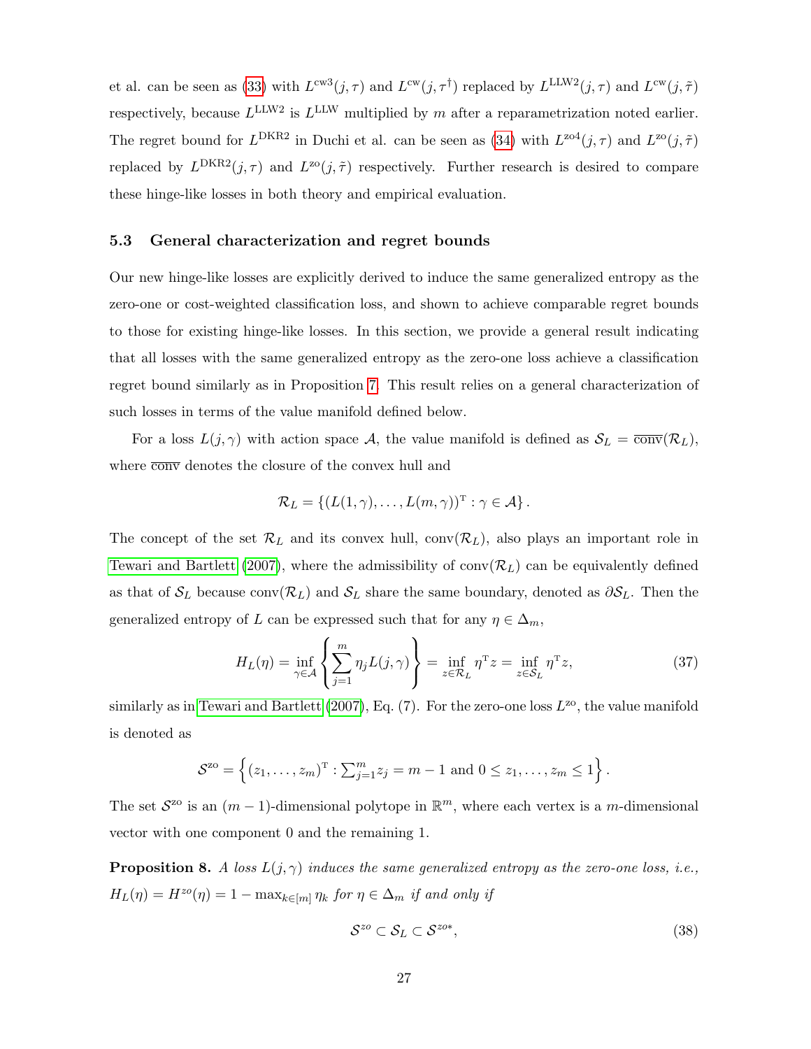et al. can be seen as (33) with $L^{\text{cw3}}(j,\tau)$ and $L^{\text{cw}}(j,\tau^{\dagger})$ replaced by $L^{\text{LLW2}}(j,\tau)$ and $L^{\text{cw}}(j,\tilde{\tau})$ respectively, because $L^{\text{LLW2}}$ is $L^{\text{LLW}}$ multiplied by $m$ after a reparametrization noted earlier. The regret bound for $L^{\text{DKR2}}$ in Duchi et al. can be seen as (34) with $L^{\text{zo4}}(j,\tau)$ and $L^{\text{zo}}(j,\tilde{\tau})$ replaced by $L^{\text{DKR2}}(j,\tau)$ and $L^{\text{zo}}(j,\tilde{\tau})$ respectively. Further research is desired to compare these hinge-like losses in both theory and empirical evaluation.

### 5.3 General characterization and regret bounds

Our new hinge-like losses are explicitly derived to induce the same generalized entropy as the zero-one or cost-weighted classification loss, and shown to achieve comparable regret bounds to those for existing hinge-like losses. In this section, we provide a general result indicating that all losses with the same generalized entropy as the zero-one loss achieve a classification regret bound similarly as in Proposition 7. This result relies on a general characterization of such losses in terms of the value manifold defined below.

For a loss $L(j,\gamma)$ with action space $\mathcal{A}$, the value manifold is defined as $\mathcal{S}_L = \overline{\text{conv}}(\mathcal{R}_L)$, where $\overline{\text{conv}}$ denotes the closure of the convex hull and

$$\mathcal{R}_L = \left\{ (L(1,\gamma),\ldots,L(m,\gamma))^{\mathrm{T}} : \gamma \in \mathcal{A} \right\}.$$

The concept of the set $\mathcal{R}_L$ and its convex hull, $\text{conv}(\mathcal{R}_L)$, also plays an important role in Tewari and Bartlett (2007), where the admissibility of $\text{conv}(\mathcal{R}_L)$ can be equivalently defined as that of $\mathcal{S}_L$ because $\text{conv}(\mathcal{R}_L)$ and $\mathcal{S}_L$ share the same boundary, denoted as $\partial \mathcal{S}_L$. Then the generalized entropy of $L$ can be expressed such that for any $\eta \in \Delta_m$,

$$H_L(\eta) = \inf_{\gamma\in\mathcal{A}} \left\{ \sum_{j=1}^m \eta_j L(j,\gamma) \right\} = \inf_{z\in\mathcal{R}_L} \eta^{\mathrm{T}} z = \inf_{z\in\mathcal{S}_L} \eta^{\mathrm{T}} z, \tag{37}$$

similarly as in Tewari and Bartlett (2007), Eq. (7). For the zero-one loss $L^{\text{zo}}$, the value manifold is denoted as

$$\mathcal{S}^{\text{zo}} = \left\{ (z_1,\ldots,z_m)^{\mathrm{T}} : \textstyle\sum_{j=1}^m z_j = m-1 \text{ and } 0 \le z_1,\ldots,z_m \le 1 \right\}.$$

The set $\mathcal{S}^{\text{zo}}$ is an $(m-1)$-dimensional polytope in $\mathbb{R}^m$, where each vertex is a $m$-dimensional vector with one component 0 and the remaining 1.

**Proposition 8.** *A loss $L(j,\gamma)$ induces the same generalized entropy as the zero-one loss, i.e., $H_L(\eta) = H^{zo}(\eta) = 1 - \max_{k\in[m]} \eta_k$ for $\eta \in \Delta_m$ if and only if*

$$\mathcal{S}^{zo} \subset \mathcal{S}_L \subset \mathcal{S}^{zo*}, \tag{38}$$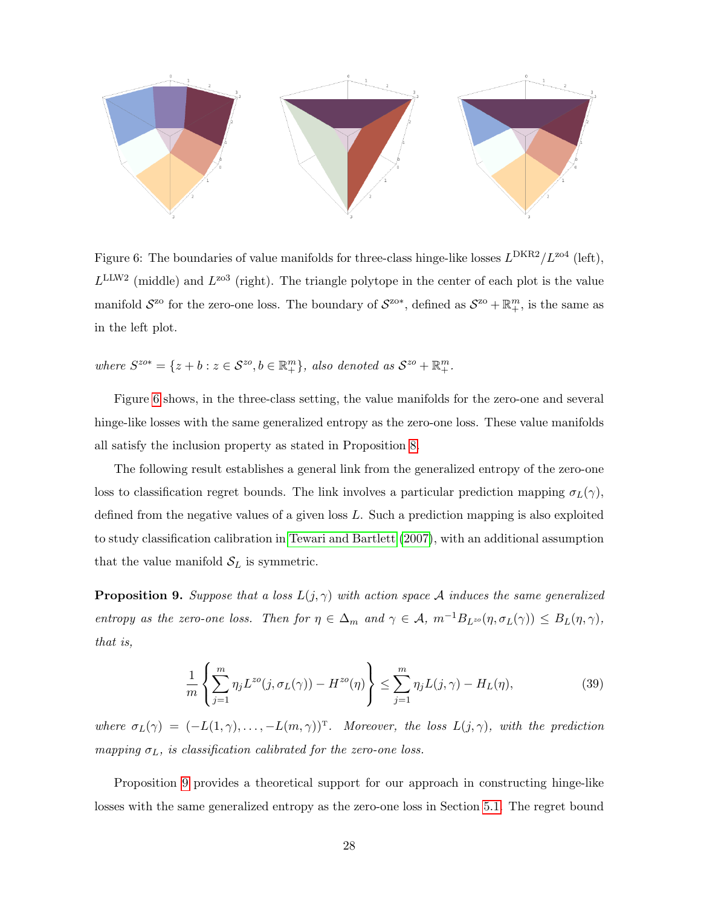Figure 6: The boundaries of value manifolds for three-class hinge-like losses $L^{\text{DKR2}}/L^{\text{zo4}}$ (left), $L^{\text{LLW2}}$ (middle) and $L^{\text{zo3}}$ (right). The triangle polytope in the center of each plot is the value manifold $\mathcal{S}^{\text{zo}}$ for the zero-one loss. The boundary of $\mathcal{S}^{\text{zo}*}$, defined as $\mathcal{S}^{\text{zo}} + \mathbb{R}^m_+$, is the same as in the left plot.

*where $S^{zo*} = \{z + b : z \in \mathcal{S}^{zo}, b \in \mathbb{R}^m_+\}$, also denoted as $\mathcal{S}^{zo} + \mathbb{R}^m_+$.*

Figure 6 shows, in the three-class setting, the value manifolds for the zero-one and several hinge-like losses with the same generalized entropy as the zero-one loss. These value manifolds all satisfy the inclusion property as stated in Proposition 8.

The following result establishes a general link from the generalized entropy of the zero-one loss to classification regret bounds. The link involves a particular prediction mapping $\sigma_L(\gamma)$, defined from the negative values of a given loss $L$. Such a prediction mapping is also exploited to study classification calibration in Tewari and Bartlett (2007), with an additional assumption that the value manifold $\mathcal{S}_L$ is symmetric.

**Proposition 9.** *Suppose that a loss $L(j, \gamma)$ with action space $\mathcal{A}$ induces the same generalized entropy as the zero-one loss. Then for $\eta \in \Delta_m$ and $\gamma \in \mathcal{A}$, $m^{-1}B_{L^{zo}}(\eta, \sigma_L(\gamma)) \le B_L(\eta, \gamma)$, that is,*

$$\frac{1}{m}\left\{\sum_{j=1}^{m} \eta_j L^{zo}(j, \sigma_L(\gamma)) - H^{zo}(\eta)\right\} \le \sum_{j=1}^{m} \eta_j L(j, \gamma) - H_L(\eta), \tag{39}$$

*where $\sigma_L(\gamma) = (-L(1, \gamma), \ldots, -L(m, \gamma))^{\mathrm{T}}$. Moreover, the loss $L(j, \gamma)$, with the prediction mapping $\sigma_L$, is classification calibrated for the zero-one loss.*

Proposition 9 provides a theoretical support for our approach in constructing hinge-like losses with the same generalized entropy as the zero-one loss in Section 5.1. The regret bound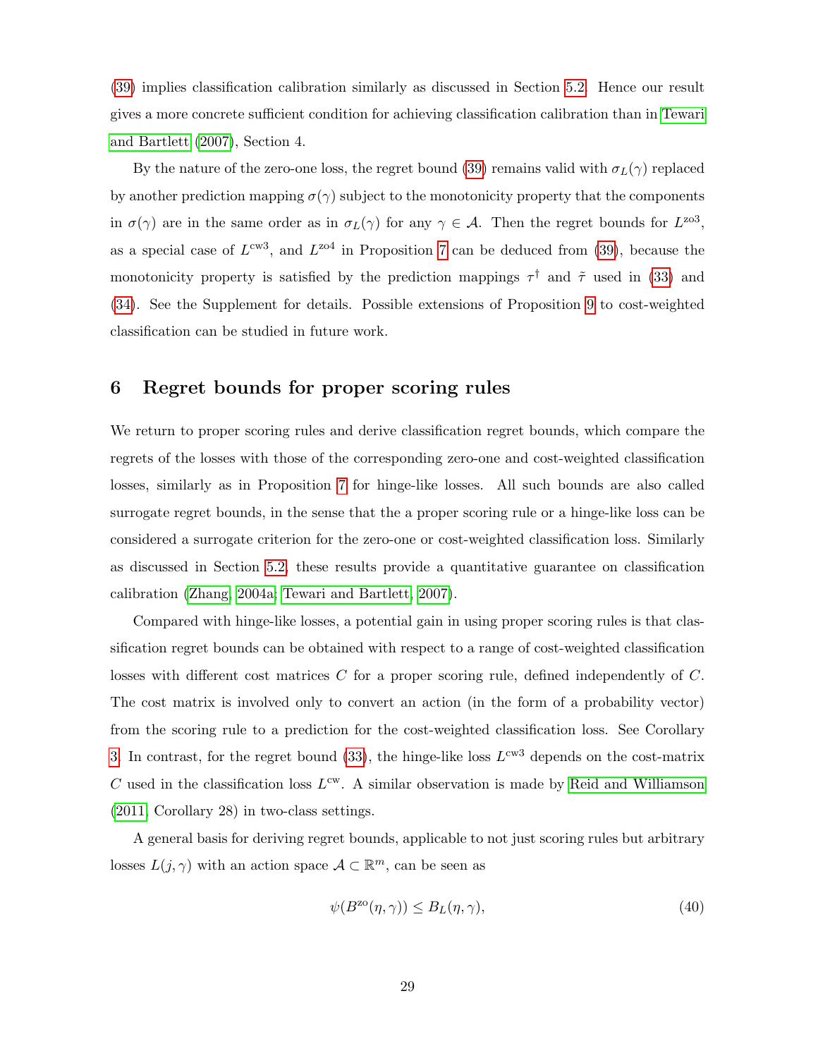(39) implies classification calibration similarly as discussed in Section 5.2. Hence our result gives a more concrete sufficient condition for achieving classification calibration than in Tewari and Bartlett (2007), Section 4.

By the nature of the zero-one loss, the regret bound (39) remains valid with $\sigma_L(\gamma)$ replaced by another prediction mapping $\sigma(\gamma)$ subject to the monotonicity property that the components in $\sigma(\gamma)$ are in the same order as in $\sigma_L(\gamma)$ for any $\gamma \in \mathcal{A}$. Then the regret bounds for $L^{\text{zo3}}$, as a special case of $L^{\text{cw3}}$, and $L^{\text{zo4}}$ in Proposition 7 can be deduced from (39), because the monotonicity property is satisfied by the prediction mappings $\tau^\dagger$ and $\tilde{\tau}$ used in (33) and (34). See the Supplement for details. Possible extensions of Proposition 9 to cost-weighted classification can be studied in future work.

## 6 Regret bounds for proper scoring rules

We return to proper scoring rules and derive classification regret bounds, which compare the regrets of the losses with those of the corresponding zero-one and cost-weighted classification losses, similarly as in Proposition 7 for hinge-like losses. All such bounds are also called surrogate regret bounds, in the sense that the a proper scoring rule or a hinge-like loss can be considered a surrogate criterion for the zero-one or cost-weighted classification loss. Similarly as discussed in Section 5.2, these results provide a quantitative guarantee on classification calibration (Zhang, 2004a; Tewari and Bartlett, 2007).

Compared with hinge-like losses, a potential gain in using proper scoring rules is that classification regret bounds can be obtained with respect to a range of cost-weighted classification losses with different cost matrices $C$ for a proper scoring rule, defined independently of $C$. The cost matrix is involved only to convert an action (in the form of a probability vector) from the scoring rule to a prediction for the cost-weighted classification loss. See Corollary 3. In contrast, for the regret bound (33), the hinge-like loss $L^{\text{cw3}}$ depends on the cost-matrix $C$ used in the classification loss $L^{\text{cw}}$. A similar observation is made by Reid and Williamson (2011, Corollary 28) in two-class settings.

A general basis for deriving regret bounds, applicable to not just scoring rules but arbitrary losses $L(j,\gamma)$ with an action space $\mathcal{A} \subset \mathbb{R}^m$, can be seen as

$$\psi(B^{\text{zo}}(\eta,\gamma)) \leq B_L(\eta,\gamma), \tag{40}$$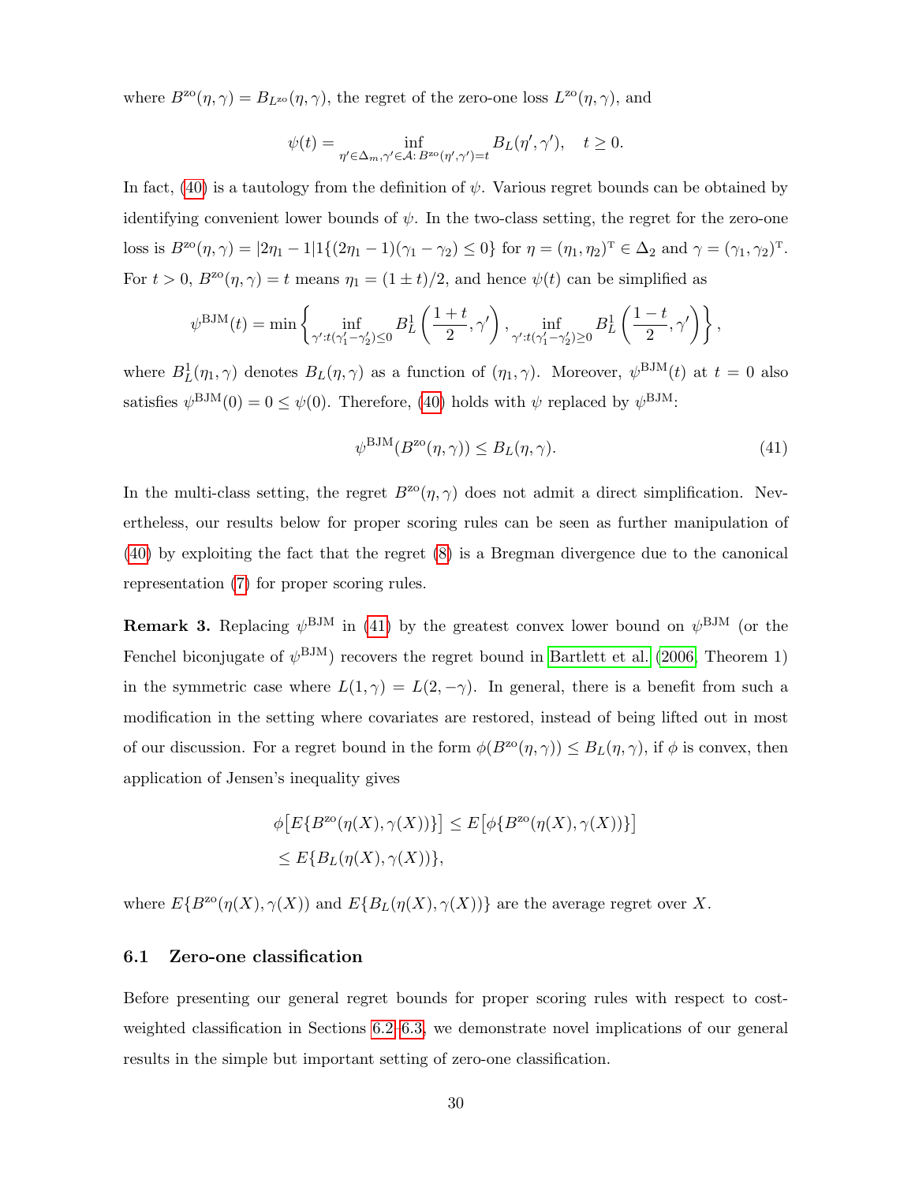where $B^{\text{zo}}(\eta, \gamma) = B_{L^{\text{zo}}}(\eta, \gamma)$, the regret of the zero-one loss $L^{\text{zo}}(\eta, \gamma)$, and

$$\psi(t) = \inf_{\eta' \in \Delta_m, \gamma' \in \mathcal{A}: B^{\text{zo}}(\eta', \gamma') = t} B_L(\eta', \gamma'), \quad t \geq 0.$$

In fact, (40) is a tautology from the definition of $\psi$. Various regret bounds can be obtained by identifying convenient lower bounds of $\psi$. In the two-class setting, the regret for the zero-one loss is $B^{\text{zo}}(\eta, \gamma) = |2\eta_1 - 1| 1\{(2\eta_1 - 1)(\gamma_1 - \gamma_2) \leq 0\}$ for $\eta = (\eta_1, \eta_2)^{\text{T}} \in \Delta_2$ and $\gamma = (\gamma_1, \gamma_2)^{\text{T}}$. For $t > 0$, $B^{\text{zo}}(\eta, \gamma) = t$ means $\eta_1 = (1 \pm t)/2$, and hence $\psi(t)$ can be simplified as

$$\psi^{\text{BJM}}(t) = \min \left\{ \inf_{\gamma' : t(\gamma'_1 - \gamma'_2) \leq 0} B^1_L \left( \frac{1+t}{2}, \gamma' \right), \inf_{\gamma' : t(\gamma'_1 - \gamma'_2) \geq 0} B^1_L \left( \frac{1-t}{2}, \gamma' \right) \right\},$$

where $B^1_L(\eta_1, \gamma)$ denotes $B_L(\eta, \gamma)$ as a function of $(\eta_1, \gamma)$. Moreover, $\psi^{\text{BJM}}(t)$ at $t = 0$ also satisfies $\psi^{\text{BJM}}(0) = 0 \leq \psi(0)$. Therefore, (40) holds with $\psi$ replaced by $\psi^{\text{BJM}}$:

$$\psi^{\text{BJM}}(B^{\text{zo}}(\eta, \gamma)) \leq B_L(\eta, \gamma). \tag{41}$$

In the multi-class setting, the regret $B^{\text{zo}}(\eta, \gamma)$ does not admit a direct simplification. Nevertheless, our results below for proper scoring rules can be seen as further manipulation of (40) by exploiting the fact that the regret (8) is a Bregman divergence due to the canonical representation (7) for proper scoring rules.

**Remark 3.** Replacing $\psi^{\text{BJM}}$ in (41) by the greatest convex lower bound on $\psi^{\text{BJM}}$ (or the Fenchel biconjugate of $\psi^{\text{BJM}}$) recovers the regret bound in Bartlett et al. (2006, Theorem 1) in the symmetric case where $L(1, \gamma) = L(2, -\gamma)$. In general, there is a benefit from such a modification in the setting where covariates are restored, instead of being lifted out in most of our discussion. For a regret bound in the form $\phi(B^{\text{zo}}(\eta, \gamma)) \leq B_L(\eta, \gamma)$, if $\phi$ is convex, then application of Jensen's inequality gives

$$\begin{aligned}
&\phi\big[E\{B^{\text{zo}}(\eta(X), \gamma(X))\}\big] \leq E\big[\phi\{B^{\text{zo}}(\eta(X), \gamma(X))\}\big] \\
&\leq E\{B_L(\eta(X), \gamma(X))\},
\end{aligned}$$

where $E\{B^{\text{zo}}(\eta(X), \gamma(X))$ and $E\{B_L(\eta(X), \gamma(X))\}$ are the average regret over $X$.

## 6.1 Zero-one classification

Before presenting our general regret bounds for proper scoring rules with respect to cost-weighted classification in Sections 6.2–6.3, we demonstrate novel implications of our general results in the simple but important setting of zero-one classification.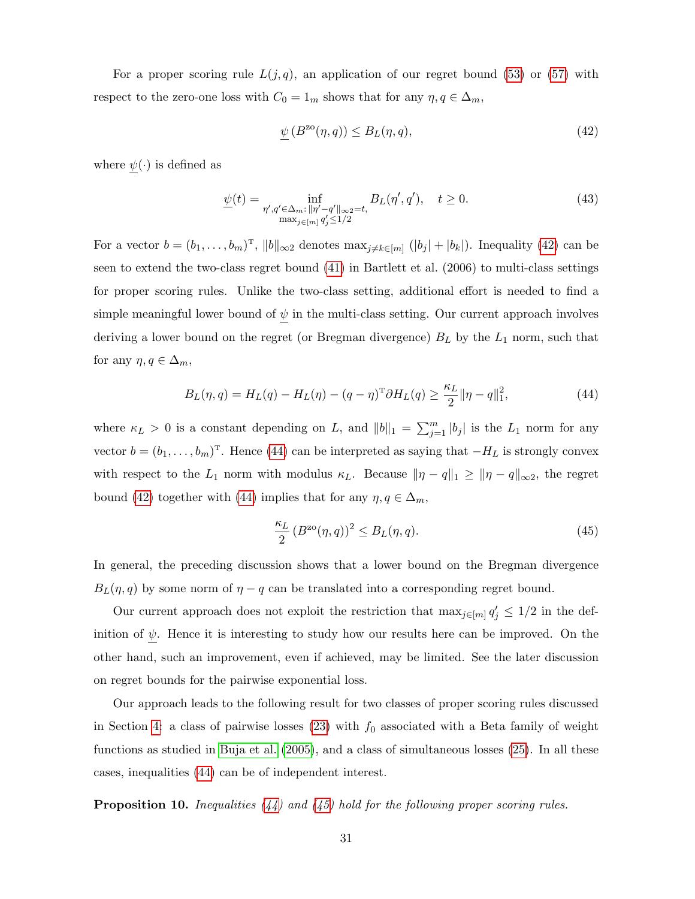For a proper scoring rule $L(j, q)$, an application of our regret bound (53) or (57) with respect to the zero-one loss with $C_0 = 1_m$ shows that for any $\eta, q \in \Delta_m$,

$$\underline{\psi}\left(B^{\text{zo}}(\eta, q)\right) \leq B_L(\eta, q), \tag{42}$$

where $\underline{\psi}(\cdot)$ is defined as

$$\underline{\psi}(t) = \inf_{\substack{\eta', q' \in \Delta_m : \|\eta' - q'\|_{\infty 2} = t, \\ \max_{j \in [m]} q'_j \leq 1/2}} B_L(\eta', q'), \quad t \geq 0. \tag{43}$$

For a vector $b = (b_1, \ldots, b_m)^{\text{T}}$, $\|b\|_{\infty 2}$ denotes $\max_{j \neq k \in [m]} (|b_j| + |b_k|)$. Inequality (42) can be seen to extend the two-class regret bound (41) in Bartlett et al. (2006) to multi-class settings for proper scoring rules. Unlike the two-class setting, additional effort is needed to find a simple meaningful lower bound of $\underline{\psi}$ in the multi-class setting. Our current approach involves deriving a lower bound on the regret (or Bregman divergence) $B_L$ by the $L_1$ norm, such that for any $\eta, q \in \Delta_m$,

$$B_L(\eta, q) = H_L(q) - H_L(\eta) - (q - \eta)^{\text{T}} \partial H_L(q) \geq \frac{\kappa_L}{2} \|\eta - q\|_1^2, \tag{44}$$

where $\kappa_L > 0$ is a constant depending on $L$, and $\|b\|_1 = \sum_{j=1}^m |b_j|$ is the $L_1$ norm for any vector $b = (b_1, \ldots, b_m)^{\text{T}}$. Hence (44) can be interpreted as saying that $-H_L$ is strongly convex with respect to the $L_1$ norm with modulus $\kappa_L$. Because $\|\eta - q\|_1 \geq \|\eta - q\|_{\infty 2}$, the regret bound (42) together with (44) implies that for any $\eta, q \in \Delta_m$,

$$\frac{\kappa_L}{2} \left(B^{\text{zo}}(\eta, q)\right)^2 \leq B_L(\eta, q). \tag{45}$$

In general, the preceding discussion shows that a lower bound on the Bregman divergence $B_L(\eta, q)$ by some norm of $\eta - q$ can be translated into a corresponding regret bound.

Our current approach does not exploit the restriction that $\max_{j \in [m]} q'_j \leq 1/2$ in the definition of $\underline{\psi}$. Hence it is interesting to study how our results here can be improved. On the other hand, such an improvement, even if achieved, may be limited. See the later discussion on regret bounds for the pairwise exponential loss.

Our approach leads to the following result for two classes of proper scoring rules discussed in Section 4: a class of pairwise losses (23) with $f_0$ associated with a Beta family of weight functions as studied in Buja et al. (2005), and a class of simultaneous losses (25). In all these cases, inequalities (44) can be of independent interest.

**Proposition 10.** *Inequalities (44) and (45) hold for the following proper scoring rules.*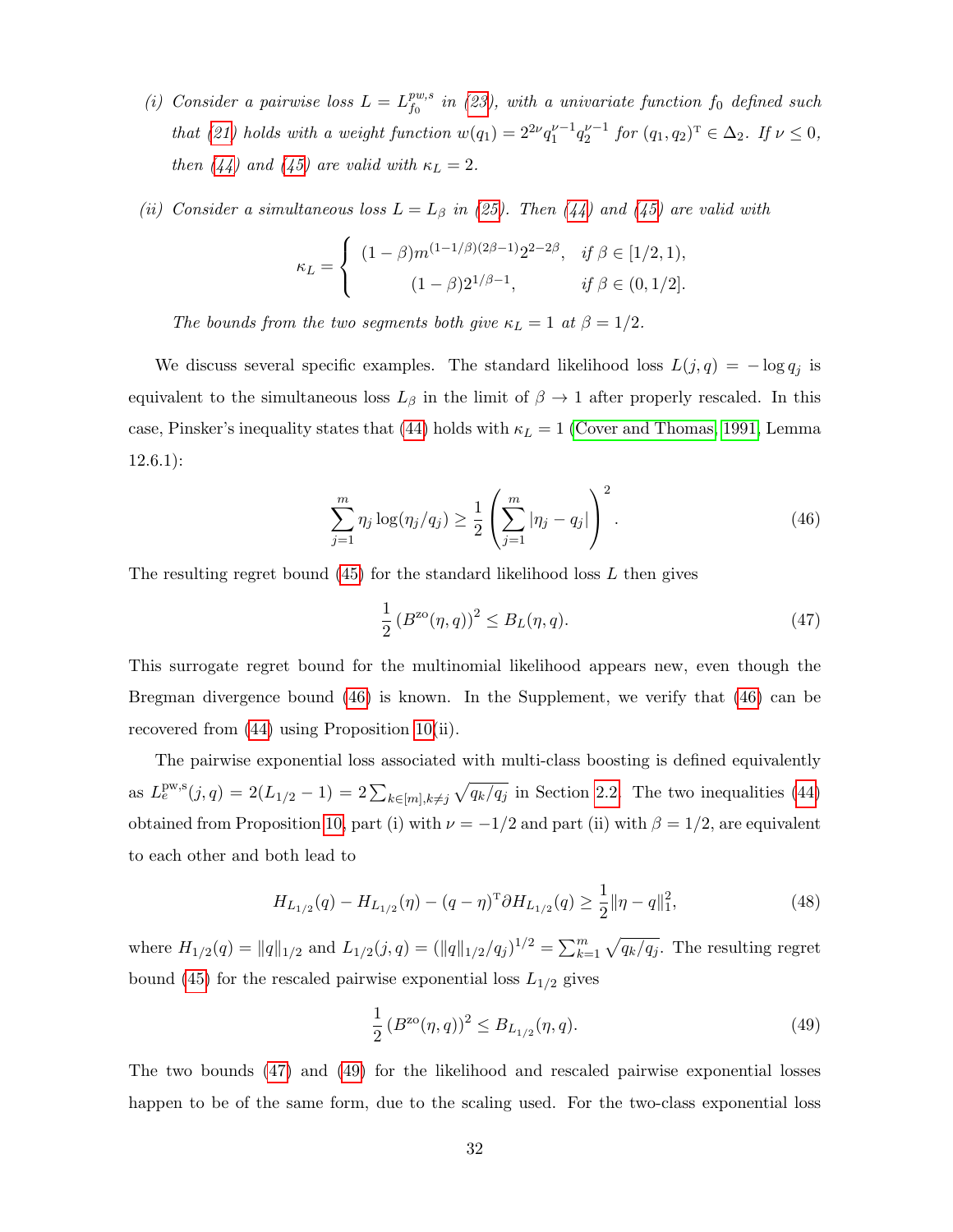*(i) Consider a pairwise loss $L = L^{pw,s}_{f_0}$ in (23), with a univariate function $f_0$ defined such that (21) holds with a weight function $w(q_1) = 2^{2\nu} q_1^{\nu-1} q_2^{\nu-1}$ for $(q_1, q_2)^{\mathrm{T}} \in \Delta_2$. If $\nu \leq 0$, then (44) and (45) are valid with $\kappa_L = 2$.*

*(ii) Consider a simultaneous loss $L = L_\beta$ in (25). Then (44) and (45) are valid with*

$$\kappa_L = \begin{cases} (1-\beta) m^{(1-1/\beta)(2\beta-1)} 2^{2-2\beta}, & \text{if } \beta \in [1/2, 1), \\ (1-\beta) 2^{1/\beta - 1}, & \text{if } \beta \in (0, 1/2]. \end{cases}$$

*The bounds from the two segments both give $\kappa_L = 1$ at $\beta = 1/2$.*

We discuss several specific examples. The standard likelihood loss $L(j, q) = -\log q_j$ is equivalent to the simultaneous loss $L_\beta$ in the limit of $\beta \to 1$ after properly rescaled. In this case, Pinsker's inequality states that (44) holds with $\kappa_L = 1$ (Cover and Thomas, 1991, Lemma 12.6.1):

$$\sum_{j=1}^m \eta_j \log(\eta_j / q_j) \geq \frac{1}{2} \left( \sum_{j=1}^m |\eta_j - q_j| \right)^2. \tag{46}$$

The resulting regret bound (45) for the standard likelihood loss $L$ then gives

$$\frac{1}{2} \left( B^{\mathrm{zo}}(\eta, q) \right)^2 \leq B_L(\eta, q). \tag{47}$$

This surrogate regret bound for the multinomial likelihood appears new, even though the Bregman divergence bound (46) is known. In the Supplement, we verify that (46) can be recovered from (44) using Proposition 10(ii).

The pairwise exponential loss associated with multi-class boosting is defined equivalently as $L^{\mathrm{pw,s}}_e(j, q) = 2(L_{1/2} - 1) = 2 \sum_{k \in [m], k \neq j} \sqrt{q_k / q_j}$ in Section 2.2. The two inequalities (44) obtained from Proposition 10, part (i) with $\nu = -1/2$ and part (ii) with $\beta = 1/2$, are equivalent to each other and both lead to

$$H_{L_{1/2}}(q) - H_{L_{1/2}}(\eta) - (q - \eta)^{\mathrm{T}} \partial H_{L_{1/2}}(q) \geq \frac{1}{2} \|\eta - q\|_1^2, \tag{48}$$

where $H_{1/2}(q) = \|q\|_{1/2}$ and $L_{1/2}(j, q) = (\|q\|_{1/2} / q_j)^{1/2} = \sum_{k=1}^m \sqrt{q_k / q_j}$. The resulting regret bound (45) for the rescaled pairwise exponential loss $L_{1/2}$ gives

$$\frac{1}{2} \left( B^{\mathrm{zo}}(\eta, q) \right)^2 \leq B_{L_{1/2}}(\eta, q). \tag{49}$$

The two bounds (47) and (49) for the likelihood and rescaled pairwise exponential losses happen to be of the same form, due to the scaling used. For the two-class exponential loss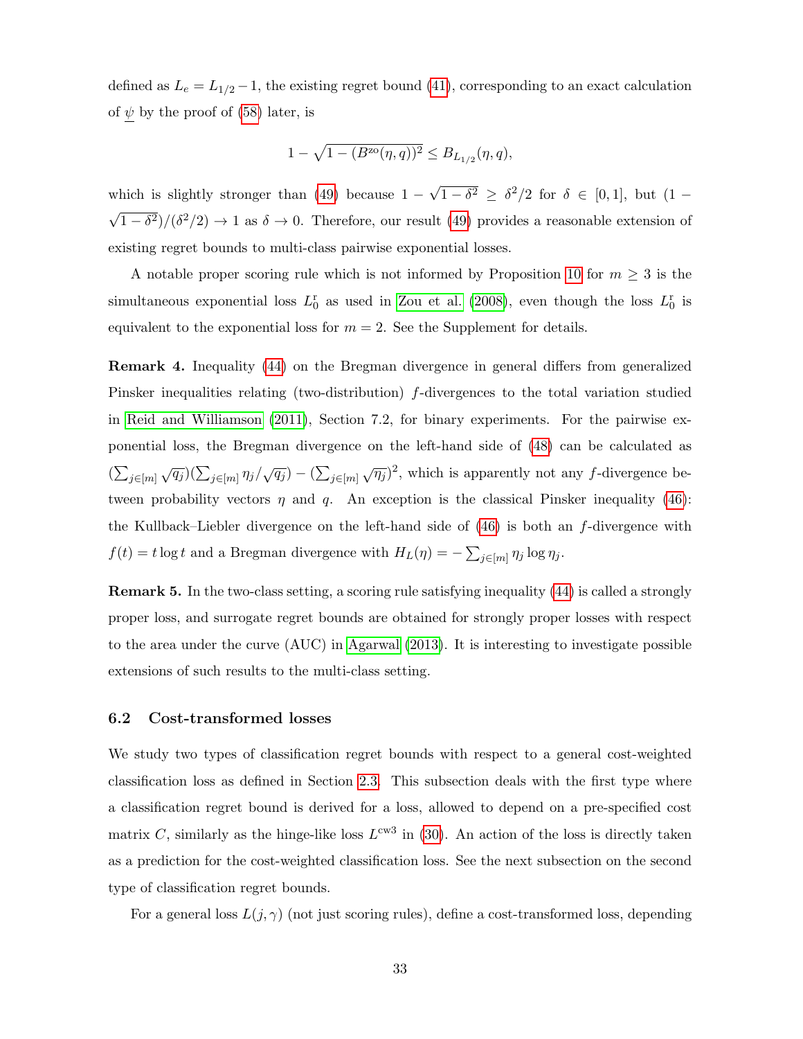defined as $L_e = L_{1/2} - 1$, the existing regret bound (41), corresponding to an exact calculation of $\underline{\psi}$ by the proof of (58) later, is

$$1 - \sqrt{1 - (B^{\text{zo}}(\eta, q))^2} \le B_{L_{1/2}}(\eta, q),$$

which is slightly stronger than (49) because $1 - \sqrt{1-\delta^2} \ge \delta^2/2$ for $\delta \in [0, 1]$, but $(1 - \sqrt{1-\delta^2})/(\delta^2/2) \to 1$ as $\delta \to 0$. Therefore, our result (49) provides a reasonable extension of existing regret bounds to multi-class pairwise exponential losses.

A notable proper scoring rule which is not informed by Proposition 10 for $m \ge 3$ is the simultaneous exponential loss $L_0^{\text{r}}$ as used in Zou et al. (2008), even though the loss $L_0^{\text{r}}$ is equivalent to the exponential loss for $m = 2$. See the Supplement for details.

**Remark 4.** Inequality (44) on the Bregman divergence in general differs from generalized Pinsker inequalities relating (two-distribution) $f$-divergences to the total variation studied in Reid and Williamson (2011), Section 7.2, for binary experiments. For the pairwise exponential loss, the Bregman divergence on the left-hand side of (48) can be calculated as $(\sum_{j\in[m]} \sqrt{q_j})(\sum_{j\in[m]} \eta_j/\sqrt{q_j}) - (\sum_{j\in[m]} \sqrt{\eta_j})^2$, which is apparently not any $f$-divergence between probability vectors $\eta$ and $q$. An exception is the classical Pinsker inequality (46): the Kullback–Leibler divergence on the left-hand side of (46) is both an $f$-divergence with $f(t) = t \log t$ and a Bregman divergence with $H_L(\eta) = -\sum_{j\in[m]} \eta_j \log \eta_j$.

**Remark 5.** In the two-class setting, a scoring rule satisfying inequality (44) is called a strongly proper loss, and surrogate regret bounds are obtained for strongly proper losses with respect to the area under the curve (AUC) in Agarwal (2013). It is interesting to investigate possible extensions of such results to the multi-class setting.

### 6.2 Cost-transformed losses

We study two types of classification regret bounds with respect to a general cost-weighted classification loss as defined in Section 2.3. This subsection deals with the first type where a classification regret bound is derived for a loss, allowed to depend on a pre-specified cost matrix $C$, similarly as the hinge-like loss $L^{\text{cw3}}$ in (30). An action of the loss is directly taken as a prediction for the cost-weighted classification loss. See the next subsection on the second type of classification regret bounds.

For a general loss $L(j, \gamma)$ (not just scoring rules), define a cost-transformed loss, depending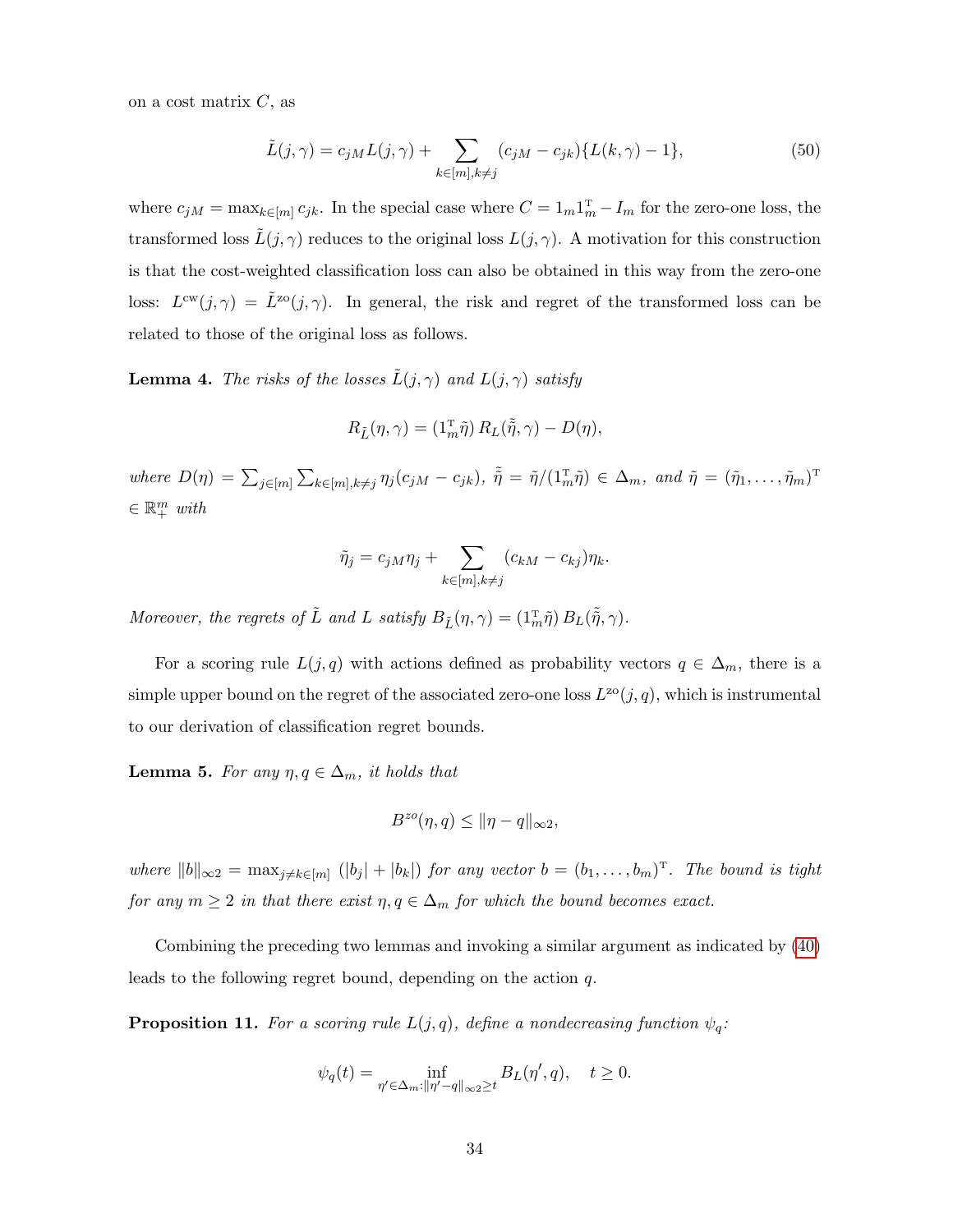on a cost matrix $C$, as

$$\tilde{L}(j,\gamma) = c_{jM} L(j,\gamma) + \sum_{k\in[m],k\neq j} (c_{jM} - c_{jk})\{L(k,\gamma) - 1\}, \tag{50}$$

where $c_{jM} = \max_{k\in[m]} c_{jk}$. In the special case where $C = 1_m 1_m^{\mathrm{T}} - I_m$ for the zero-one loss, the transformed loss $\tilde{L}(j,\gamma)$ reduces to the original loss $L(j,\gamma)$. A motivation for this construction is that the cost-weighted classification loss can also be obtained in this way from the zero-one loss: $L^{\mathrm{cw}}(j,\gamma) = \tilde{L}^{\mathrm{zo}}(j,\gamma)$. In general, the risk and regret of the transformed loss can be related to those of the original loss as follows.

**Lemma 4.** *The risks of the losses $\tilde{L}(j,\gamma)$ and $L(j,\gamma)$ satisfy*

$$R_{\tilde{L}}(\eta,\gamma) = (1_m^{\mathrm{T}}\tilde{\eta})\, R_L(\tilde{\tilde{\eta}},\gamma) - D(\eta),$$

*where $D(\eta) = \sum_{j\in[m]} \sum_{k\in[m],k\neq j} \eta_j (c_{jM} - c_{jk})$, $\tilde{\tilde{\eta}} = \tilde{\eta}/(1_m^{\mathrm{T}}\tilde{\eta}) \in \Delta_m$, and $\tilde{\eta} = (\tilde{\eta}_1,\ldots,\tilde{\eta}_m)^{\mathrm{T}} \in \mathbb{R}_+^m$ with*

$$\tilde{\eta}_j = c_{jM}\eta_j + \sum_{k\in[m],k\neq j} (c_{kM} - c_{kj})\eta_k.$$

*Moreover, the regrets of $\tilde{L}$ and $L$ satisfy $B_{\tilde{L}}(\eta,\gamma) = (1_m^{\mathrm{T}}\tilde{\eta})\, B_L(\tilde{\tilde{\eta}},\gamma)$.*

For a scoring rule $L(j,q)$ with actions defined as probability vectors $q \in \Delta_m$, there is a simple upper bound on the regret of the associated zero-one loss $L^{\mathrm{zo}}(j,q)$, which is instrumental to our derivation of classification regret bounds.

**Lemma 5.** *For any $\eta, q \in \Delta_m$, it holds that*

$$B^{zo}(\eta,q) \le \|\eta - q\|_{\infty 2},$$

*where $\|b\|_{\infty 2} = \max_{j\neq k\in[m]} (|b_j| + |b_k|)$ for any vector $b = (b_1,\ldots,b_m)^{\mathrm{T}}$. The bound is tight for any $m \ge 2$ in that there exist $\eta, q \in \Delta_m$ for which the bound becomes exact.*

Combining the preceding two lemmas and invoking a similar argument as indicated by (40) leads to the following regret bound, depending on the action $q$.

**Proposition 11.** *For a scoring rule $L(j,q)$, define a nondecreasing function $\psi_q$:*

$$\psi_q(t) = \inf_{\eta'\in\Delta_m : \|\eta' - q\|_{\infty 2} \ge t} B_L(\eta', q), \quad t \ge 0.$$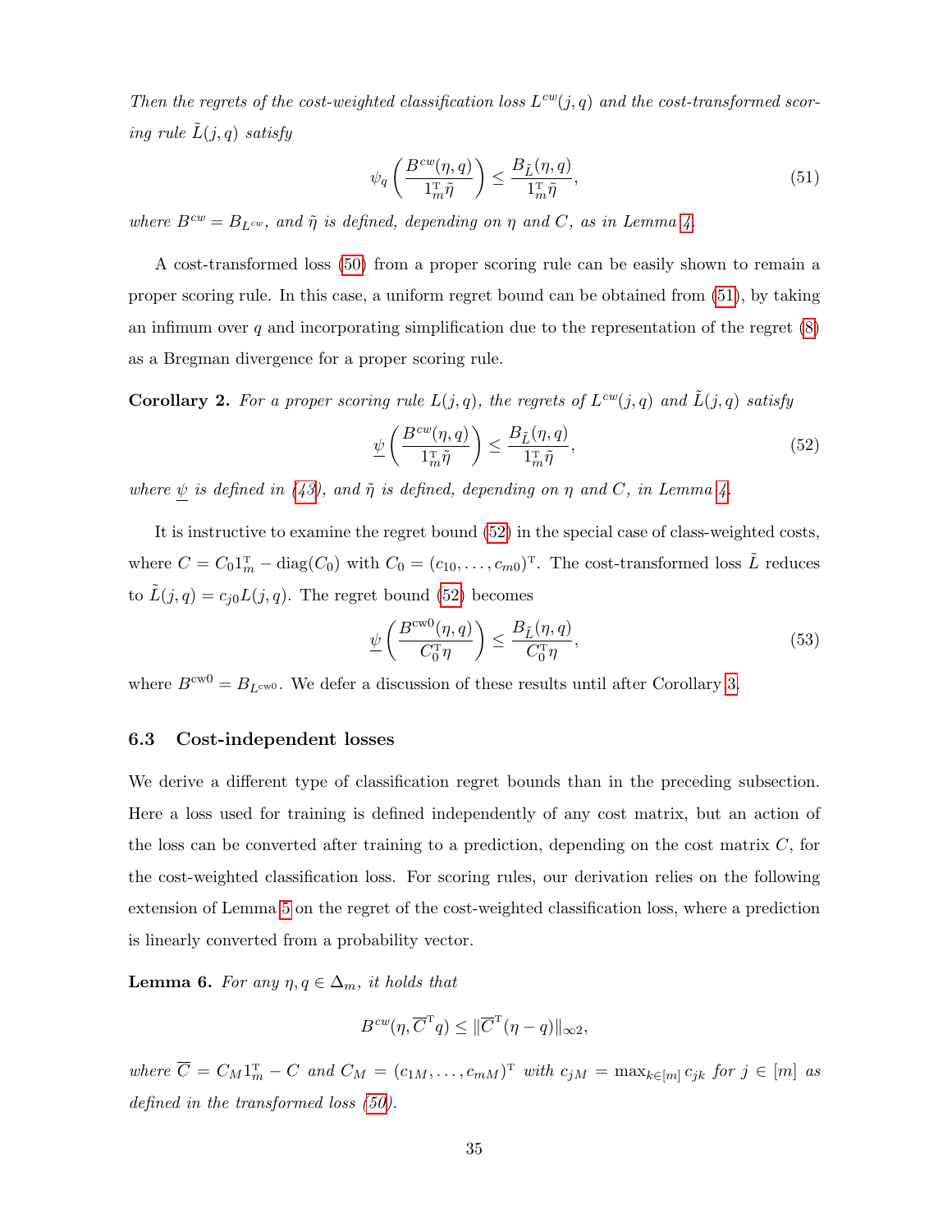*Then the regrets of the cost-weighted classification loss $L^{cw}(j,q)$ and the cost-transformed scoring rule $\tilde{L}(j,q)$ satisfy*

$$\psi_q\left(\frac{B^{cw}(\eta,q)}{1_m^{\mathrm{T}}\tilde{\eta}}\right) \le \frac{B_{\tilde{L}}(\eta,q)}{1_m^{\mathrm{T}}\tilde{\eta}}, \tag{51}$$

*where $B^{cw} = B_{L^{cw}}$, and $\tilde{\eta}$ is defined, depending on $\eta$ and $C$, as in Lemma 4.*

A cost-transformed loss (50) from a proper scoring rule can be easily shown to remain a proper scoring rule. In this case, a uniform regret bound can be obtained from (51), by taking an infimum over $q$ and incorporating simplification due to the representation of the regret (8) as a Bregman divergence for a proper scoring rule.

**Corollary 2.** *For a proper scoring rule $L(j,q)$, the regrets of $L^{cw}(j,q)$ and $\tilde{L}(j,q)$ satisfy*

$$\underline{\psi}\left(\frac{B^{cw}(\eta,q)}{1_m^{\mathrm{T}}\tilde{\eta}}\right) \le \frac{B_{\tilde{L}}(\eta,q)}{1_m^{\mathrm{T}}\tilde{\eta}}, \tag{52}$$

*where $\underline{\psi}$ is defined in (43), and $\tilde{\eta}$ is defined, depending on $\eta$ and $C$, in Lemma 4.*

It is instructive to examine the regret bound (52) in the special case of class-weighted costs, where $C = C_0 1_m^{\mathrm{T}} - \mathrm{diag}(C_0)$ with $C_0 = (c_{10},\ldots,c_{m0})^{\mathrm{T}}$. The cost-transformed loss $\tilde{L}$ reduces to $\tilde{L}(j,q) = c_{j0}L(j,q)$. The regret bound (52) becomes

$$\underline{\psi}\left(\frac{B^{\mathrm{cw0}}(\eta,q)}{C_0^{\mathrm{T}}\eta}\right) \le \frac{B_{\tilde{L}}(\eta,q)}{C_0^{\mathrm{T}}\eta}, \tag{53}$$

where $B^{\mathrm{cw0}} = B_{L^{\mathrm{cw0}}}$. We defer a discussion of these results until after Corollary 3.

### 6.3 Cost-independent losses

We derive a different type of classification regret bounds than in the preceding subsection. Here a loss used for training is defined independently of any cost matrix, but an action of the loss can be converted after training to a prediction, depending on the cost matrix $C$, for the cost-weighted classification loss. For scoring rules, our derivation relies on the following extension of Lemma 5 on the regret of the cost-weighted classification loss, where a prediction is linearly converted from a probability vector.

**Lemma 6.** *For any $\eta, q \in \Delta_m$, it holds that*

$$B^{cw}(\eta, \overline{C}^{\mathrm{T}} q) \le \|\overline{C}^{\mathrm{T}}(\eta - q)\|_{\infty 2},$$

*where $\overline{C} = C_M 1_m^{\mathrm{T}} - C$ and $C_M = (c_{1M},\ldots,c_{mM})^{\mathrm{T}}$ with $c_{jM} = \max_{k\in[m]} c_{jk}$ for $j \in [m]$ as defined in the transformed loss (50).*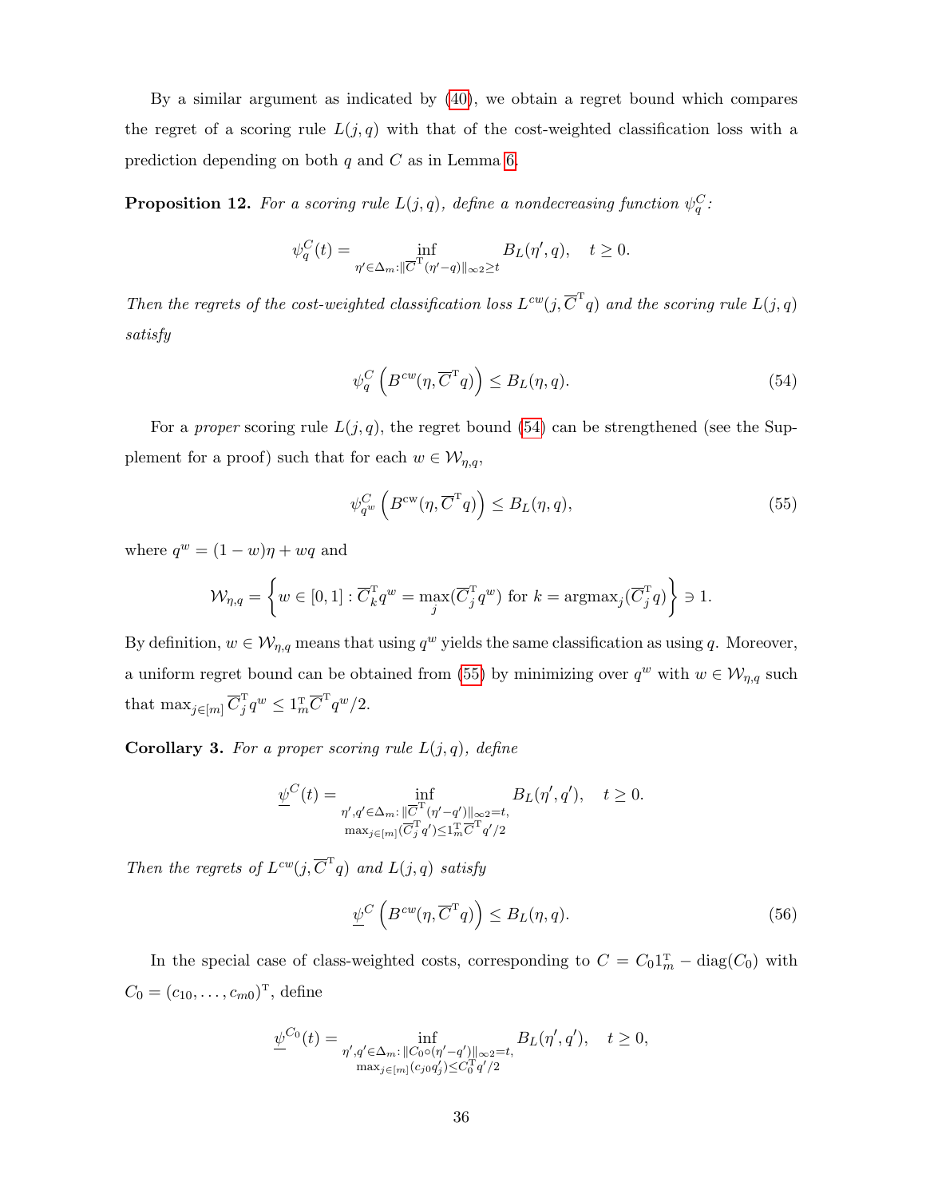By a similar argument as indicated by (40), we obtain a regret bound which compares the regret of a scoring rule $L(j,q)$ with that of the cost-weighted classification loss with a prediction depending on both $q$ and $C$ as in Lemma 6.

**Proposition 12.** *For a scoring rule $L(j,q)$, define a nondecreasing function $\psi_q^C$:*

$$\psi_q^C(t) = \inf_{\eta' \in \Delta_m : \|\overline{C}^{\mathrm{T}}(\eta'-q)\|_{\infty 2} \geq t} B_L(\eta', q), \quad t \geq 0.$$

*Then the regrets of the cost-weighted classification loss $L^{cw}(j, \overline{C}^{\mathrm{T}} q)$ and the scoring rule $L(j,q)$ satisfy*

$$\psi_q^C \left( B^{cw}(\eta, \overline{C}^{\mathrm{T}} q) \right) \leq B_L(\eta, q). \tag{54}$$

For a *proper* scoring rule $L(j,q)$, the regret bound (54) can be strengthened (see the Supplement for a proof) such that for each $w \in \mathcal{W}_{\eta,q}$,

$$\psi_{q^w}^C \left( B^{\mathrm{cw}}(\eta, \overline{C}^{\mathrm{T}} q) \right) \leq B_L(\eta, q), \tag{55}$$

where $q^w = (1-w)\eta + wq$ and

$$\mathcal{W}_{\eta,q} = \left\{ w \in [0,1] : \overline{C}_k^{\mathrm{T}} q^w = \max_j (\overline{C}_j^{\mathrm{T}} q^w) \text{ for } k = \mathrm{argmax}_j (\overline{C}_j^{\mathrm{T}} q) \right\} \ni 1.$$

By definition, $w \in \mathcal{W}_{\eta,q}$ means that using $q^w$ yields the same classification as using $q$. Moreover, a uniform regret bound can be obtained from (55) by minimizing over $q^w$ with $w \in \mathcal{W}_{\eta,q}$ such that $\max_{j \in [m]} \overline{C}_j^{\mathrm{T}} q^w \leq 1_m^{\mathrm{T}} \overline{C}^{\mathrm{T}} q^w / 2$.

**Corollary 3.** *For a proper scoring rule $L(j,q)$, define*

$$\underline{\psi}^C(t) = \inf_{\substack{\eta', q' \in \Delta_m : \|\overline{C}^{\mathrm{T}}(\eta'-q')\|_{\infty 2} = t, \\ \max_{j \in [m]} (\overline{C}_j^{\mathrm{T}} q') \leq 1_m^{\mathrm{T}} \overline{C}^{\mathrm{T}} q'/2}} B_L(\eta', q'), \quad t \geq 0.$$

*Then the regrets of $L^{cw}(j, \overline{C}^{\mathrm{T}} q)$ and $L(j,q)$ satisfy*

$$\underline{\psi}^C \left( B^{cw}(\eta, \overline{C}^{\mathrm{T}} q) \right) \leq B_L(\eta, q). \tag{56}$$

In the special case of class-weighted costs, corresponding to $C = C_0 1_m^{\mathrm{T}} - \mathrm{diag}(C_0)$ with $C_0 = (c_{10}, \ldots, c_{m0})^{\mathrm{T}}$, define

$$\underline{\psi}^{C_0}(t) = \inf_{\substack{\eta', q' \in \Delta_m : \|C_0 \circ (\eta'-q')\|_{\infty 2} = t, \\ \max_{j \in [m]} (c_{j0} q'_j) \leq C_0^{\mathrm{T}} q'/2}} B_L(\eta', q'), \quad t \geq 0,$$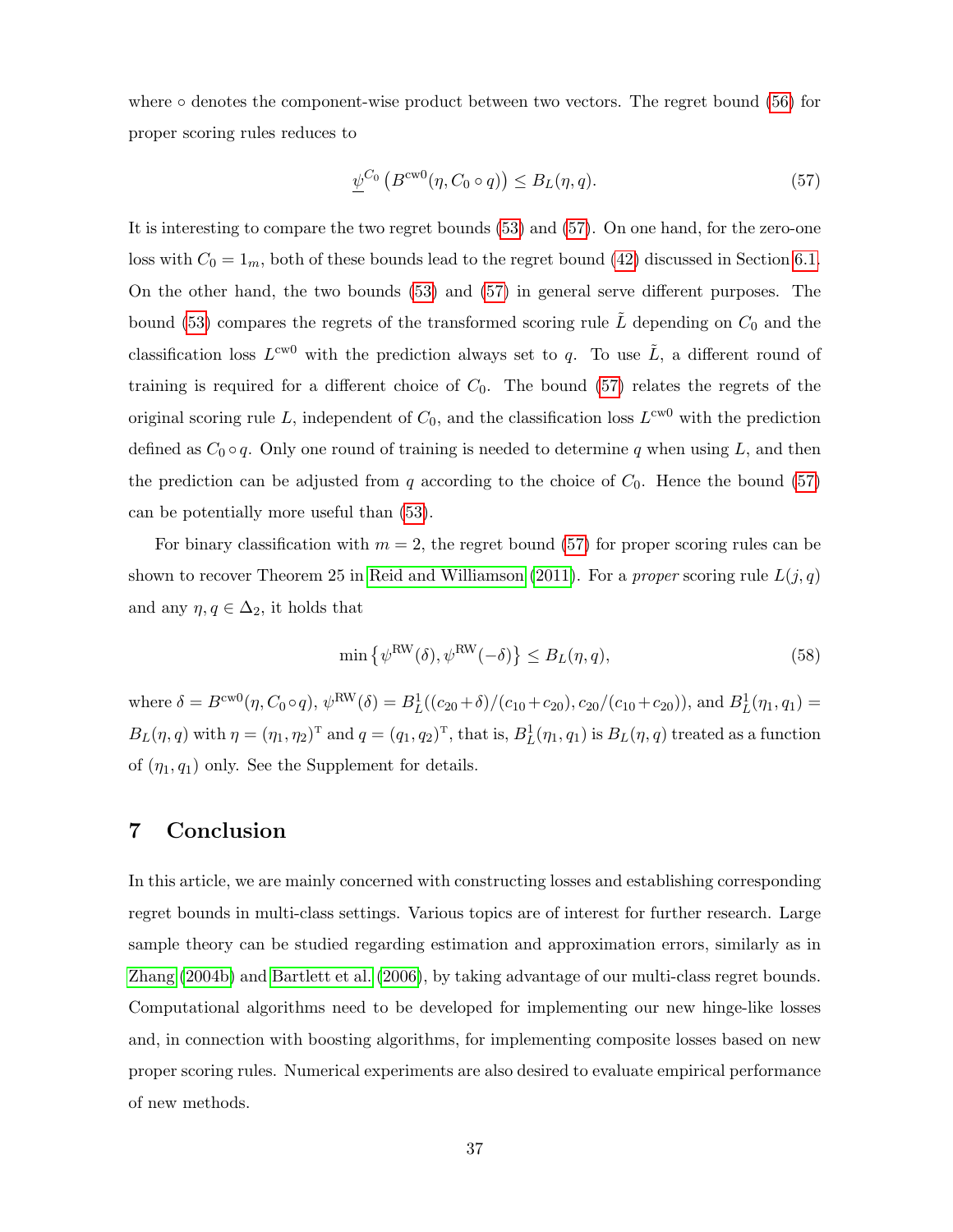where $\circ$ denotes the component-wise product between two vectors. The regret bound (56) for proper scoring rules reduces to

$$\underline{\psi}^{C_0}\left(B^{\mathrm{cw0}}(\eta, C_0 \circ q)\right) \leq B_L(\eta, q). \tag{57}$$

It is interesting to compare the two regret bounds (53) and (57). On one hand, for the zero-one loss with $C_0 = 1_m$, both of these bounds lead to the regret bound (42) discussed in Section 6.1. On the other hand, the two bounds (53) and (57) in general serve different purposes. The bound (53) compares the regrets of the transformed scoring rule $\tilde{L}$ depending on $C_0$ and the classification loss $L^{\mathrm{cw0}}$ with the prediction always set to $q$. To use $\tilde{L}$, a different round of training is required for a different choice of $C_0$. The bound (57) relates the regrets of the original scoring rule $L$, independent of $C_0$, and the classification loss $L^{\mathrm{cw0}}$ with the prediction defined as $C_0 \circ q$. Only one round of training is needed to determine $q$ when using $L$, and then the prediction can be adjusted from $q$ according to the choice of $C_0$. Hence the bound (57) can be potentially more useful than (53).

For binary classification with $m = 2$, the regret bound (57) for proper scoring rules can be shown to recover Theorem 25 in Reid and Williamson (2011). For a *proper* scoring rule $L(j, q)$ and any $\eta, q \in \Delta_2$, it holds that

$$\min\left\{\psi^{\mathrm{RW}}(\delta), \psi^{\mathrm{RW}}(-\delta)\right\} \leq B_L(\eta, q), \tag{58}$$

where $\delta = B^{\mathrm{cw0}}(\eta, C_0 \circ q)$, $\psi^{\mathrm{RW}}(\delta) = B^1_L((c_{20}+\delta)/(c_{10}+c_{20}), c_{20}/(c_{10}+c_{20}))$, and $B^1_L(\eta_1, q_1) = B_L(\eta, q)$ with $\eta = (\eta_1, \eta_2)^{\mathrm{T}}$ and $q = (q_1, q_2)^{\mathrm{T}}$, that is, $B^1_L(\eta_1, q_1)$ is $B_L(\eta, q)$ treated as a function of $(\eta_1, q_1)$ only. See the Supplement for details.

# 7 Conclusion

In this article, we are mainly concerned with constructing losses and establishing corresponding regret bounds in multi-class settings. Various topics are of interest for further research. Large sample theory can be studied regarding estimation and approximation errors, similarly as in Zhang (2004b) and Bartlett et al. (2006), by taking advantage of our multi-class regret bounds. Computational algorithms need to be developed for implementing our new hinge-like losses and, in connection with boosting algorithms, for implementing composite losses based on new proper scoring rules. Numerical experiments are also desired to evaluate empirical performance of new methods.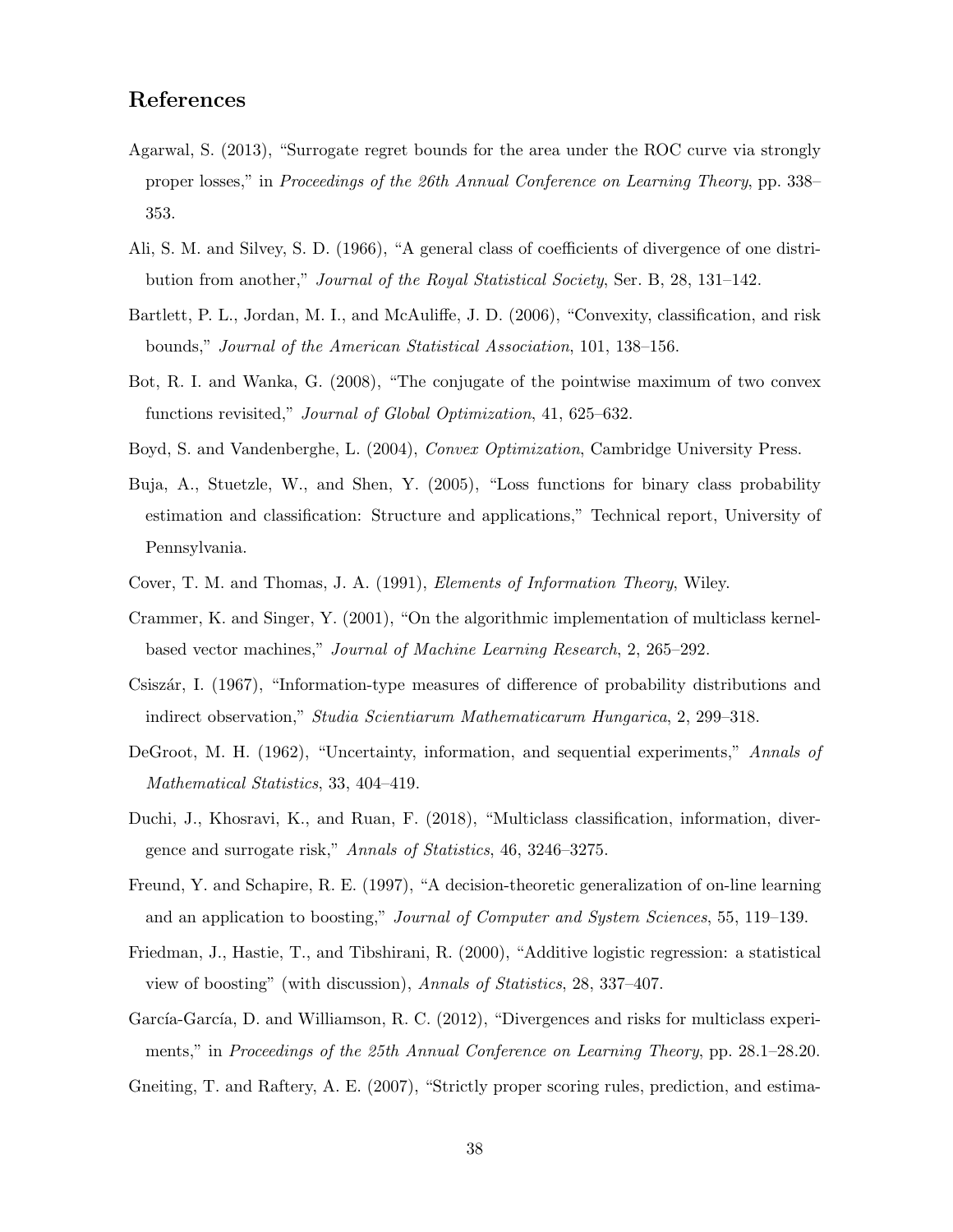## References

Agarwal, S. (2013), "Surrogate regret bounds for the area under the ROC curve via strongly proper losses," in *Proceedings of the 26th Annual Conference on Learning Theory*, pp. 338–353.

Ali, S. M. and Silvey, S. D. (1966), "A general class of coefficients of divergence of one distribution from another," *Journal of the Royal Statistical Society*, Ser. B, 28, 131–142.

Bartlett, P. L., Jordan, M. I., and McAuliffe, J. D. (2006), "Convexity, classification, and risk bounds," *Journal of the American Statistical Association*, 101, 138–156.

Bot, R. I. and Wanka, G. (2008), "The conjugate of the pointwise maximum of two convex functions revisited," *Journal of Global Optimization*, 41, 625–632.

Boyd, S. and Vandenberghe, L. (2004), *Convex Optimization*, Cambridge University Press.

Buja, A., Stuetzle, W., and Shen, Y. (2005), "Loss functions for binary class probability estimation and classification: Structure and applications," Technical report, University of Pennsylvania.

Cover, T. M. and Thomas, J. A. (1991), *Elements of Information Theory*, Wiley.

Crammer, K. and Singer, Y. (2001), "On the algorithmic implementation of multiclass kernel-based vector machines," *Journal of Machine Learning Research*, 2, 265–292.

Csiszár, I. (1967), "Information-type measures of difference of probability distributions and indirect observation," *Studia Scientiarum Mathematicarum Hungarica*, 2, 299–318.

DeGroot, M. H. (1962), "Uncertainty, information, and sequential experiments," *Annals of Mathematical Statistics*, 33, 404–419.

Duchi, J., Khosravi, K., and Ruan, F. (2018), "Multiclass classification, information, divergence and surrogate risk," *Annals of Statistics*, 46, 3246–3275.

Freund, Y. and Schapire, R. E. (1997), "A decision-theoretic generalization of on-line learning and an application to boosting," *Journal of Computer and System Sciences*, 55, 119–139.

Friedman, J., Hastie, T., and Tibshirani, R. (2000), "Additive logistic regression: a statistical view of boosting" (with discussion), *Annals of Statistics*, 28, 337–407.

García-García, D. and Williamson, R. C. (2012), "Divergences and risks for multiclass experiments," in *Proceedings of the 25th Annual Conference on Learning Theory*, pp. 28.1–28.20.

Gneiting, T. and Raftery, A. E. (2007), "Strictly proper scoring rules, prediction, and estima-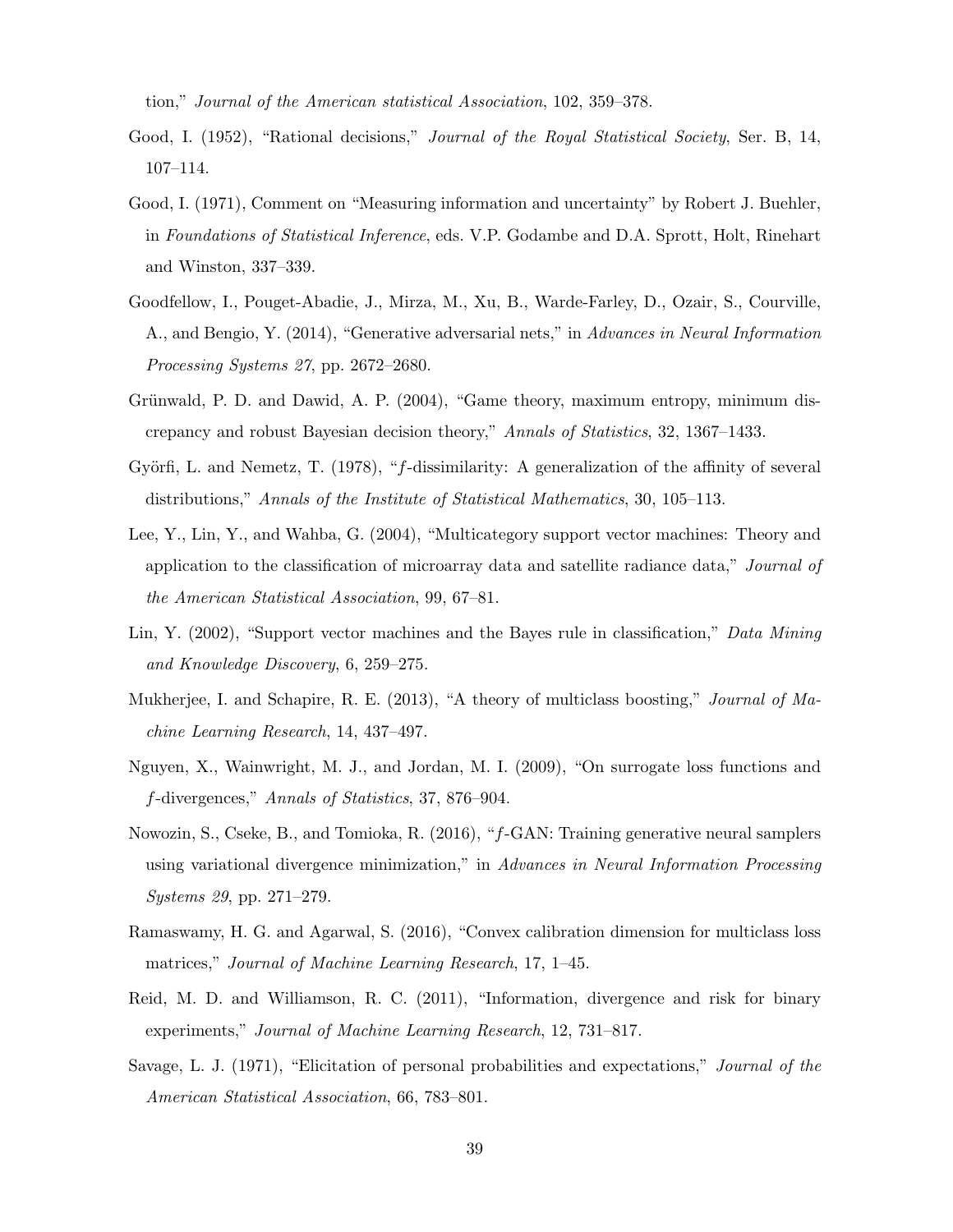tion," *Journal of the American statistical Association*, 102, 359–378.

Good, I. (1952), "Rational decisions," *Journal of the Royal Statistical Society*, Ser. B, 14, 107–114.

Good, I. (1971), Comment on "Measuring information and uncertainty" by Robert J. Buehler, in *Foundations of Statistical Inference*, eds. V.P. Godambe and D.A. Sprott, Holt, Rinehart and Winston, 337–339.

Goodfellow, I., Pouget-Abadie, J., Mirza, M., Xu, B., Warde-Farley, D., Ozair, S., Courville, A., and Bengio, Y. (2014), "Generative adversarial nets," in *Advances in Neural Information Processing Systems 27*, pp. 2672–2680.

Grünwald, P. D. and Dawid, A. P. (2004), "Game theory, maximum entropy, minimum discrepancy and robust Bayesian decision theory," *Annals of Statistics*, 32, 1367–1433.

Györfi, L. and Nemetz, T. (1978), "$f$-dissimilarity: A generalization of the affinity of several distributions," *Annals of the Institute of Statistical Mathematics*, 30, 105–113.

Lee, Y., Lin, Y., and Wahba, G. (2004), "Multicategory support vector machines: Theory and application to the classification of microarray data and satellite radiance data," *Journal of the American Statistical Association*, 99, 67–81.

Lin, Y. (2002), "Support vector machines and the Bayes rule in classification," *Data Mining and Knowledge Discovery*, 6, 259–275.

Mukherjee, I. and Schapire, R. E. (2013), "A theory of multiclass boosting," *Journal of Machine Learning Research*, 14, 437–497.

Nguyen, X., Wainwright, M. J., and Jordan, M. I. (2009), "On surrogate loss functions and $f$-divergences," *Annals of Statistics*, 37, 876–904.

Nowozin, S., Cseke, B., and Tomioka, R. (2016), "$f$-GAN: Training generative neural samplers using variational divergence minimization," in *Advances in Neural Information Processing Systems 29*, pp. 271–279.

Ramaswamy, H. G. and Agarwal, S. (2016), "Convex calibration dimension for multiclass loss matrices," *Journal of Machine Learning Research*, 17, 1–45.

Reid, M. D. and Williamson, R. C. (2011), "Information, divergence and risk for binary experiments," *Journal of Machine Learning Research*, 12, 731–817.

Savage, L. J. (1971), "Elicitation of personal probabilities and expectations," *Journal of the American Statistical Association*, 66, 783–801.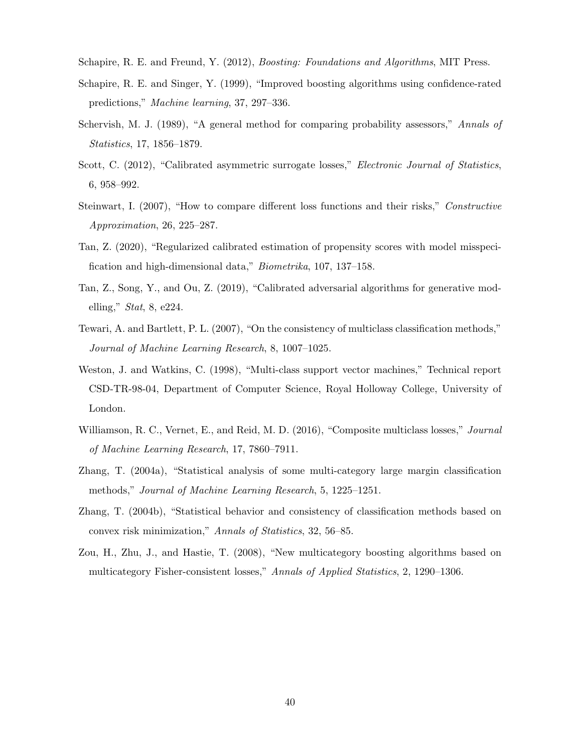Schapire, R. E. and Freund, Y. (2012), *Boosting: Foundations and Algorithms*, MIT Press.

Schapire, R. E. and Singer, Y. (1999), "Improved boosting algorithms using confidence-rated predictions," *Machine learning*, 37, 297–336.

Schervish, M. J. (1989), "A general method for comparing probability assessors," *Annals of Statistics*, 17, 1856–1879.

Scott, C. (2012), "Calibrated asymmetric surrogate losses," *Electronic Journal of Statistics*, 6, 958–992.

Steinwart, I. (2007), "How to compare different loss functions and their risks," *Constructive Approximation*, 26, 225–287.

Tan, Z. (2020), "Regularized calibrated estimation of propensity scores with model misspecification and high-dimensional data," *Biometrika*, 107, 137–158.

Tan, Z., Song, Y., and Ou, Z. (2019), "Calibrated adversarial algorithms for generative modelling," *Stat*, 8, e224.

Tewari, A. and Bartlett, P. L. (2007), "On the consistency of multiclass classification methods," *Journal of Machine Learning Research*, 8, 1007–1025.

Weston, J. and Watkins, C. (1998), "Multi-class support vector machines," Technical report CSD-TR-98-04, Department of Computer Science, Royal Holloway College, University of London.

Williamson, R. C., Vernet, E., and Reid, M. D. (2016), "Composite multiclass losses," *Journal of Machine Learning Research*, 17, 7860–7911.

Zhang, T. (2004a), "Statistical analysis of some multi-category large margin classification methods," *Journal of Machine Learning Research*, 5, 1225–1251.

Zhang, T. (2004b), "Statistical behavior and consistency of classification methods based on convex risk minimization," *Annals of Statistics*, 32, 56–85.

Zou, H., Zhu, J., and Hastie, T. (2008), "New multicategory boosting algorithms based on multicategory Fisher-consistent losses," *Annals of Applied Statistics*, 2, 1290–1306.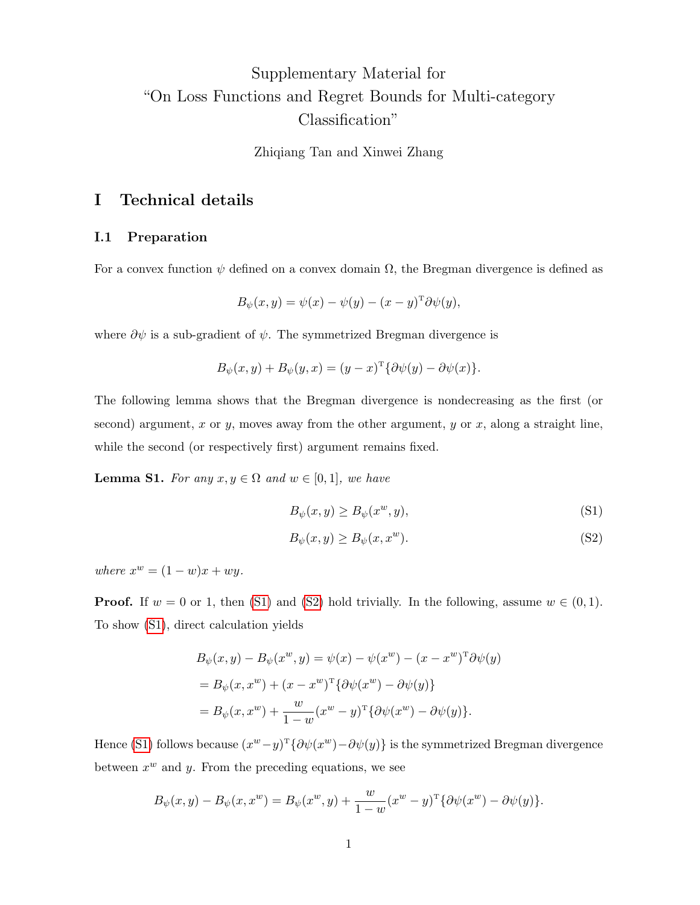Supplementary Material for
"On Loss Functions and Regret Bounds for Multi-category Classification"

Zhiqiang Tan and Xinwei Zhang

# I Technical details

## I.1 Preparation

For a convex function $\psi$ defined on a convex domain $\Omega$, the Bregman divergence is defined as

$$B_\psi(x, y) = \psi(x) - \psi(y) - (x - y)^{\mathrm{T}} \partial\psi(y),$$

where $\partial\psi$ is a sub-gradient of $\psi$. The symmetrized Bregman divergence is

$$B_\psi(x, y) + B_\psi(y, x) = (y - x)^{\mathrm{T}} \{\partial\psi(y) - \partial\psi(x)\}.$$

The following lemma shows that the Bregman divergence is nondecreasing as the first (or second) argument, $x$ or $y$, moves away from the other argument, $y$ or $x$, along a straight line, while the second (or respectively first) argument remains fixed.

**Lemma S1.** *For any $x, y \in \Omega$ and $w \in [0, 1]$, we have*

$$B_\psi(x, y) \geq B_\psi(x^w, y), \tag{S1}$$

$$B_\psi(x, y) \geq B_\psi(x, x^w). \tag{S2}$$

*where $x^w = (1 - w)x + wy$.*

**Proof.** If $w = 0$ or 1, then (S1) and (S2) hold trivially. In the following, assume $w \in (0, 1)$. To show (S1), direct calculation yields

$$\begin{aligned}
B_\psi(x, y) - B_\psi(x^w, y) &= \psi(x) - \psi(x^w) - (x - x^w)^{\mathrm{T}} \partial\psi(y) \\
&= B_\psi(x, x^w) + (x - x^w)^{\mathrm{T}} \{\partial\psi(x^w) - \partial\psi(y)\} \\
&= B_\psi(x, x^w) + \frac{w}{1 - w}(x^w - y)^{\mathrm{T}} \{\partial\psi(x^w) - \partial\psi(y)\}.
\end{aligned}$$

Hence (S1) follows because $(x^w - y)^{\mathrm{T}} \{\partial\psi(x^w) - \partial\psi(y)\}$ is the symmetrized Bregman divergence between $x^w$ and $y$. From the preceding equations, we see

$$B_\psi(x, y) - B_\psi(x, x^w) = B_\psi(x^w, y) + \frac{w}{1 - w}(x^w - y)^{\mathrm{T}} \{\partial\psi(x^w) - \partial\psi(y)\}.$$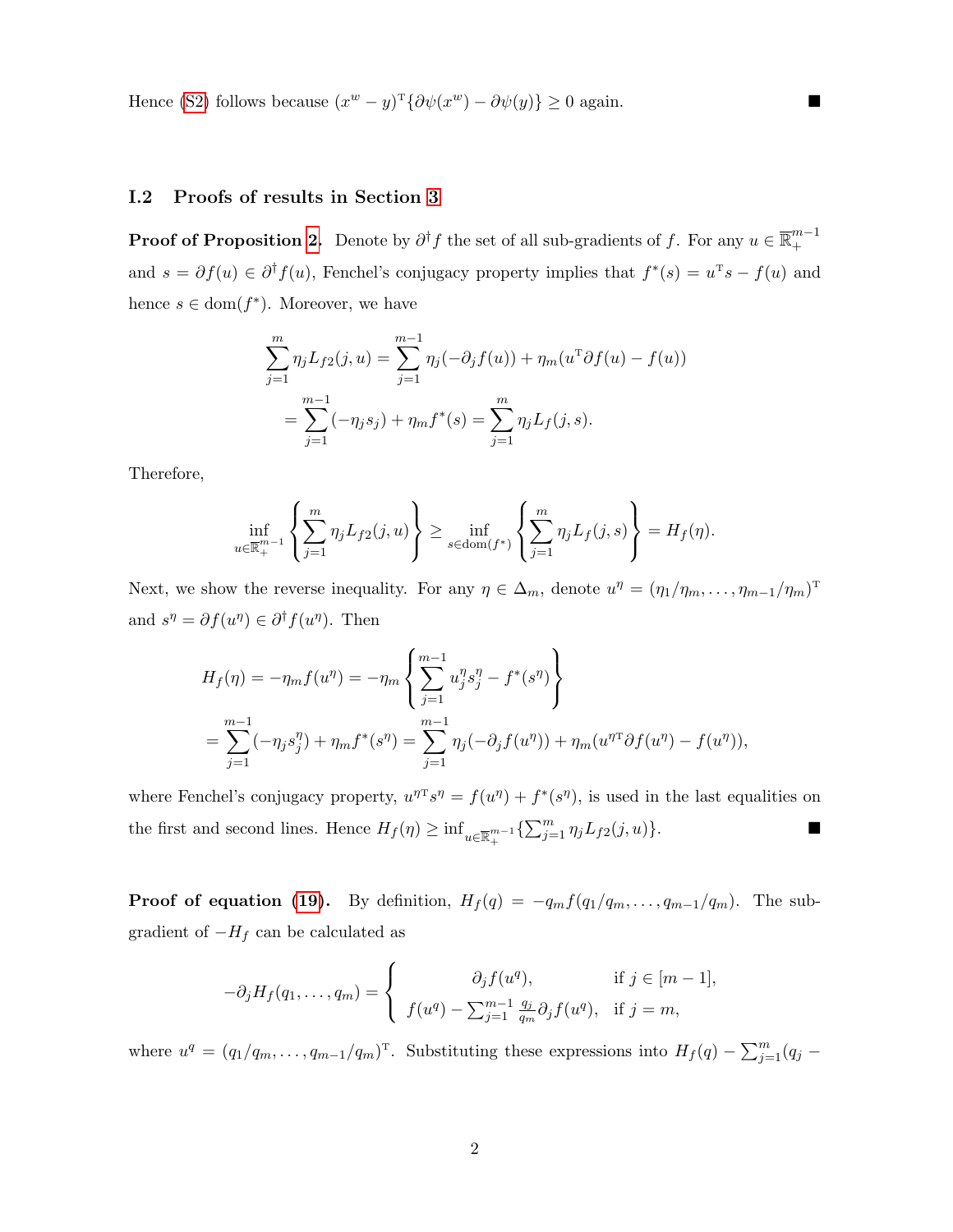Hence (S2) follows because $(x^w - y)^{\mathrm{T}}\{\partial\psi(x^w) - \partial\psi(y)\} \geq 0$ again. ∎

### I.2 Proofs of results in Section 3

**Proof of Proposition 2.** Denote by $\partial^\dagger f$ the set of all sub-gradients of $f$. For any $u \in \overline{\mathbb{R}}_+^{m-1}$ and $s = \partial f(u) \in \partial^\dagger f(u)$, Fenchel's conjugacy property implies that $f^*(s) = u^{\mathrm{T}}s - f(u)$ and hence $s \in \mathrm{dom}(f^*)$. Moreover, we have

$$
\begin{aligned}
\sum_{j=1}^{m} \eta_j L_{f2}(j, u) &= \sum_{j=1}^{m-1} \eta_j(-\partial_j f(u)) + \eta_m(u^{\mathrm{T}}\partial f(u) - f(u)) \\
&= \sum_{j=1}^{m-1}(-\eta_j s_j) + \eta_m f^*(s) = \sum_{j=1}^{m} \eta_j L_f(j, s).
\end{aligned}
$$

Therefore,

$$
\inf_{u \in \overline{\mathbb{R}}_+^{m-1}} \left\{ \sum_{j=1}^{m} \eta_j L_{f2}(j, u) \right\} \geq \inf_{s \in \mathrm{dom}(f^*)} \left\{ \sum_{j=1}^{m} \eta_j L_f(j, s) \right\} = H_f(\eta).
$$

Next, we show the reverse inequality. For any $\eta \in \Delta_m$, denote $u^\eta = (\eta_1/\eta_m, \ldots, \eta_{m-1}/\eta_m)^{\mathrm{T}}$ and $s^\eta = \partial f(u^\eta) \in \partial^\dagger f(u^\eta)$. Then

$$
\begin{aligned}
H_f(\eta) &= -\eta_m f(u^\eta) = -\eta_m \left\{ \sum_{j=1}^{m-1} u_j^\eta s_j^\eta - f^*(s^\eta) \right\} \\
&= \sum_{j=1}^{m-1}(-\eta_j s_j^\eta) + \eta_m f^*(s^\eta) = \sum_{j=1}^{m-1} \eta_j(-\partial_j f(u^\eta)) + \eta_m(u^{\eta\mathrm{T}}\partial f(u^\eta) - f(u^\eta)),
\end{aligned}
$$

where Fenchel's conjugacy property, $u^{\eta\mathrm{T}}s^\eta = f(u^\eta) + f^*(s^\eta)$, is used in the last equalities on the first and second lines. Hence $H_f(\eta) \geq \inf_{u \in \overline{\mathbb{R}}_+^{m-1}}\{\sum_{j=1}^{m} \eta_j L_{f2}(j, u)\}$. ∎

**Proof of equation (19).** By definition, $H_f(q) = -q_m f(q_1/q_m, \ldots, q_{m-1}/q_m)$. The sub-gradient of $-H_f$ can be calculated as

$$
-\partial_j H_f(q_1, \ldots, q_m) = \begin{cases} \partial_j f(u^q), & \text{if } j \in [m-1], \\ f(u^q) - \sum_{j=1}^{m-1} \frac{q_j}{q_m}\partial_j f(u^q), & \text{if } j = m, \end{cases}
$$

where $u^q = (q_1/q_m, \ldots, q_{m-1}/q_m)^{\mathrm{T}}$. Substituting these expressions into $H_f(q) - \sum_{j=1}^{m}(q_j -$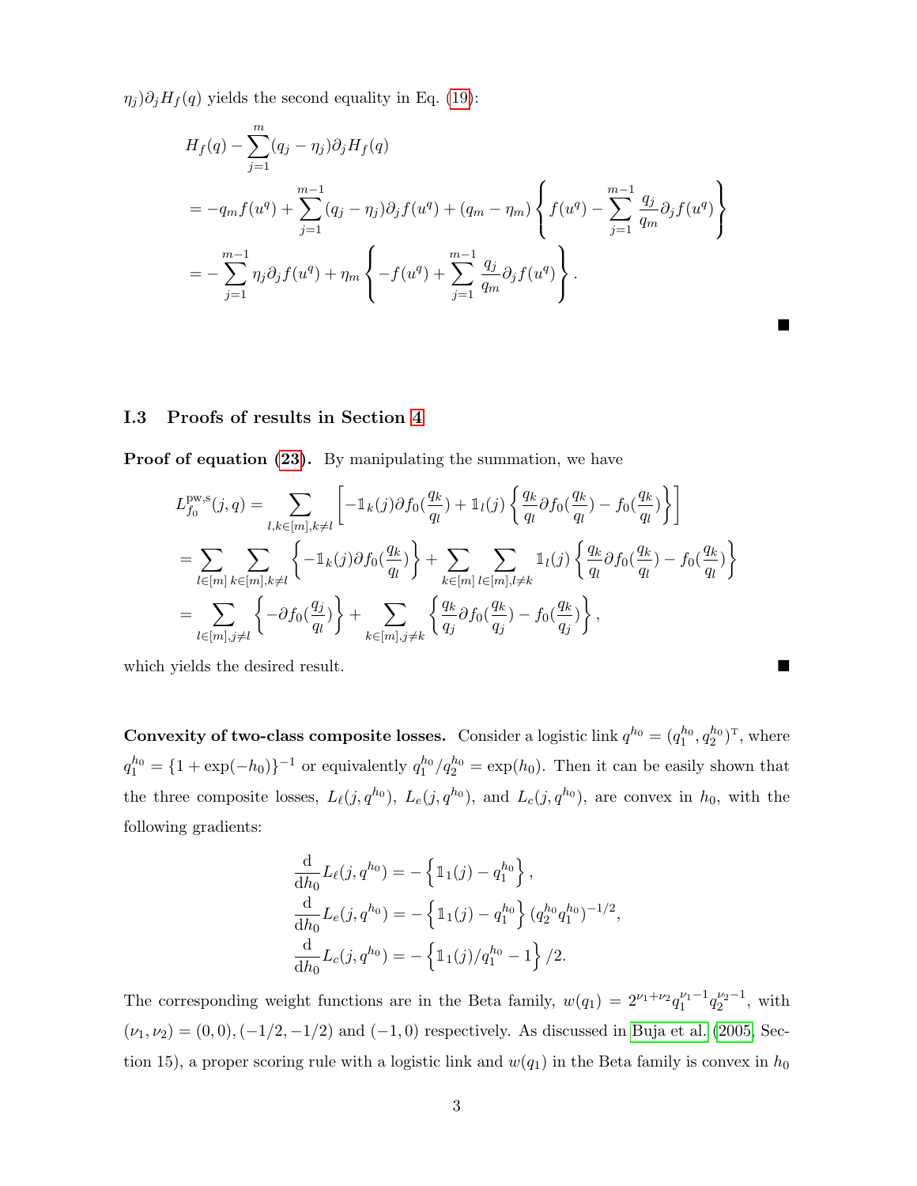$\eta_j)\partial_j H_f(q)$ yields the second equality in Eq. (19):

$$
\begin{aligned}
&H_f(q) - \sum_{j=1}^{m}(q_j - \eta_j)\partial_j H_f(q) \\
&= -q_m f(u^q) + \sum_{j=1}^{m-1}(q_j - \eta_j)\partial_j f(u^q) + (q_m - \eta_m)\left\{ f(u^q) - \sum_{j=1}^{m-1}\frac{q_j}{q_m}\partial_j f(u^q)\right\} \\
&= -\sum_{j=1}^{m-1}\eta_j \partial_j f(u^q) + \eta_m \left\{ -f(u^q) + \sum_{j=1}^{m-1}\frac{q_j}{q_m}\partial_j f(u^q)\right\}.
\end{aligned}
$$

■

### I.3 Proofs of results in Section 4

**Proof of equation (23).** By manipulating the summation, we have

$$
\begin{aligned}
L_{f_0}^{\mathrm{pw,s}}(j,q) &= \sum_{l,k\in[m],k\neq l}\left[ -\mathbb{1}_k(j)\partial f_0(\frac{q_k}{q_l}) + \mathbb{1}_l(j)\left\{ \frac{q_k}{q_l}\partial f_0(\frac{q_k}{q_l}) - f_0(\frac{q_k}{q_l})\right\}\right] \\
&= \sum_{l\in[m]}\sum_{k\in[m],k\neq l}\left\{ -\mathbb{1}_k(j)\partial f_0(\frac{q_k}{q_l})\right\} + \sum_{k\in[m]}\sum_{l\in[m],l\neq k}\mathbb{1}_l(j)\left\{ \frac{q_k}{q_l}\partial f_0(\frac{q_k}{q_l}) - f_0(\frac{q_k}{q_l})\right\} \\
&= \sum_{l\in[m],j\neq l}\left\{ -\partial f_0(\frac{q_j}{q_l})\right\} + \sum_{k\in[m],j\neq k}\left\{ \frac{q_k}{q_j}\partial f_0(\frac{q_k}{q_j}) - f_0(\frac{q_k}{q_j})\right\},
\end{aligned}
$$

which yields the desired result. ■

**Convexity of two-class composite losses.** Consider a logistic link $q^{h_0} = (q_1^{h_0}, q_2^{h_0})^{\mathrm{T}}$, where $q_1^{h_0} = \{1+\exp(-h_0)\}^{-1}$ or equivalently $q_1^{h_0}/q_2^{h_0} = \exp(h_0)$. Then it can be easily shown that the three composite losses, $L_\ell(j, q^{h_0})$, $L_e(j, q^{h_0})$, and $L_c(j, q^{h_0})$, are convex in $h_0$, with the following gradients:

$$
\begin{aligned}
\frac{\mathrm{d}}{\mathrm{d}h_0}L_\ell(j,q^{h_0}) &= -\left\{ \mathbb{1}_1(j) - q_1^{h_0}\right\}, \\
\frac{\mathrm{d}}{\mathrm{d}h_0}L_e(j,q^{h_0}) &= -\left\{ \mathbb{1}_1(j) - q_1^{h_0}\right\}(q_2^{h_0}q_1^{h_0})^{-1/2}, \\
\frac{\mathrm{d}}{\mathrm{d}h_0}L_c(j,q^{h_0}) &= -\left\{ \mathbb{1}_1(j)/q_1^{h_0} - 1\right\}/2.
\end{aligned}
$$

The corresponding weight functions are in the Beta family, $w(q_1) = 2^{\nu_1+\nu_2}q_1^{\nu_1-1}q_2^{\nu_2-1}$, with $(\nu_1,\nu_2) = (0,0), (-1/2,-1/2)$ and $(-1,0)$ respectively. As discussed in Buja et al. (2005, Section 15), a proper scoring rule with a logistic link and $w(q_1)$ in the Beta family is convex in $h_0$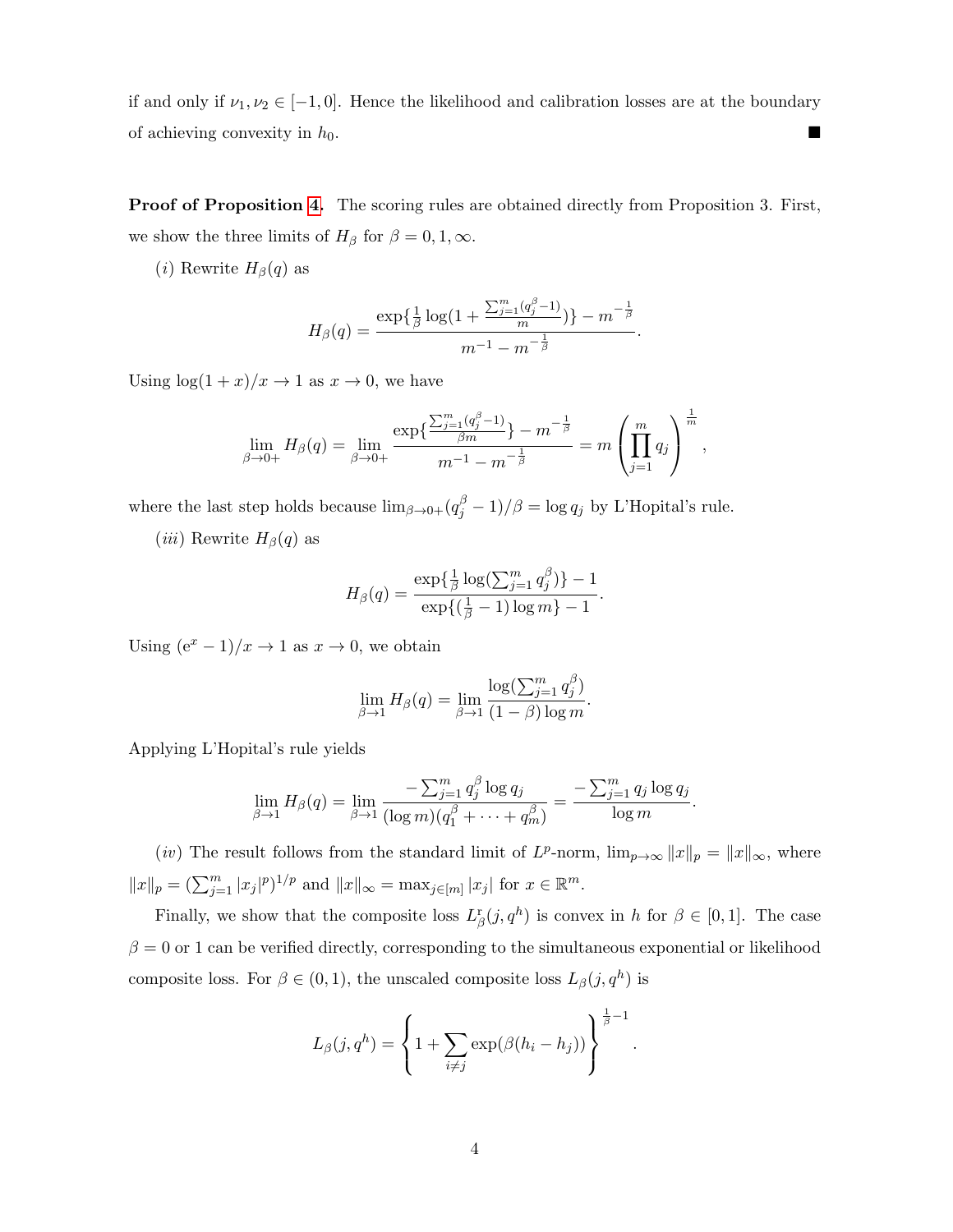if and only if $\nu_1, \nu_2 \in [-1, 0]$. Hence the likelihood and calibration losses are at the boundary of achieving convexity in $h_0$. ■

**Proof of Proposition 4.** The scoring rules are obtained directly from Proposition 3. First, we show the three limits of $H_\beta$ for $\beta = 0, 1, \infty$.

$(i)$ Rewrite $H_\beta(q)$ as

$$H_\beta(q) = \frac{\exp\{\frac{1}{\beta}\log(1 + \frac{\sum_{j=1}^m (q_j^\beta - 1)}{m})\} - m^{-\frac{1}{\beta}}}{m^{-1} - m^{-\frac{1}{\beta}}}.$$

Using $\log(1+x)/x \to 1$ as $x \to 0$, we have

$$\lim_{\beta\to 0+} H_\beta(q) = \lim_{\beta \to 0+} \frac{\exp\{\frac{\sum_{j=1}^m (q_j^\beta - 1)}{\beta m}\} - m^{-\frac{1}{\beta}}}{m^{-1} - m^{-\frac{1}{\beta}}} = m \left(\prod_{j=1}^m q_j\right)^{\frac{1}{m}},$$

where the last step holds because $\lim_{\beta\to 0+}(q_j^\beta - 1)/\beta = \log q_j$ by L'Hopital's rule.

$(iii)$ Rewrite $H_\beta(q)$ as

$$H_\beta(q) = \frac{\exp\{\frac{1}{\beta}\log(\sum_{j=1}^m q_j^\beta)\} - 1}{\exp\{(\frac{1}{\beta} - 1)\log m\} - 1}.$$

Using $(\mathrm{e}^x - 1)/x \to 1$ as $x \to 0$, we obtain

$$\lim_{\beta\to 1} H_\beta(q) = \lim_{\beta\to 1} \frac{\log(\sum_{j=1}^m q_j^\beta)}{(1-\beta)\log m}.$$

Applying L'Hopital's rule yields

$$\lim_{\beta \to 1} H_\beta(q) = \lim_{\beta\to 1} \frac{-\sum_{j=1}^m q_j^\beta \log q_j}{(\log m)(q_1^\beta + \cdots + q_m^\beta)} = \frac{-\sum_{j=1}^m q_j \log q_j}{\log m}.$$

$(iv)$ The result follows from the standard limit of $L^p$-norm, $\lim_{p\to\infty}\|x\|_p = \|x\|_\infty$, where $\|x\|_p = (\sum_{j=1}^m |x_j|^p)^{1/p}$ and $\|x\|_\infty = \max_{j\in[m]} |x_j|$ for $x \in \mathbb{R}^m$.

Finally, we show that the composite loss $L_\beta^{\mathrm{r}}(j, q^h)$ is convex in $h$ for $\beta \in [0, 1]$. The case $\beta = 0$ or 1 can be verified directly, corresponding to the simultaneous exponential or likelihood composite loss. For $\beta \in (0, 1)$, the unscaled composite loss $L_\beta(j, q^h)$ is

$$L_\beta(j, q^h) = \left\{1 + \sum_{i\neq j} \exp(\beta(h_i - h_j))\right\}^{\frac{1}{\beta} - 1}.$$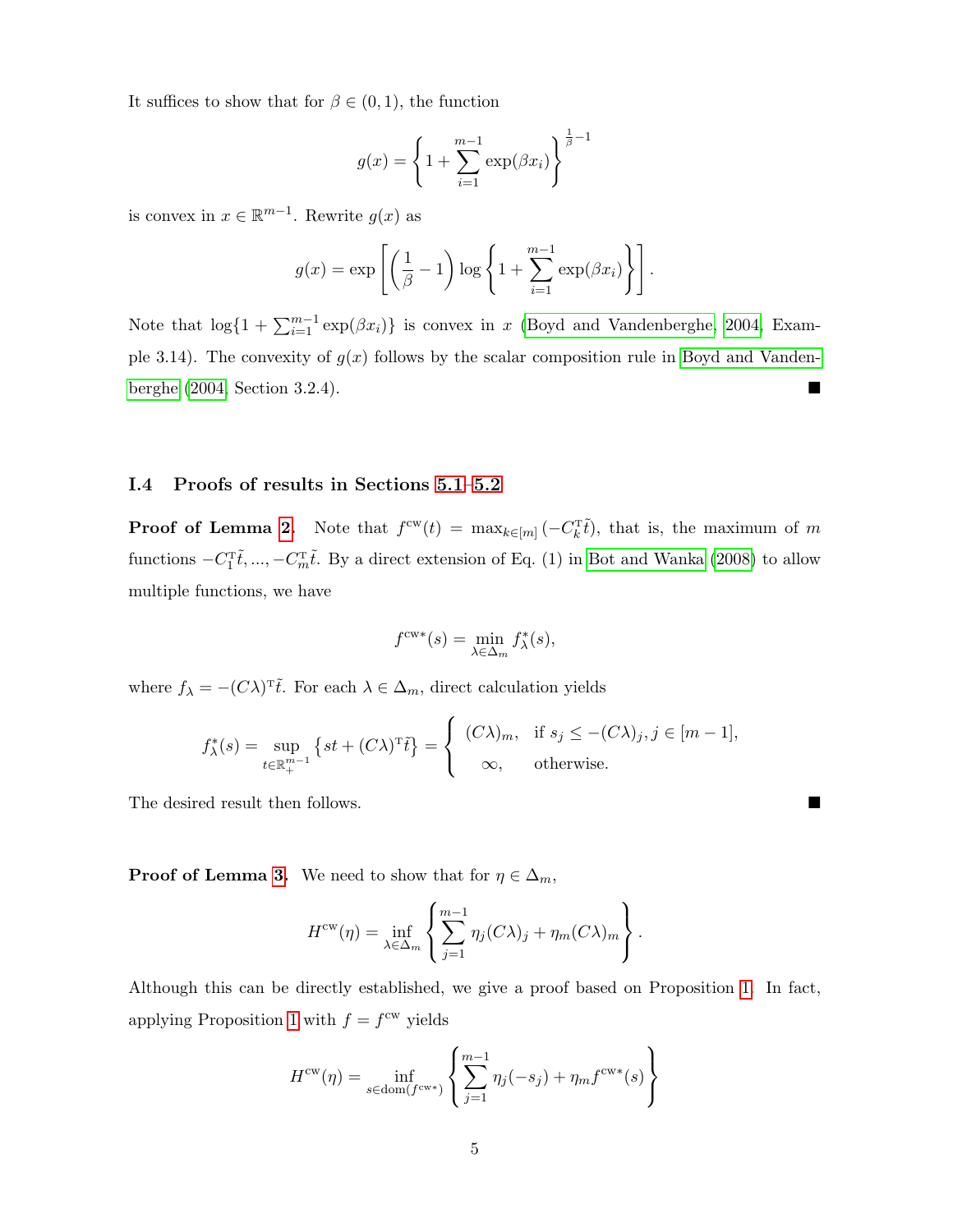It suffices to show that for $\beta \in (0, 1)$, the function

$$g(x) = \left\{ 1 + \sum_{i=1}^{m-1} \exp(\beta x_i) \right\}^{\frac{1}{\beta}-1}$$

is convex in $x \in \mathbb{R}^{m-1}$. Rewrite $g(x)$ as

$$g(x) = \exp\left[ \left( \frac{1}{\beta} - 1 \right) \log \left\{ 1 + \sum_{i=1}^{m-1} \exp(\beta x_i) \right\} \right].$$

Note that $\log\{1 + \sum_{i=1}^{m-1} \exp(\beta x_i)\}$ is convex in $x$ (Boyd and Vandenberghe, 2004, Example 3.14). The convexity of $g(x)$ follows by the scalar composition rule in Boyd and Vandenberghe (2004, Section 3.2.4). ■

### I.4 Proofs of results in Sections 5.1–5.2

**Proof of Lemma 2.** Note that $f^{\text{cw}}(t) = \max_{k \in [m]} (-C_k^{\text{T}} \tilde{t})$, that is, the maximum of $m$ functions $-C_1^{\text{T}} \tilde{t}, ..., -C_m^{\text{T}} \tilde{t}$. By a direct extension of Eq. (1) in Bot and Wanka (2008) to allow multiple functions, we have

$$f^{\text{cw}*}(s) = \min_{\lambda \in \Delta_m} f_\lambda^*(s),$$

where $f_\lambda = -(C\lambda)^{\text{T}} \tilde{t}$. For each $\lambda \in \Delta_m$, direct calculation yields

$$f_\lambda^*(s) = \sup_{t \in \mathbb{R}_+^{m-1}} \left\{ st + (C\lambda)^{\text{T}} \tilde{t} \right\} = \begin{cases} (C\lambda)_m, & \text{if } s_j \le -(C\lambda)_j, j \in [m-1], \\ \infty, & \text{otherwise.} \end{cases}$$

The desired result then follows. ■

**Proof of Lemma 3.** We need to show that for $\eta \in \Delta_m$,

$$H^{\text{cw}}(\eta) = \inf_{\lambda \in \Delta_m} \left\{ \sum_{j=1}^{m-1} \eta_j (C\lambda)_j + \eta_m (C\lambda)_m \right\}.$$

Although this can be directly established, we give a proof based on Proposition 1. In fact, applying Proposition 1 with $f = f^{\text{cw}}$ yields

$$H^{\text{cw}}(\eta) = \inf_{s \in \text{dom}(f^{\text{cw}*})} \left\{ \sum_{j=1}^{m-1} \eta_j (-s_j) + \eta_m f^{\text{cw}*}(s) \right\}$$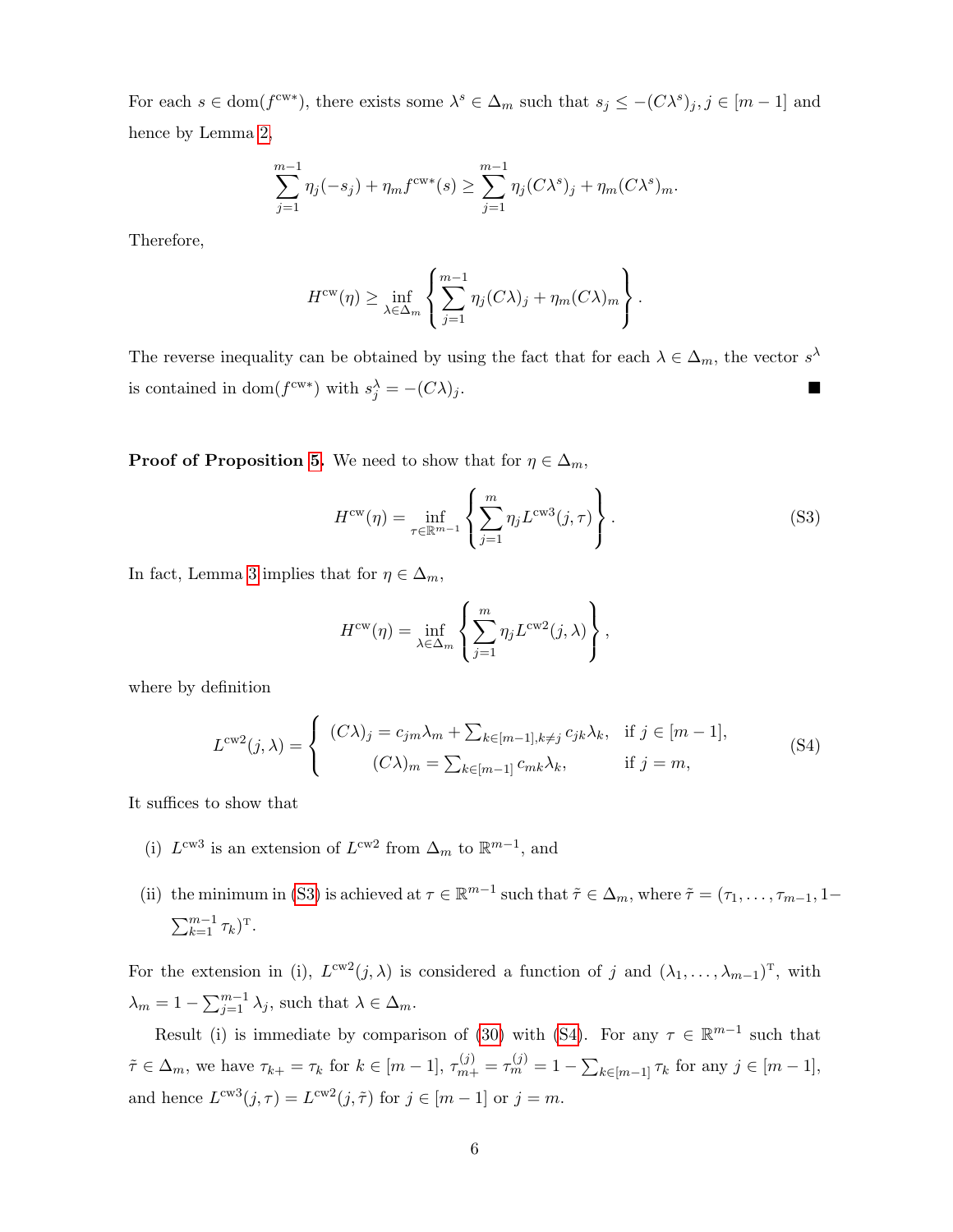For each $s \in \text{dom}(f^{\text{cw}*})$, there exists some $\lambda^s \in \Delta_m$ such that $s_j \le -(C\lambda^s)_j, j \in [m-1]$ and hence by Lemma 2,

$$\sum_{j=1}^{m-1} \eta_j(-s_j) + \eta_m f^{\text{cw}*}(s) \ge \sum_{j=1}^{m-1} \eta_j (C\lambda^s)_j + \eta_m (C\lambda^s)_m.$$

Therefore,

$$H^{\text{cw}}(\eta) \ge \inf_{\lambda \in \Delta_m} \left\{ \sum_{j=1}^{m-1} \eta_j (C\lambda)_j + \eta_m (C\lambda)_m \right\}.$$

The reverse inequality can be obtained by using the fact that for each $\lambda \in \Delta_m$, the vector $s^\lambda$ is contained in $\text{dom}(f^{\text{cw}*})$ with $s_j^\lambda = -(C\lambda)_j$. ∎

**Proof of Proposition 5.** We need to show that for $\eta \in \Delta_m$,

$$H^{\text{cw}}(\eta) = \inf_{\tau \in \mathbb{R}^{m-1}} \left\{ \sum_{j=1}^{m} \eta_j L^{\text{cw3}}(j, \tau) \right\}. \tag{S3}$$

In fact, Lemma 3 implies that for $\eta \in \Delta_m$,

$$H^{\text{cw}}(\eta) = \inf_{\lambda \in \Delta_m} \left\{ \sum_{j=1}^{m} \eta_j L^{\text{cw2}}(j, \lambda) \right\},$$

where by definition

$$L^{\text{cw2}}(j, \lambda) = \begin{cases} (C\lambda)_j = c_{jm}\lambda_m + \sum_{k \in [m-1], k \ne j} c_{jk}\lambda_k, & \text{if } j \in [m-1], \\ (C\lambda)_m = \sum_{k \in [m-1]} c_{mk}\lambda_k, & \text{if } j = m, \end{cases} \tag{S4}$$

It suffices to show that

(i) $L^{\text{cw3}}$ is an extension of $L^{\text{cw2}}$ from $\Delta_m$ to $\mathbb{R}^{m-1}$, and

(ii) the minimum in (S3) is achieved at $\tau \in \mathbb{R}^{m-1}$ such that $\tilde{\tau} \in \Delta_m$, where $\tilde{\tau} = (\tau_1, \ldots, \tau_{m-1}, 1 - \sum_{k=1}^{m-1} \tau_k)^{\text{T}}$.

For the extension in (i), $L^{\text{cw2}}(j, \lambda)$ is considered a function of $j$ and $(\lambda_1, \ldots, \lambda_{m-1})^{\text{T}}$, with $\lambda_m = 1 - \sum_{j=1}^{m-1} \lambda_j$, such that $\lambda \in \Delta_m$.

Result (i) is immediate by comparison of (30) with (S4). For any $\tau \in \mathbb{R}^{m-1}$ such that $\tilde{\tau} \in \Delta_m$, we have $\tau_{k+} = \tau_k$ for $k \in [m-1]$, $\tau_{m+}^{(j)} = \tau_m^{(j)} = 1 - \sum_{k \in [m-1]} \tau_k$ for any $j \in [m-1]$, and hence $L^{\text{cw3}}(j, \tau) = L^{\text{cw2}}(j, \tilde{\tau})$ for $j \in [m-1]$ or $j = m$.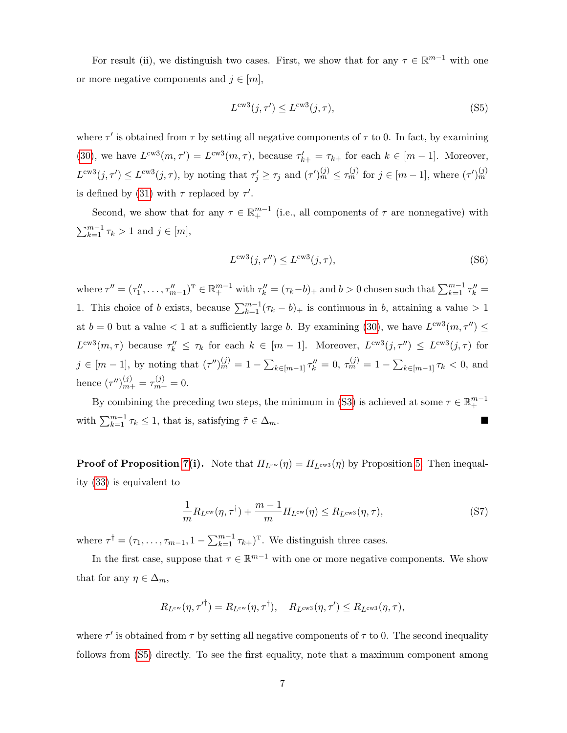For result (ii), we distinguish two cases. First, we show that for any $\tau \in \mathbb{R}^{m-1}$ with one or more negative components and $j \in [m]$,

$$L^{\text{cw3}}(j, \tau') \leq L^{\text{cw3}}(j, \tau), \tag{S5}$$

where $\tau'$ is obtained from $\tau$ by setting all negative components of $\tau$ to 0. In fact, by examining (30), we have $L^{\text{cw3}}(m, \tau') = L^{\text{cw3}}(m, \tau)$, because $\tau'_{k+} = \tau_{k+}$ for each $k \in [m-1]$. Moreover, $L^{\text{cw3}}(j, \tau') \leq L^{\text{cw3}}(j, \tau)$, by noting that $\tau'_j \geq \tau_j$ and $(\tau')^{(j)}_m \leq \tau^{(j)}_m$ for $j \in [m-1]$, where $(\tau')^{(j)}_m$ is defined by (31) with $\tau$ replaced by $\tau'$.

Second, we show that for any $\tau \in \mathbb{R}^{m-1}_+$ (i.e., all components of $\tau$ are nonnegative) with $\sum_{k=1}^{m-1} \tau_k > 1$ and $j \in [m]$,

$$L^{\text{cw3}}(j, \tau'') \leq L^{\text{cw3}}(j, \tau), \tag{S6}$$

where $\tau'' = (\tau''_1, \ldots, \tau''_{m-1})^{\mathrm{T}} \in \mathbb{R}^{m-1}_+$ with $\tau''_k = (\tau_k - b)_+$ and $b > 0$ chosen such that $\sum_{k=1}^{m-1} \tau''_k = 1$. This choice of $b$ exists, because $\sum_{k=1}^{m-1} (\tau_k - b)_+$ is continuous in $b$, attaining a value $> 1$ at $b = 0$ but a value $< 1$ at a sufficiently large $b$. By examining (30), we have $L^{\text{cw3}}(m, \tau'') \leq L^{\text{cw3}}(m, \tau)$ because $\tau''_k \leq \tau_k$ for each $k \in [m-1]$. Moreover, $L^{\text{cw3}}(j, \tau'') \leq L^{\text{cw3}}(j, \tau)$ for $j \in [m-1]$, by noting that $(\tau'')^{(j)}_m = 1 - \sum_{k \in [m-1]} \tau''_k = 0$, $\tau^{(j)}_m = 1 - \sum_{k \in [m-1]} \tau_k < 0$, and hence $(\tau'')^{(j)}_{m+} = \tau^{(j)}_{m+} = 0$.

By combining the preceding two steps, the minimum in (S3) is achieved at some $\tau \in \mathbb{R}^{m-1}_+$ with $\sum_{k=1}^{m-1} \tau_k \leq 1$, that is, satisfying $\tilde{\tau} \in \Delta_m$. ■

**Proof of Proposition 7(i).** Note that $H_{L^{\text{cw}}}(\eta) = H_{L^{\text{cw3}}}(\eta)$ by Proposition 5. Then inequality (33) is equivalent to

$$\frac{1}{m} R_{L^{\text{cw}}}(\eta, \tau^\dagger) + \frac{m-1}{m} H_{L^{\text{cw}}}(\eta) \leq R_{L^{\text{cw3}}}(\eta, \tau), \tag{S7}$$

where $\tau^\dagger = (\tau_1, \ldots, \tau_{m-1}, 1 - \sum_{k=1}^{m-1} \tau_{k+})^{\mathrm{T}}$. We distinguish three cases.

In the first case, suppose that $\tau \in \mathbb{R}^{m-1}$ with one or more negative components. We show that for any $\eta \in \Delta_m$,

$$R_{L^{\text{cw}}}(\eta, {\tau'}^\dagger) = R_{L^{\text{cw}}}(\eta, \tau^\dagger), \quad R_{L^{\text{cw3}}}(\eta, \tau') \leq R_{L^{\text{cw3}}}(\eta, \tau),$$

where $\tau'$ is obtained from $\tau$ by setting all negative components of $\tau$ to 0. The second inequality follows from (S5) directly. To see the first equality, note that a maximum component among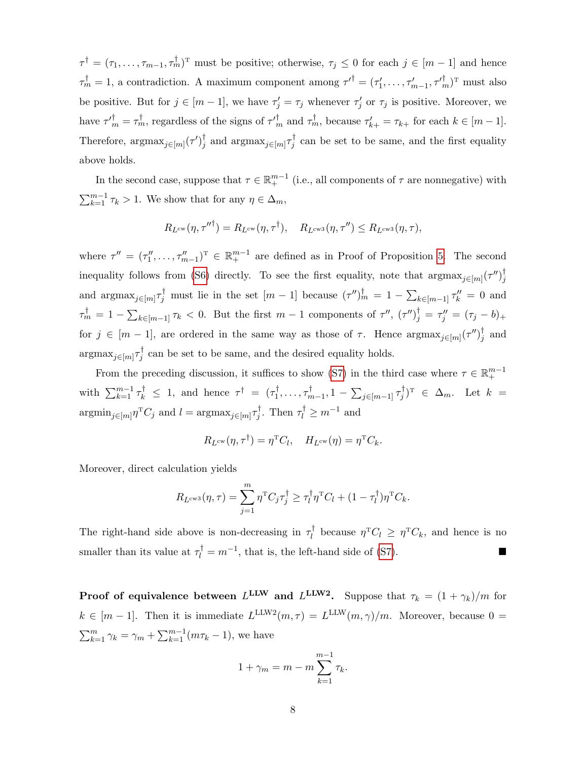$\tau^\dagger = (\tau_1, \ldots, \tau_{m-1}, \tau_m^\dagger)^{\mathrm{T}}$ must be positive; otherwise, $\tau_j \le 0$ for each $j \in [m-1]$ and hence $\tau_m^\dagger = 1$, a contradiction. A maximum component among $\tau'^\dagger = (\tau'_1, \ldots, \tau'_{m-1}, \tau'^\dagger_m)^{\mathrm{T}}$ must also be positive. But for $j \in [m-1]$, we have $\tau'_j = \tau_j$ whenever $\tau'_j$ or $\tau_j$ is positive. Moreover, we have $\tau'^\dagger_m = \tau^\dagger_m$, regardless of the signs of $\tau'^\dagger_m$ and $\tau^\dagger_m$, because $\tau'_{k+} = \tau_{k+}$ for each $k \in [m-1]$. Therefore, $\mathrm{argmax}_{j\in[m]}(\tau')^\dagger_j$ and $\mathrm{argmax}_{j\in[m]}\tau^\dagger_j$ can be set to be same, and the first equality above holds.

In the second case, suppose that $\tau \in \mathbb{R}_+^{m-1}$ (i.e., all components of $\tau$ are nonnegative) with $\sum_{k=1}^{m-1} \tau_k > 1$. We show that for any $\eta \in \Delta_m$,

$$
R_{L^{\mathrm{cw}}}(\eta, \tau''^\dagger) = R_{L^{\mathrm{cw}}}(\eta, \tau^\dagger), \quad R_{L^{\mathrm{cw3}}}(\eta, \tau'') \le R_{L^{\mathrm{cw3}}}(\eta, \tau),
$$

where $\tau'' = (\tau''_1, \ldots, \tau''_{m-1})^{\mathrm{T}} \in \mathbb{R}_+^{m-1}$ are defined as in Proof of Proposition 5. The second inequality follows from (S6) directly. To see the first equality, note that $\mathrm{argmax}_{j\in[m]}(\tau'')^\dagger_j$ and $\mathrm{argmax}_{j\in[m]}\tau^\dagger_j$ must lie in the set $[m-1]$ because $(\tau'')^\dagger_m = 1 - \sum_{k\in[m-1]} \tau''_k = 0$ and $\tau^\dagger_m = 1 - \sum_{k\in[m-1]} \tau_k < 0$. But the first $m-1$ components of $\tau''$, $(\tau'')^\dagger_j = \tau''_j = (\tau_j - b)_+$ for $j \in [m-1]$, are ordered in the same way as those of $\tau$. Hence $\mathrm{argmax}_{j\in[m]}(\tau'')^\dagger_j$ and $\mathrm{argmax}_{j\in[m]}\tau^\dagger_j$ can be set to be same, and the desired equality holds.

From the preceding discussion, it suffices to show (S7) in the third case where $\tau \in \mathbb{R}_+^{m-1}$ with $\sum_{k=1}^{m-1} \tau^\dagger_k \le 1$, and hence $\tau^\dagger = (\tau^\dagger_1, \ldots, \tau^\dagger_{m-1}, 1 - \sum_{j\in[m-1]} \tau^\dagger_j)^{\mathrm{T}} \in \Delta_m$. Let $k = \mathrm{argmin}_{j\in[m]}\eta^{\mathrm{T}} C_j$ and $l = \mathrm{argmax}_{j\in[m]}\tau^\dagger_j$. Then $\tau^\dagger_l \ge m^{-1}$ and

$$
R_{L^{\mathrm{cw}}}(\eta, \tau^\dagger) = \eta^{\mathrm{T}} C_l, \quad H_{L^{\mathrm{cw}}}(\eta) = \eta^{\mathrm{T}} C_k.
$$

Moreover, direct calculation yields

$$
R_{L^{\mathrm{cw3}}}(\eta, \tau) = \sum_{j=1}^m \eta^{\mathrm{T}} C_j \tau^\dagger_j \ge \tau^\dagger_l \eta^{\mathrm{T}} C_l + (1 - \tau^\dagger_l)\eta^{\mathrm{T}} C_k.
$$

The right-hand side above is non-decreasing in $\tau^\dagger_l$ because $\eta^{\mathrm{T}} C_l \ge \eta^{\mathrm{T}} C_k$, and hence is no smaller than its value at $\tau^\dagger_l = m^{-1}$, that is, the left-hand side of (S7). ■

**Proof of equivalence between $L^{\mathrm{LLW}}$ and $L^{\mathrm{LLW2}}$.** Suppose that $\tau_k = (1 + \gamma_k)/m$ for $k \in [m-1]$. Then it is immediate $L^{\mathrm{LLW2}}(m, \tau) = L^{\mathrm{LLW}}(m, \gamma)/m$. Moreover, because $0 = \sum_{k=1}^m \gamma_k = \gamma_m + \sum_{k=1}^{m-1}(m\tau_k - 1)$, we have

$$
1 + \gamma_m = m - m\sum_{k=1}^{m-1} \tau_k.
$$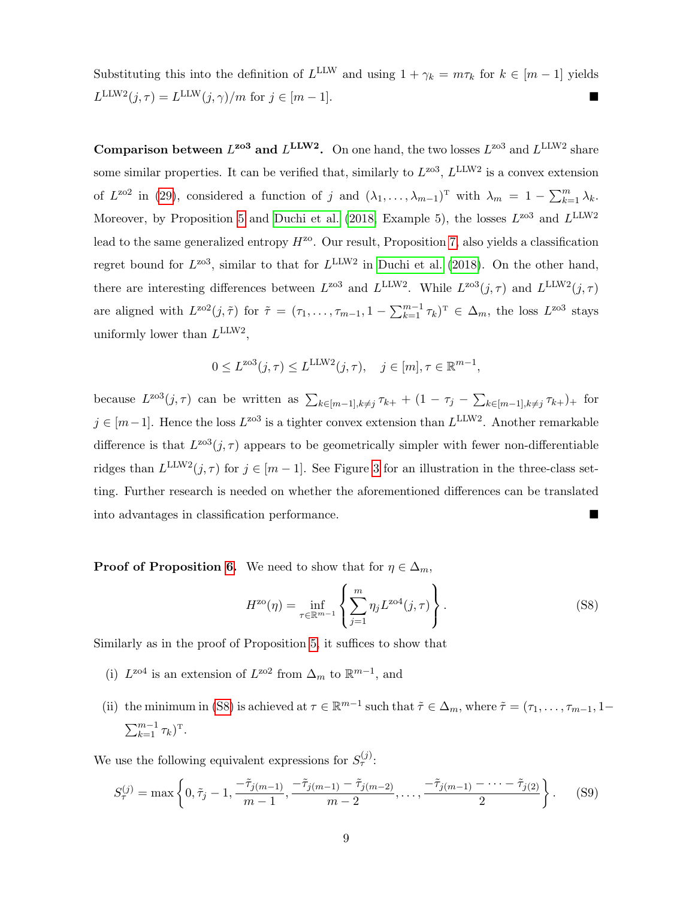Substituting this into the definition of $L^{\text{LLW}}$ and using $1 + \gamma_k = m\tau_k$ for $k \in [m-1]$ yields $L^{\text{LLW2}}(j,\tau) = L^{\text{LLW}}(j,\gamma)/m$ for $j \in [m-1]$. ■

**Comparison between $L^{\text{zo3}}$ and $L^{\text{LLW2}}$.** On one hand, the two losses $L^{\text{zo3}}$ and $L^{\text{LLW2}}$ share some similar properties. It can be verified that, similarly to $L^{\text{zo3}}$, $L^{\text{LLW2}}$ is a convex extension of $L^{\text{zo2}}$ in (29), considered a function of $j$ and $(\lambda_1, \ldots, \lambda_{m-1})^{\text{T}}$ with $\lambda_m = 1 - \sum_{k=1}^{m} \lambda_k$. Moreover, by Proposition 5 and Duchi et al. (2018, Example 5), the losses $L^{\text{zo3}}$ and $L^{\text{LLW2}}$ lead to the same generalized entropy $H^{\text{zo}}$. Our result, Proposition 7, also yields a classification regret bound for $L^{\text{zo3}}$, similar to that for $L^{\text{LLW2}}$ in Duchi et al. (2018). On the other hand, there are interesting differences between $L^{\text{zo3}}$ and $L^{\text{LLW2}}$. While $L^{\text{zo3}}(j,\tau)$ and $L^{\text{LLW2}}(j,\tau)$ are aligned with $L^{\text{zo2}}(j,\tilde\tau)$ for $\tilde\tau = (\tau_1, \ldots, \tau_{m-1}, 1 - \sum_{k=1}^{m-1} \tau_k)^{\text{T}} \in \Delta_m$, the loss $L^{\text{zo3}}$ stays uniformly lower than $L^{\text{LLW2}}$,

$$0 \le L^{\text{zo3}}(j,\tau) \le L^{\text{LLW2}}(j,\tau), \quad j \in [m], \tau \in \mathbb{R}^{m-1},$$

because $L^{\text{zo3}}(j,\tau)$ can be written as $\sum_{k\in[m-1],k\neq j} \tau_{k+} + (1 - \tau_j - \sum_{k\in[m-1],k\neq j} \tau_{k+})_+$ for $j \in [m-1]$. Hence the loss $L^{\text{zo3}}$ is a tighter convex extension than $L^{\text{LLW2}}$. Another remarkable difference is that $L^{\text{zo3}}(j,\tau)$ appears to be geometrically simpler with fewer non-differentiable ridges than $L^{\text{LLW2}}(j,\tau)$ for $j \in [m-1]$. See Figure 3 for an illustration in the three-class setting. Further research is needed on whether the aforementioned differences can be translated into advantages in classification performance. ■

**Proof of Proposition 6.** We need to show that for $\eta \in \Delta_m$,

$$H^{\text{zo}}(\eta) = \inf_{\tau\in\mathbb{R}^{m-1}} \left\{ \sum_{j=1}^{m} \eta_j L^{\text{zo4}}(j,\tau) \right\}. \tag{S8}$$

Similarly as in the proof of Proposition 5, it suffices to show that

(i) $L^{\text{zo4}}$ is an extension of $L^{\text{zo2}}$ from $\Delta_m$ to $\mathbb{R}^{m-1}$, and

(ii) the minimum in (S8) is achieved at $\tau \in \mathbb{R}^{m-1}$ such that $\tilde\tau \in \Delta_m$, where $\tilde\tau = (\tau_1, \ldots, \tau_{m-1}, 1 - \sum_{k=1}^{m-1} \tau_k)^{\text{T}}$.

We use the following equivalent expressions for $S^{(j)}_\tau$:

$$S^{(j)}_\tau = \max\left\{ 0, \tilde\tau_j - 1, \frac{-\tilde\tau_{j(m-1)}}{m-1}, \frac{-\tilde\tau_{j(m-1)} - \tilde\tau_{j(m-2)}}{m-2}, \ldots, \frac{-\tilde\tau_{j(m-1)} - \cdots - \tilde\tau_{j(2)}}{2} \right\}. \tag{S9}$$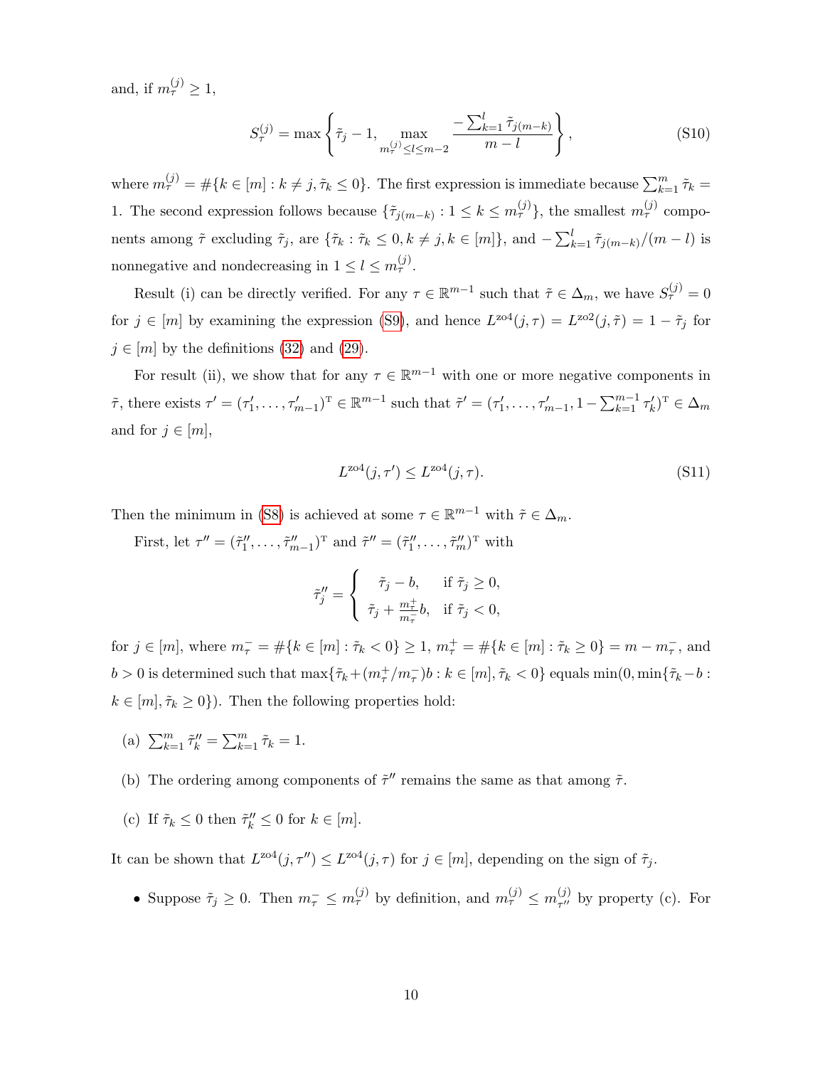and, if $m_\tau^{(j)} \geq 1$,

$$
S_\tau^{(j)} = \max \left\{ \tilde{\tau}_j - 1, \max_{m_\tau^{(j)} \leq l \leq m-2} \frac{-\sum_{k=1}^{l} \tilde{\tau}_{j(m-k)}}{m-l} \right\}, \tag{S10}
$$

where $m_\tau^{(j)} = \#\{k \in [m] : k \neq j, \tilde{\tau}_k \leq 0\}$. The first expression is immediate because $\sum_{k=1}^{m} \tilde{\tau}_k = 1$. The second expression follows because $\{\tilde{\tau}_{j(m-k)} : 1 \leq k \leq m_\tau^{(j)}\}$, the smallest $m_\tau^{(j)}$ components among $\tilde{\tau}$ excluding $\tilde{\tau}_j$, are $\{\tilde{\tau}_k : \tilde{\tau}_k \leq 0, k \neq j, k \in [m]\}$, and $-\sum_{k=1}^{l} \tilde{\tau}_{j(m-k)}/(m-l)$ is nonnegative and nondecreasing in $1 \leq l \leq m_\tau^{(j)}$.

Result (i) can be directly verified. For any $\tau \in \mathbb{R}^{m-1}$ such that $\tilde{\tau} \in \Delta_m$, we have $S_\tau^{(j)} = 0$ for $j \in [m]$ by examining the expression (S9), and hence $L^{\text{zo4}}(j, \tau) = L^{\text{zo2}}(j, \tilde{\tau}) = 1 - \tilde{\tau}_j$ for $j \in [m]$ by the definitions (32) and (29).

For result (ii), we show that for any $\tau \in \mathbb{R}^{m-1}$ with one or more negative components in $\tilde{\tau}$, there exists $\tau' = (\tau'_1, \ldots, \tau'_{m-1})^{\mathrm{T}} \in \mathbb{R}^{m-1}$ such that $\tilde{\tau}' = (\tau'_1, \ldots, \tau'_{m-1}, 1 - \sum_{k=1}^{m-1} \tau'_k)^{\mathrm{T}} \in \Delta_m$ and for $j \in [m]$,

$$
L^{\text{zo4}}(j, \tau') \leq L^{\text{zo4}}(j, \tau). \tag{S11}
$$

Then the minimum in (S8) is achieved at some $\tau \in \mathbb{R}^{m-1}$ with $\tilde{\tau} \in \Delta_m$.

First, let $\tau'' = (\tilde{\tau}''_1, \ldots, \tilde{\tau}''_{m-1})^{\mathrm{T}}$ and $\tilde{\tau}'' = (\tilde{\tau}''_1, \ldots, \tilde{\tau}''_m)^{\mathrm{T}}$ with

$$
\tilde{\tau}''_j = \begin{cases} \tilde{\tau}_j - b, & \text{if } \tilde{\tau}_j \geq 0, \\ \tilde{\tau}_j + \frac{m_\tau^+}{m_\tau^-} b, & \text{if } \tilde{\tau}_j < 0, \end{cases}
$$

for $j \in [m]$, where $m_\tau^- = \#\{k \in [m] : \tilde{\tau}_k < 0\} \geq 1$, $m_\tau^+ = \#\{k \in [m] : \tilde{\tau}_k \geq 0\} = m - m_\tau^-$, and $b > 0$ is determined such that $\max\{\tilde{\tau}_k + (m_\tau^+/m_\tau^-)b : k \in [m], \tilde{\tau}_k < 0\}$ equals $\min(0, \min\{\tilde{\tau}_k - b : k \in [m], \tilde{\tau}_k \geq 0\})$. Then the following properties hold:

(a) $\sum_{k=1}^{m} \tilde{\tau}''_k = \sum_{k=1}^{m} \tilde{\tau}_k = 1$.

(b) The ordering among components of $\tilde{\tau}''$ remains the same as that among $\tilde{\tau}$.

(c) If $\tilde{\tau}_k \leq 0$ then $\tilde{\tau}''_k \leq 0$ for $k \in [m]$.

It can be shown that $L^{\text{zo4}}(j, \tau'') \leq L^{\text{zo4}}(j, \tau)$ for $j \in [m]$, depending on the sign of $\tilde{\tau}_j$.

- Suppose $\tilde{\tau}_j \geq 0$. Then $m_\tau^- \leq m_\tau^{(j)}$ by definition, and $m_\tau^{(j)} \leq m_{\tau''}^{(j)}$ by property (c). For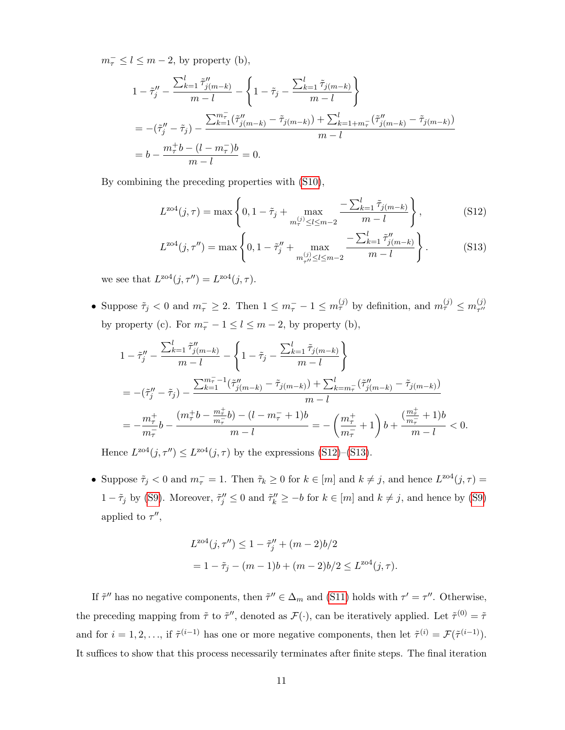$m_\tau^- \le l \le m-2$, by property (b),

$$
\begin{aligned}
&1 - \tilde\tau_j'' - \frac{\sum_{k=1}^{l} \tilde\tau''_{j(m-k)}}{m-l} - \left\{ 1 - \tilde\tau_j - \frac{\sum_{k=1}^{l} \tilde\tau_{j(m-k)}}{m-l} \right\} \\
&= -(\tilde\tau_j'' - \tilde\tau_j) - \frac{\sum_{k=1}^{m_\tau^-} (\tilde\tau''_{j(m-k)} - \tilde\tau_{j(m-k)}) + \sum_{k=1+m_\tau^-}^{l} (\tilde\tau''_{j(m-k)} - \tilde\tau_{j(m-k)})}{m-l} \\
&= b - \frac{m_\tau^+ b - (l - m_\tau^-) b}{m-l} = 0.
\end{aligned}
$$

By combining the preceding properties with (S10),

$$
L^{\text{zo4}}(j,\tau) = \max\left\{ 0, 1 - \tilde\tau_j + \max_{m_\tau^{(j)} \le l \le m-2} \frac{-\sum_{k=1}^{l} \tilde\tau_{j(m-k)}}{m-l} \right\}, \tag{S12}
$$

$$
L^{\text{zo4}}(j,\tau'') = \max\left\{ 0, 1 - \tilde\tau_j'' + \max_{m_{\tau''}^{(j)} \le l \le m-2} \frac{-\sum_{k=1}^{l} \tilde\tau''_{j(m-k)}}{m-l} \right\}. \tag{S13}
$$

we see that $L^{\text{zo4}}(j,\tau'') = L^{\text{zo4}}(j,\tau)$.

- Suppose $\tilde\tau_j < 0$ and $m_\tau^- \ge 2$. Then $1 \le m_\tau^- - 1 \le m_\tau^{(j)}$ by definition, and $m_\tau^{(j)} \le m_{\tau''}^{(j)}$ by property (c). For $m_\tau^- - 1 \le l \le m-2$, by property (b),

$$
\begin{aligned}
&1 - \tilde\tau_j'' - \frac{\sum_{k=1}^{l} \tilde\tau''_{j(m-k)}}{m-l} - \left\{ 1 - \tilde\tau_j - \frac{\sum_{k=1}^{l} \tilde\tau_{j(m-k)}}{m-l} \right\} \\
&= -(\tilde\tau_j'' - \tilde\tau_j) - \frac{\sum_{k=1}^{m_\tau^- - 1} (\tilde\tau''_{j(m-k)} - \tilde\tau_{j(m-k)}) + \sum_{k=m_\tau^-}^{l} (\tilde\tau''_{j(m-k)} - \tilde\tau_{j(m-k)})}{m-l} \\
&= -\frac{m_\tau^+}{m_\tau^-} b - \frac{(m_\tau^+ b - \frac{m_\tau^+}{m_\tau^-} b) - (l - m_\tau^- + 1) b}{m-l} = -\left( \frac{m_\tau^+}{m_\tau^-} + 1 \right) b + \frac{(\frac{m_\tau^+}{m_\tau^-} + 1) b}{m-l} < 0.
\end{aligned}
$$

  Hence $L^{\text{zo4}}(j,\tau'') \le L^{\text{zo4}}(j,\tau)$ by the expressions (S12)–(S13).

- Suppose $\tilde\tau_j < 0$ and $m_\tau^- = 1$. Then $\tilde\tau_k \ge 0$ for $k \in [m]$ and $k \ne j$, and hence $L^{\text{zo4}}(j,\tau) = 1 - \tilde\tau_j$ by (S9). Moreover, $\tilde\tau_j'' \le 0$ and $\tilde\tau_k'' \ge -b$ for $k \in [m]$ and $k \ne j$, and hence by (S9) applied to $\tau''$,

$$
\begin{aligned}
L^{\text{zo4}}(j,\tau'') &\le 1 - \tilde\tau_j'' + (m-2)b/2 \\
&= 1 - \tilde\tau_j - (m-1)b + (m-2)b/2 \le L^{\text{zo4}}(j,\tau).
\end{aligned}
$$

If $\tilde\tau''$ has no negative components, then $\tilde\tau'' \in \Delta_m$ and (S11) holds with $\tau' = \tau''$. Otherwise, the preceding mapping from $\tilde\tau$ to $\tilde\tau''$, denoted as $\mathcal{F}(\cdot)$, can be iteratively applied. Let $\tilde\tau^{(0)} = \tilde\tau$ and for $i = 1, 2, \ldots$, if $\tilde\tau^{(i-1)}$ has one or more negative components, then let $\tilde\tau^{(i)} = \mathcal{F}(\tilde\tau^{(i-1)})$. It suffices to show that this process necessarily terminates after finite steps. The final iteration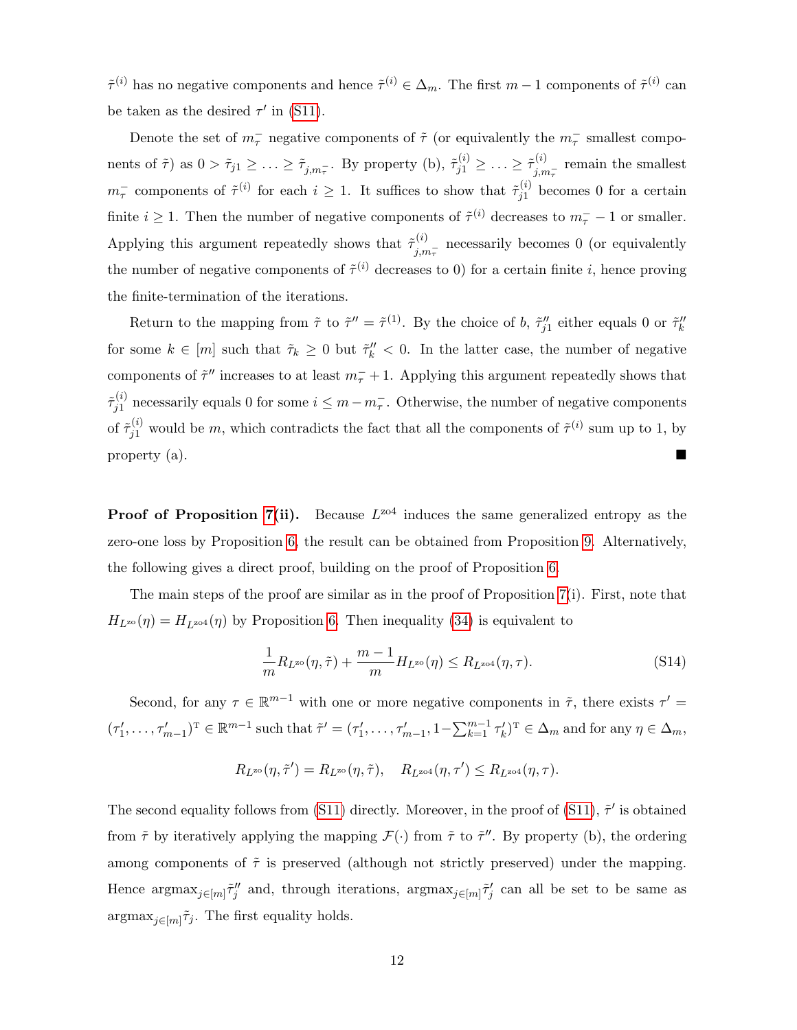$\tilde{\tau}^{(i)}$ has no negative components and hence $\tilde{\tau}^{(i)} \in \Delta_m$. The first $m-1$ components of $\tilde{\tau}^{(i)}$ can be taken as the desired $\tau'$ in (S11).

Denote the set of $m_\tau^-$ negative components of $\tilde{\tau}$ (or equivalently the $m_\tau^-$ smallest components of $\tilde{\tau}$) as $0 > \tilde{\tau}_{j1} \geq \ldots \geq \tilde{\tau}_{j,m_\tau^-}$. By property (b), $\tilde{\tau}_{j1}^{(i)} \geq \ldots \geq \tilde{\tau}_{j,m_\tau^-}^{(i)}$ remain the smallest $m_\tau^-$ components of $\tilde{\tau}^{(i)}$ for each $i \geq 1$. It suffices to show that $\tilde{\tau}_{j1}^{(i)}$ becomes 0 for a certain finite $i \geq 1$. Then the number of negative components of $\tilde{\tau}^{(i)}$ decreases to $m_\tau^- - 1$ or smaller. Applying this argument repeatedly shows that $\tilde{\tau}_{j,m_\tau^-}^{(i)}$ necessarily becomes 0 (or equivalently the number of negative components of $\tilde{\tau}^{(i)}$ decreases to 0) for a certain finite $i$, hence proving the finite-termination of the iterations.

Return to the mapping from $\tilde{\tau}$ to $\tilde{\tau}'' = \tilde{\tau}^{(1)}$. By the choice of $b$, $\tilde{\tau}_{j1}''$ either equals 0 or $\tilde{\tau}_k''$ for some $k \in [m]$ such that $\tilde{\tau}_k \geq 0$ but $\tilde{\tau}_k'' < 0$. In the latter case, the number of negative components of $\tilde{\tau}''$ increases to at least $m_\tau^- + 1$. Applying this argument repeatedly shows that $\tilde{\tau}_{j1}^{(i)}$ necessarily equals 0 for some $i \leq m - m_\tau^-$. Otherwise, the number of negative components of $\tilde{\tau}_{j1}^{(i)}$ would be $m$, which contradicts the fact that all the components of $\tilde{\tau}^{(i)}$ sum up to 1, by property (a). ■

**Proof of Proposition 7(ii).** Because $L^{\text{zo4}}$ induces the same generalized entropy as the zero-one loss by Proposition 6, the result can be obtained from Proposition 9. Alternatively, the following gives a direct proof, building on the proof of Proposition 6.

The main steps of the proof are similar as in the proof of Proposition 7(i). First, note that $H_{L^{\text{zo}}}(\eta) = H_{L^{\text{zo4}}}(\eta)$ by Proposition 6. Then inequality (34) is equivalent to

$$\frac{1}{m} R_{L^{\text{zo}}}(\eta, \tilde{\tau}) + \frac{m-1}{m} H_{L^{\text{zo}}}(\eta) \leq R_{L^{\text{zo4}}}(\eta, \tau). \tag{S14}$$

Second, for any $\tau \in \mathbb{R}^{m-1}$ with one or more negative components in $\tilde{\tau}$, there exists $\tau' = (\tau_1', \ldots, \tau_{m-1}')^{\mathrm{T}} \in \mathbb{R}^{m-1}$ such that $\tilde{\tau}' = (\tau_1', \ldots, \tau_{m-1}', 1 - \sum_{k=1}^{m-1} \tau_k')^{\mathrm{T}} \in \Delta_m$ and for any $\eta \in \Delta_m$,

$$R_{L^{\text{zo}}}(\eta, \tilde{\tau}') = R_{L^{\text{zo}}}(\eta, \tilde{\tau}), \quad R_{L^{\text{zo4}}}(\eta, \tau') \leq R_{L^{\text{zo4}}}(\eta, \tau).$$

The second equality follows from (S11) directly. Moreover, in the proof of (S11), $\tilde{\tau}'$ is obtained from $\tilde{\tau}$ by iteratively applying the mapping $\mathcal{F}(\cdot)$ from $\tilde{\tau}$ to $\tilde{\tau}''$. By property (b), the ordering among components of $\tilde{\tau}$ is preserved (although not strictly preserved) under the mapping. Hence $\text{argmax}_{j \in [m]} \tilde{\tau}_j''$ and, through iterations, $\text{argmax}_{j \in [m]} \tilde{\tau}_j'$ can all be set to be same as $\text{argmax}_{j \in [m]} \tilde{\tau}_j$. The first equality holds.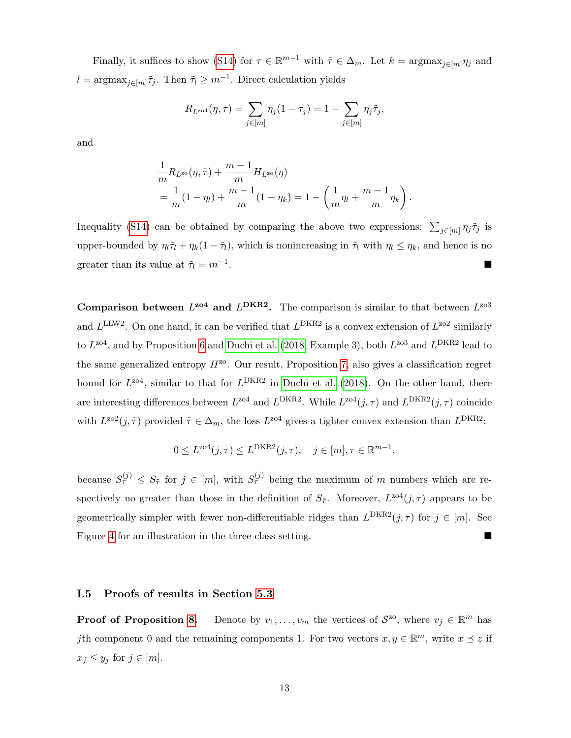Finally, it suffices to show (S14) for $\tau \in \mathbb{R}^{m-1}$ with $\tilde{\tau} \in \Delta_m$. Let $k = \mathrm{argmax}_{j\in[m]}\eta_j$ and $l = \mathrm{argmax}_{j\in[m]}\tilde{\tau}_j$. Then $\tilde{\tau}_l \geq m^{-1}$. Direct calculation yields

$$R_{L^{\mathrm{zo4}}}(\eta, \tau) = \sum_{j\in[m]} \eta_j(1-\tau_j) = 1 - \sum_{j\in[m]} \eta_j \tilde{\tau}_j,$$

and

$$\begin{aligned}
&\frac{1}{m} R_{L^{\mathrm{zo}}}(\eta, \tilde{\tau}) + \frac{m-1}{m} H_{L^{\mathrm{zo}}}(\eta) \\
&= \frac{1}{m}(1-\eta_l) + \frac{m-1}{m}(1-\eta_k) = 1 - \left(\frac{1}{m}\eta_l + \frac{m-1}{m}\eta_k\right).
\end{aligned}$$

Inequality (S14) can be obtained by comparing the above two expressions: $\sum_{j\in[m]} \eta_j \tilde{\tau}_j$ is upper-bounded by $\eta_l \tilde{\tau}_l + \eta_k(1-\tilde{\tau}_l)$, which is nonincreasing in $\tilde{\tau}_l$ with $\eta_l \leq \eta_k$, and hence is no greater than its value at $\tilde{\tau}_l = m^{-1}$. ■

**Comparison between $L^{\mathrm{zo4}}$ and $L^{\mathrm{DKR2}}$.** The comparison is similar to that between $L^{\mathrm{zo3}}$ and $L^{\mathrm{LLW2}}$. On one hand, it can be verified that $L^{\mathrm{DKR2}}$ is a convex extension of $L^{\mathrm{zo2}}$ similarly to $L^{\mathrm{zo4}}$, and by Proposition 6 and Duchi et al. (2018, Example 3), both $L^{\mathrm{zo3}}$ and $L^{\mathrm{DKR2}}$ lead to the same generalized entropy $H^{\mathrm{zo}}$. Our result, Proposition 7, also gives a classification regret bound for $L^{\mathrm{zo4}}$, similar to that for $L^{\mathrm{DKR2}}$ in Duchi et al. (2018). On the other hand, there are interesting differences between $L^{\mathrm{zo4}}$ and $L^{\mathrm{DKR2}}$. While $L^{\mathrm{zo4}}(j,\tau)$ and $L^{\mathrm{DKR2}}(j,\tau)$ coincide with $L^{\mathrm{zo2}}(j,\tilde{\tau})$ provided $\tilde{\tau} \in \Delta_m$, the loss $L^{\mathrm{zo4}}$ gives a tighter convex extension than $L^{\mathrm{DKR2}}$:

$$0 \leq L^{\mathrm{zo4}}(j,\tau) \leq L^{\mathrm{DKR2}}(j,\tau), \quad j \in [m], \tau \in \mathbb{R}^{m-1},$$

because $S_\tau^{(j)} \leq S_{\tilde{\tau}}$ for $j \in [m]$, with $S_\tau^{(j)}$ being the maximum of $m$ numbers which are respectively no greater than those in the definition of $S_{\tilde{\tau}}$. Moreover, $L^{\mathrm{zo4}}(j,\tau)$ appears to be geometrically simpler with fewer non-differentiable ridges than $L^{\mathrm{DKR2}}(j,\tau)$ for $j \in [m]$. See Figure 4 for an illustration in the three-class setting. ■

### I.5 Proofs of results in Section 5.3

**Proof of Proposition 8.** Denote by $v_1, \ldots, v_m$ the vertices of $\mathcal{S}^{\mathrm{zo}}$, where $v_j \in \mathbb{R}^m$ has $j$th component 0 and the remaining components 1. For two vectors $x, y \in \mathbb{R}^m$, write $x \preceq z$ if $x_j \leq y_j$ for $j \in [m]$.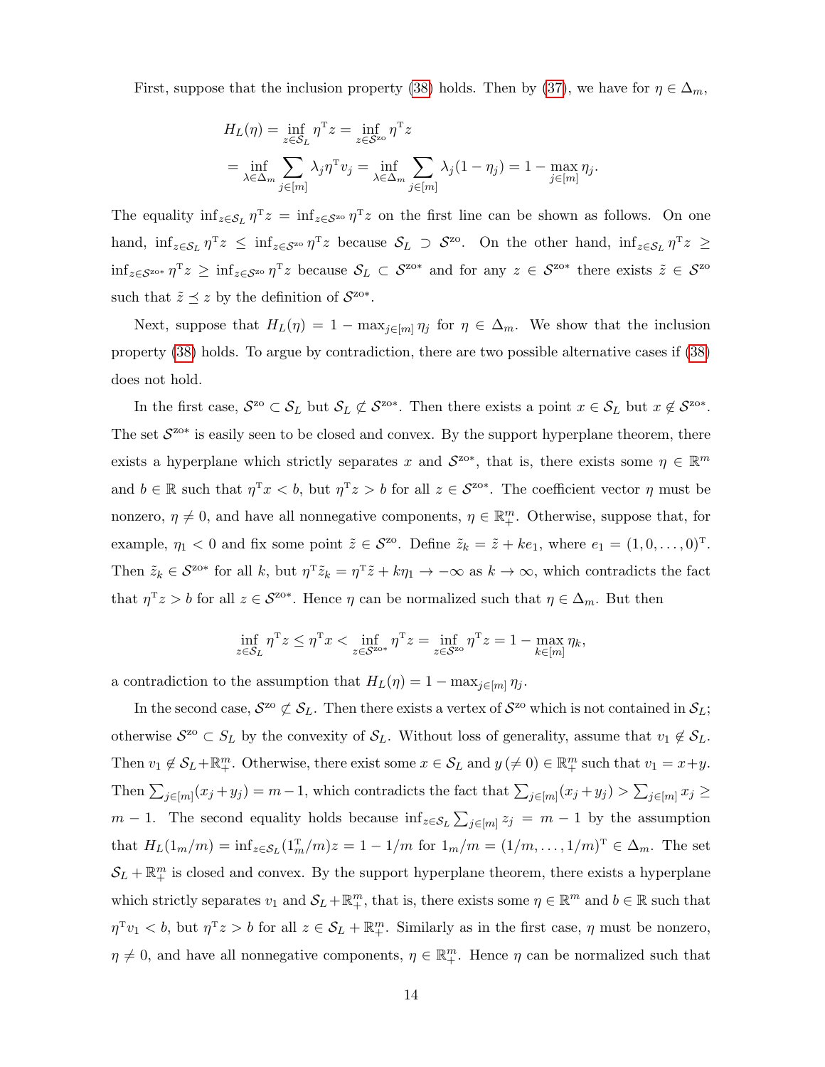First, suppose that the inclusion property (38) holds. Then by (37), we have for $\eta \in \Delta_m$,

$$
\begin{aligned}
H_L(\eta) &= \inf_{z \in \mathcal{S}_L} \eta^{\mathrm{T}} z = \inf_{z \in \mathcal{S}^{\mathrm{zo}}} \eta^{\mathrm{T}} z \\
&= \inf_{\lambda \in \Delta_m} \sum_{j \in [m]} \lambda_j \eta^{\mathrm{T}} v_j = \inf_{\lambda \in \Delta_m} \sum_{j \in [m]} \lambda_j (1 - \eta_j) = 1 - \max_{j \in [m]} \eta_j .
\end{aligned}
$$

The equality $\inf_{z \in \mathcal{S}_L} \eta^{\mathrm{T}} z = \inf_{z \in \mathcal{S}^{\mathrm{zo}}} \eta^{\mathrm{T}} z$ on the first line can be shown as follows. On one hand, $\inf_{z \in \mathcal{S}_L} \eta^{\mathrm{T}} z \leq \inf_{z \in \mathcal{S}^{\mathrm{zo}}} \eta^{\mathrm{T}} z$ because $\mathcal{S}_L \supset \mathcal{S}^{\mathrm{zo}}$. On the other hand, $\inf_{z \in \mathcal{S}_L} \eta^{\mathrm{T}} z \geq \inf_{z \in \mathcal{S}^{\mathrm{zo}*}} \eta^{\mathrm{T}} z \geq \inf_{z \in \mathcal{S}^{\mathrm{zo}}} \eta^{\mathrm{T}} z$ because $\mathcal{S}_L \subset \mathcal{S}^{\mathrm{zo}*}$ and for any $z \in \mathcal{S}^{\mathrm{zo}*}$ there exists $\tilde{z} \in \mathcal{S}^{\mathrm{zo}}$ such that $\tilde{z} \preceq z$ by the definition of $\mathcal{S}^{\mathrm{zo}*}$.

Next, suppose that $H_L(\eta) = 1 - \max_{j \in [m]} \eta_j$ for $\eta \in \Delta_m$. We show that the inclusion property (38) holds. To argue by contradiction, there are two possible alternative cases if (38) does not hold.

In the first case, $\mathcal{S}^{\mathrm{zo}} \subset \mathcal{S}_L$ but $\mathcal{S}_L \not\subset \mathcal{S}^{\mathrm{zo}*}$. Then there exists a point $x \in \mathcal{S}_L$ but $x \notin \mathcal{S}^{\mathrm{zo}*}$. The set $\mathcal{S}^{\mathrm{zo}*}$ is easily seen to be closed and convex. By the support hyperplane theorem, there exists a hyperplane which strictly separates $x$ and $\mathcal{S}^{\mathrm{zo}*}$, that is, there exists some $\eta \in \mathbb{R}^m$ and $b \in \mathbb{R}$ such that $\eta^{\mathrm{T}} x < b$, but $\eta^{\mathrm{T}} z > b$ for all $z \in \mathcal{S}^{\mathrm{zo}*}$. The coefficient vector $\eta$ must be nonzero, $\eta \neq 0$, and have all nonnegative components, $\eta \in \mathbb{R}^m_+$. Otherwise, suppose that, for example, $\eta_1 < 0$ and fix some point $\tilde{z} \in \mathcal{S}^{\mathrm{zo}}$. Define $\tilde{z}_k = \tilde{z} + k e_1$, where $e_1 = (1, 0, \ldots, 0)^{\mathrm{T}}$. Then $\tilde{z}_k \in \mathcal{S}^{\mathrm{zo}*}$ for all $k$, but $\eta^{\mathrm{T}} \tilde{z}_k = \eta^{\mathrm{T}} \tilde{z} + k\eta_1 \to -\infty$ as $k \to \infty$, which contradicts the fact that $\eta^{\mathrm{T}} z > b$ for all $z \in \mathcal{S}^{\mathrm{zo}*}$. Hence $\eta$ can be normalized such that $\eta \in \Delta_m$. But then

$$
\inf_{z \in \mathcal{S}_L} \eta^{\mathrm{T}} z \leq \eta^{\mathrm{T}} x < \inf_{z \in \mathcal{S}^{\mathrm{zo}*}} \eta^{\mathrm{T}} z = \inf_{z \in \mathcal{S}^{\mathrm{zo}}} \eta^{\mathrm{T}} z = 1 - \max_{k \in [m]} \eta_k ,
$$

a contradiction to the assumption that $H_L(\eta) = 1 - \max_{j \in [m]} \eta_j$.

In the second case, $\mathcal{S}^{\mathrm{zo}} \not\subset \mathcal{S}_L$. Then there exists a vertex of $\mathcal{S}^{\mathrm{zo}}$ which is not contained in $\mathcal{S}_L$; otherwise $\mathcal{S}^{\mathrm{zo}} \subset S_L$ by the convexity of $\mathcal{S}_L$. Without loss of generality, assume that $v_1 \notin \mathcal{S}_L$. Then $v_1 \notin \mathcal{S}_L + \mathbb{R}^m_+$. Otherwise, there exist some $x \in \mathcal{S}_L$ and $y\,(\neq 0) \in \mathbb{R}^m_+$ such that $v_1 = x + y$. Then $\sum_{j \in [m]} (x_j + y_j) = m - 1$, which contradicts the fact that $\sum_{j \in [m]} (x_j + y_j) > \sum_{j \in [m]} x_j \geq m - 1$. The second equality holds because $\inf_{z \in \mathcal{S}_L} \sum_{j \in [m]} z_j = m - 1$ by the assumption that $H_L(1_m/m) = \inf_{z \in \mathcal{S}_L} (1_m^{\mathrm{T}}/m) z = 1 - 1/m$ for $1_m/m = (1/m, \ldots, 1/m)^{\mathrm{T}} \in \Delta_m$. The set $\mathcal{S}_L + \mathbb{R}^m_+$ is closed and convex. By the support hyperplane theorem, there exists a hyperplane which strictly separates $v_1$ and $\mathcal{S}_L + \mathbb{R}^m_+$, that is, there exists some $\eta \in \mathbb{R}^m$ and $b \in \mathbb{R}$ such that $\eta^{\mathrm{T}} v_1 < b$, but $\eta^{\mathrm{T}} z > b$ for all $z \in \mathcal{S}_L + \mathbb{R}^m_+$. Similarly as in the first case, $\eta$ must be nonzero, $\eta \neq 0$, and have all nonnegative components, $\eta \in \mathbb{R}^m_+$. Hence $\eta$ can be normalized such that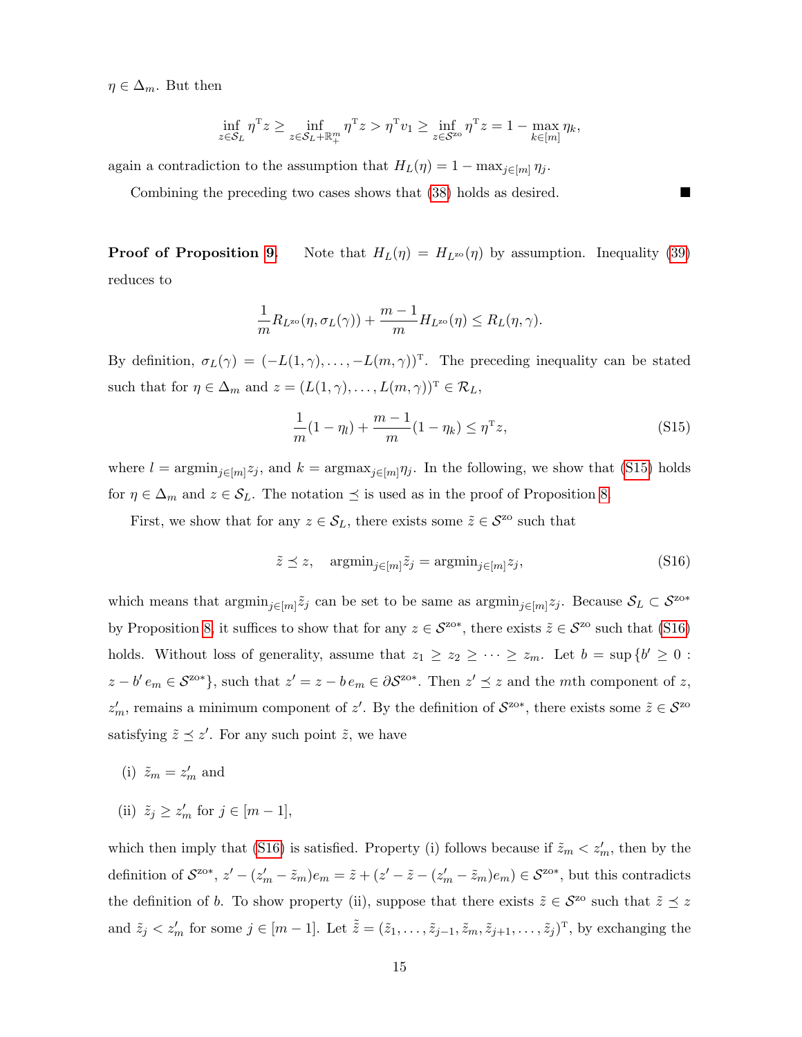$\eta \in \Delta_m$. But then

$$\inf_{z \in \mathcal{S}_L} \eta^{\mathrm{T}} z \geq \inf_{z \in \mathcal{S}_L + \mathbb{R}^m_+} \eta^{\mathrm{T}} z > \eta^{\mathrm{T}} v_1 \geq \inf_{z \in \mathcal{S}^{\mathrm{zo}}} \eta^{\mathrm{T}} z = 1 - \max_{k \in [m]} \eta_k,$$

again a contradiction to the assumption that $H_L(\eta) = 1 - \max_{j \in [m]} \eta_j$.

Combining the preceding two cases shows that (38) holds as desired. ■

**Proof of Proposition 9.** Note that $H_L(\eta) = H_{L^{\mathrm{zo}}}(\eta)$ by assumption. Inequality (39) reduces to

$$\frac{1}{m} R_{L^{\mathrm{zo}}}(\eta, \sigma_L(\gamma)) + \frac{m-1}{m} H_{L^{\mathrm{zo}}}(\eta) \leq R_L(\eta, \gamma).$$

By definition, $\sigma_L(\gamma) = (-L(1,\gamma), \ldots, -L(m,\gamma))^{\mathrm{T}}$. The preceding inequality can be stated such that for $\eta \in \Delta_m$ and $z = (L(1,\gamma), \ldots, L(m,\gamma))^{\mathrm{T}} \in \mathcal{R}_L$,

$$\frac{1}{m}(1 - \eta_l) + \frac{m-1}{m}(1 - \eta_k) \leq \eta^{\mathrm{T}} z, \tag{S15}$$

where $l = \mathrm{argmin}_{j \in [m]} z_j$, and $k = \mathrm{argmax}_{j \in [m]} \eta_j$. In the following, we show that (S15) holds for $\eta \in \Delta_m$ and $z \in \mathcal{S}_L$. The notation $\preceq$ is used as in the proof of Proposition 8.

First, we show that for any $z \in \mathcal{S}_L$, there exists some $\tilde{z} \in \mathcal{S}^{\mathrm{zo}}$ such that

$$\tilde{z} \preceq z, \quad \mathrm{argmin}_{j \in [m]} \tilde{z}_j = \mathrm{argmin}_{j \in [m]} z_j, \tag{S16}$$

which means that $\mathrm{argmin}_{j \in [m]} \tilde{z}_j$ can be set to be same as $\mathrm{argmin}_{j \in [m]} z_j$. Because $\mathcal{S}_L \subset \mathcal{S}^{\mathrm{zo}*}$ by Proposition 8, it suffices to show that for any $z \in \mathcal{S}^{\mathrm{zo}*}$, there exists $\tilde{z} \in \mathcal{S}^{\mathrm{zo}}$ such that (S16) holds. Without loss of generality, assume that $z_1 \geq z_2 \geq \cdots \geq z_m$. Let $b = \sup\{b' \geq 0 : z - b' e_m \in \mathcal{S}^{\mathrm{zo}*}\}$, such that $z' = z - b\, e_m \in \partial \mathcal{S}^{\mathrm{zo}*}$. Then $z' \preceq z$ and the $m$th component of $z$, $z'_m$, remains a minimum component of $z'$. By the definition of $\mathcal{S}^{\mathrm{zo}*}$, there exists some $\tilde{z} \in \mathcal{S}^{\mathrm{zo}}$ satisfying $\tilde{z} \preceq z'$. For any such point $\tilde{z}$, we have

(i) $\tilde{z}_m = z'_m$ and

(ii) $\tilde{z}_j \geq z'_m$ for $j \in [m-1]$,

which then imply that (S16) is satisfied. Property (i) follows because if $\tilde{z}_m < z'_m$, then by the definition of $\mathcal{S}^{\mathrm{zo}*}$, $z' - (z'_m - \tilde{z}_m) e_m = \tilde{z} + (z' - \tilde{z} - (z'_m - \tilde{z}_m) e_m) \in \mathcal{S}^{\mathrm{zo}*}$, but this contradicts the definition of $b$. To show property (ii), suppose that there exists $\tilde{z} \in \mathcal{S}^{\mathrm{zo}}$ such that $\tilde{z} \preceq z$ and $\tilde{z}_j < z'_m$ for some $j \in [m-1]$. Let $\tilde{\tilde{z}} = (\tilde{z}_1, \ldots, \tilde{z}_{j-1}, \tilde{z}_m, \tilde{z}_{j+1}, \ldots, \tilde{z}_j)^{\mathrm{T}}$, by exchanging the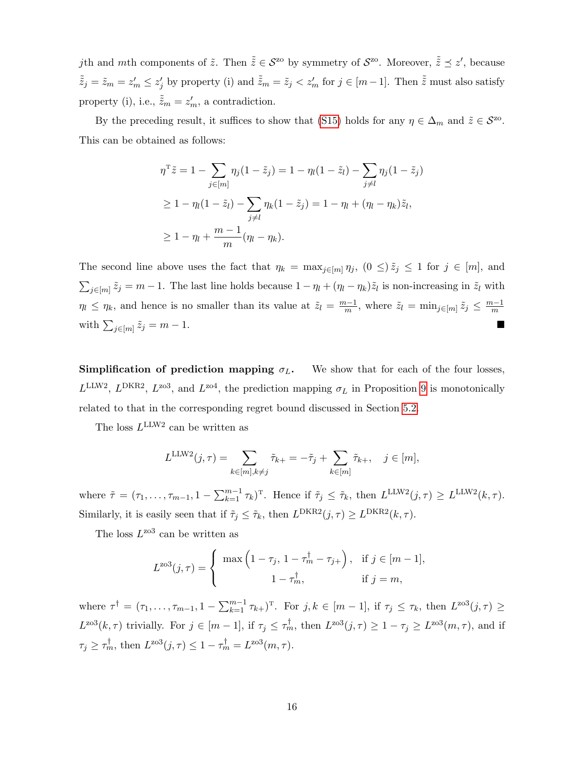$j$th and $m$th components of $\tilde{z}$. Then $\tilde{\tilde{z}} \in \mathcal{S}^{\text{zo}}$ by symmetry of $\mathcal{S}^{\text{zo}}$. Moreover, $\tilde{\tilde{z}} \preceq z'$, because $\tilde{\tilde{z}}_j = \tilde{z}_m = z'_m \le z'_j$ by property (i) and $\tilde{\tilde{z}}_m = \tilde{z}_j < z'_m$ for $j \in [m-1]$. Then $\tilde{\tilde{z}}$ must also satisfy property (i), i.e., $\tilde{\tilde{z}}_m = z'_m$, a contradiction.

By the preceding result, it suffices to show that (S15) holds for any $\eta \in \Delta_m$ and $\tilde{z} \in \mathcal{S}^{\text{zo}}$. This can be obtained as follows:

$$
\begin{aligned}
\eta^{\mathrm{T}} \tilde{z} &= 1 - \sum_{j \in [m]} \eta_j (1 - \tilde{z}_j) = 1 - \eta_l (1 - \tilde{z}_l) - \sum_{j \neq l} \eta_j (1 - \tilde{z}_j) \\
&\ge 1 - \eta_l (1 - \tilde{z}_l) - \sum_{j \neq l} \eta_k (1 - \tilde{z}_j) = 1 - \eta_l + (\eta_l - \eta_k) \tilde{z}_l, \\
&\ge 1 - \eta_l + \frac{m-1}{m} (\eta_l - \eta_k).
\end{aligned}
$$

The second line above uses the fact that $\eta_k = \max_{j \in [m]} \eta_j$, $(0 \le)\, \tilde{z}_j \le 1$ for $j \in [m]$, and $\sum_{j \in [m]} \tilde{z}_j = m - 1$. The last line holds because $1 - \eta_l + (\eta_l - \eta_k)\tilde{z}_l$ is non-increasing in $\tilde{z}_l$ with $\eta_l \le \eta_k$, and hence is no smaller than its value at $\tilde{z}_l = \frac{m-1}{m}$, where $\tilde{z}_l = \min_{j \in [m]} \tilde{z}_j \le \frac{m-1}{m}$ with $\sum_{j \in [m]} \tilde{z}_j = m - 1$. ■

**Simplification of prediction mapping $\sigma_L$.** We show that for each of the four losses, $L^{\text{LLW2}}$, $L^{\text{DKR2}}$, $L^{\text{zo3}}$, and $L^{\text{zo4}}$, the prediction mapping $\sigma_L$ in Proposition 9 is monotonically related to that in the corresponding regret bound discussed in Section 5.2.

The loss $L^{\text{LLW2}}$ can be written as

$$
L^{\text{LLW2}}(j, \tau) = \sum_{k \in [m], k \neq j} \tilde{\tau}_{k+} = -\tilde{\tau}_j + \sum_{k \in [m]} \tilde{\tau}_{k+}, \quad j \in [m],
$$

where $\tilde{\tau} = (\tau_1, \ldots, \tau_{m-1}, 1 - \sum_{k=1}^{m-1} \tau_k)^{\mathrm{T}}$. Hence if $\tilde{\tau}_j \le \tilde{\tau}_k$, then $L^{\text{LLW2}}(j, \tau) \ge L^{\text{LLW2}}(k, \tau)$. Similarly, it is easily seen that if $\tilde{\tau}_j \le \tilde{\tau}_k$, then $L^{\text{DKR2}}(j, \tau) \ge L^{\text{DKR2}}(k, \tau)$.

The loss $L^{\text{zo3}}$ can be written as

$$
L^{\text{zo3}}(j, \tau) = \begin{cases} \max\left(1 - \tau_j,\, 1 - \tau_m^{\dagger} - \tau_{j+}\right), & \text{if } j \in [m-1], \\ 1 - \tau_m^{\dagger}, & \text{if } j = m, \end{cases}
$$

where $\tau^{\dagger} = (\tau_1, \ldots, \tau_{m-1}, 1 - \sum_{k=1}^{m-1} \tau_{k+})^{\mathrm{T}}$. For $j, k \in [m-1]$, if $\tau_j \le \tau_k$, then $L^{\text{zo3}}(j, \tau) \ge L^{\text{zo3}}(k, \tau)$ trivially. For $j \in [m-1]$, if $\tau_j \le \tau_m^{\dagger}$, then $L^{\text{zo3}}(j, \tau) \ge 1 - \tau_j \ge L^{\text{zo3}}(m, \tau)$, and if $\tau_j \ge \tau_m^{\dagger}$, then $L^{\text{zo3}}(j, \tau) \le 1 - \tau_m^{\dagger} = L^{\text{zo3}}(m, \tau)$.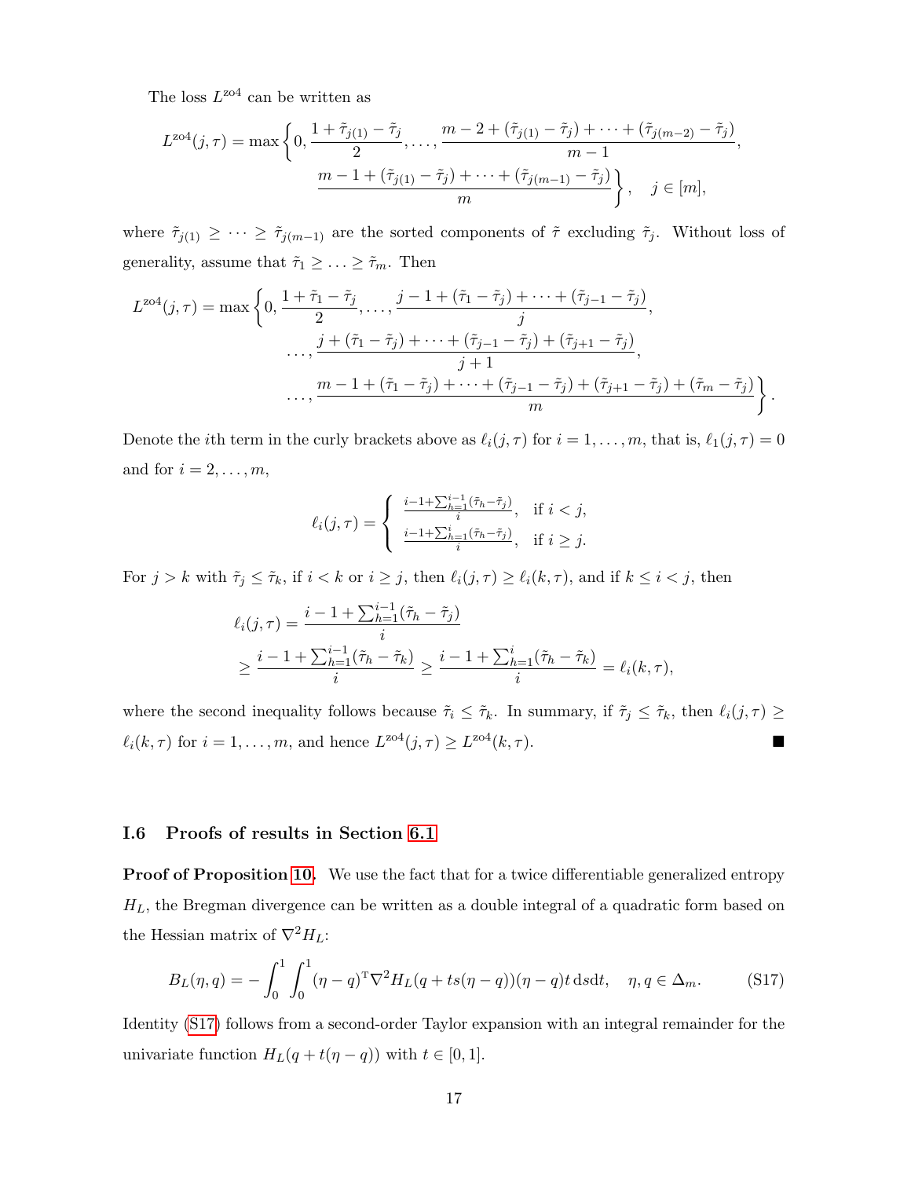The loss $L^{\mathrm{zo4}}$ can be written as

$$L^{\mathrm{zo4}}(j,\tau) = \max\left\{0, \frac{1+\tilde\tau_{j(1)}-\tilde\tau_j}{2}, \ldots, \frac{m-2+(\tilde\tau_{j(1)}-\tilde\tau_j)+\cdots+(\tilde\tau_{j(m-2)}-\tilde\tau_j)}{m-1}, \right.$$
$$\left. \frac{m-1+(\tilde\tau_{j(1)}-\tilde\tau_j)+\cdots+(\tilde\tau_{j(m-1)}-\tilde\tau_j)}{m}\right\}, \quad j\in[m],$$

where $\tilde\tau_{j(1)} \geq \cdots \geq \tilde\tau_{j(m-1)}$ are the sorted components of $\tilde\tau$ excluding $\tilde\tau_j$. Without loss of generality, assume that $\tilde\tau_1 \geq \ldots \geq \tilde\tau_m$. Then

$$L^{\mathrm{zo4}}(j,\tau) = \max\left\{0, \frac{1+\tilde\tau_1-\tilde\tau_j}{2}, \ldots, \frac{j-1+(\tilde\tau_1-\tilde\tau_j)+\cdots+(\tilde\tau_{j-1}-\tilde\tau_j)}{j}, \right.$$
$$\ldots, \frac{j+(\tilde\tau_1-\tilde\tau_j)+\cdots+(\tilde\tau_{j-1}-\tilde\tau_j)+(\tilde\tau_{j+1}-\tilde\tau_j)}{j+1},$$
$$\left. \ldots, \frac{m-1+(\tilde\tau_1-\tilde\tau_j)+\cdots+(\tilde\tau_{j-1}-\tilde\tau_j)+(\tilde\tau_{j+1}-\tilde\tau_j)+(\tilde\tau_m-\tilde\tau_j)}{m}\right\}.$$

Denote the $i$th term in the curly brackets above as $\ell_i(j,\tau)$ for $i=1,\ldots,m$, that is, $\ell_1(j,\tau)=0$ and for $i=2,\ldots,m$,

$$\ell_i(j,\tau) = \begin{cases} \frac{i-1+\sum_{h=1}^{i-1}(\tilde\tau_h-\tilde\tau_j)}{i}, & \text{if } i<j, \\ \frac{i-1+\sum_{h=1}^{i}(\tilde\tau_h-\tilde\tau_j)}{i}, & \text{if } i\geq j. \end{cases}$$

For $j>k$ with $\tilde\tau_j \leq \tilde\tau_k$, if $i<k$ or $i\geq j$, then $\ell_i(j,\tau)\geq \ell_i(k,\tau)$, and if $k\leq i<j$, then

$$\begin{aligned}
\ell_i(j,\tau) &= \frac{i-1+\sum_{h=1}^{i-1}(\tilde\tau_h-\tilde\tau_j)}{i} \\
&\geq \frac{i-1+\sum_{h=1}^{i-1}(\tilde\tau_h-\tilde\tau_k)}{i} \geq \frac{i-1+\sum_{h=1}^{i}(\tilde\tau_h-\tilde\tau_k)}{i} = \ell_i(k,\tau),
\end{aligned}$$

where the second inequality follows because $\tilde\tau_i \leq \tilde\tau_k$. In summary, if $\tilde\tau_j\leq\tilde\tau_k$, then $\ell_i(j,\tau)\geq \ell_i(k,\tau)$ for $i=1,\ldots,m$, and hence $L^{\mathrm{zo4}}(j,\tau)\geq L^{\mathrm{zo4}}(k,\tau)$. ∎

### I.6 Proofs of results in Section 6.1

**Proof of Proposition 10.** We use the fact that for a twice differentiable generalized entropy $H_L$, the Bregman divergence can be written as a double integral of a quadratic form based on the Hessian matrix of $\nabla^2 H_L$:

$$B_L(\eta,q) = -\int_0^1\int_0^1 (\eta-q)^{\mathrm{T}}\nabla^2 H_L(q+ts(\eta-q))(\eta-q)t\,\mathrm{d}s\mathrm{d}t, \quad \eta,q\in\Delta_m. \tag{S17}$$

Identity (S17) follows from a second-order Taylor expansion with an integral remainder for the univariate function $H_L(q+t(\eta-q))$ with $t\in[0,1]$.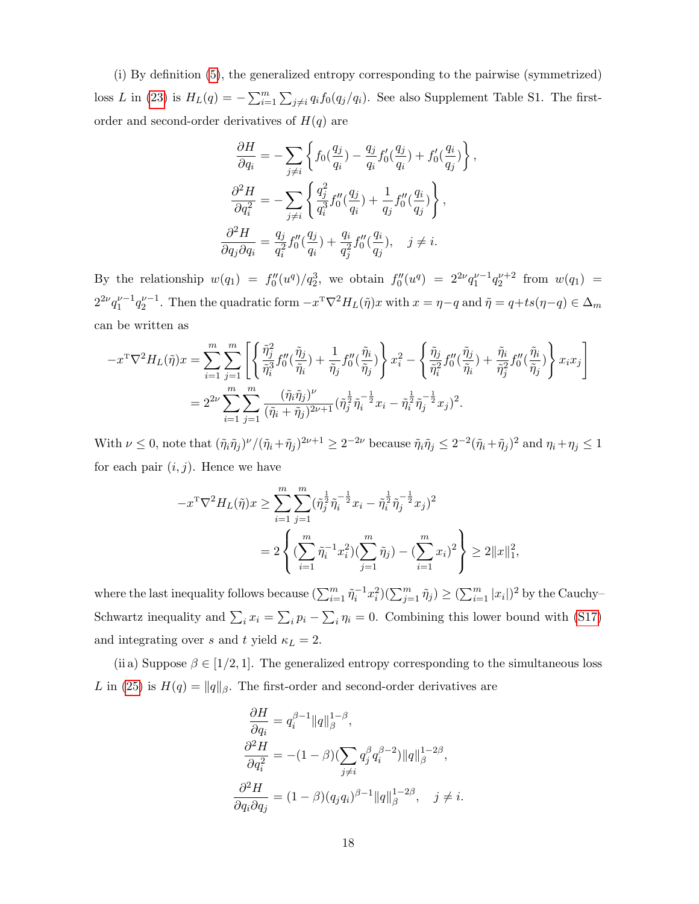(i) By definition (5), the generalized entropy corresponding to the pairwise (symmetrized) loss $L$ in (23) is $H_L(q) = -\sum_{i=1}^m \sum_{j\neq i} q_i f_0(q_j/q_i)$. See also Supplement Table S1. The first-order and second-order derivatives of $H(q)$ are

$$
\begin{aligned}
\frac{\partial H}{\partial q_i} &= -\sum_{j\neq i} \left\{ f_0(\frac{q_j}{q_i}) - \frac{q_j}{q_i} f_0'(\frac{q_j}{q_i}) + f_0'(\frac{q_i}{q_j}) \right\}, \\
\frac{\partial^2 H}{\partial q_i^2} &= -\sum_{j\neq i} \left\{ \frac{q_j^2}{q_i^3} f_0''(\frac{q_j}{q_i}) + \frac{1}{q_j} f_0''(\frac{q_i}{q_j}) \right\}, \\
\frac{\partial^2 H}{\partial q_j \partial q_i} &= \frac{q_j}{q_i^2} f_0''(\frac{q_j}{q_i}) + \frac{q_i}{q_j^2} f_0''(\frac{q_i}{q_j}), \quad j \neq i.
\end{aligned}
$$

By the relationship $w(q_1) = f_0''(u^q)/q_2^3$, we obtain $f_0''(u^q) = 2^{2\nu} q_1^{\nu-1} q_2^{\nu+2}$ from $w(q_1) = 2^{2\nu} q_1^{\nu-1} q_2^{\nu-1}$. Then the quadratic form $-x^{\mathrm{T}} \nabla^2 H_L(\tilde\eta) x$ with $x = \eta - q$ and $\tilde\eta = q + ts(\eta - q) \in \Delta_m$ can be written as

$$
\begin{aligned}
-x^{\mathrm{T}} \nabla^2 H_L(\tilde\eta) x &= \sum_{i=1}^m \sum_{j=1}^m \left[ \left\{ \frac{\tilde\eta_j^2}{\tilde\eta_i^3} f_0''(\frac{\tilde\eta_j}{\tilde\eta_i}) + \frac{1}{\tilde\eta_j} f_0''(\frac{\tilde\eta_i}{\tilde\eta_j}) \right\} x_i^2 - \left\{ \frac{\tilde\eta_j}{\tilde\eta_i^2} f_0''(\frac{\tilde\eta_j}{\tilde\eta_i}) + \frac{\tilde\eta_i}{\tilde\eta_j^2} f_0''(\frac{\tilde\eta_i}{\tilde\eta_j}) \right\} x_i x_j \right] \\
&= 2^{2\nu} \sum_{i=1}^m \sum_{j=1}^m \frac{(\tilde\eta_i \tilde\eta_j)^\nu}{(\tilde\eta_i + \tilde\eta_j)^{2\nu+1}} (\tilde\eta_j^{\frac{1}{2}} \tilde\eta_i^{-\frac{1}{2}} x_i - \tilde\eta_i^{\frac{1}{2}} \tilde\eta_j^{-\frac{1}{2}} x_j)^2.
\end{aligned}
$$

With $\nu \leq 0$, note that $(\tilde\eta_i\tilde\eta_j)^\nu/(\tilde\eta_i+\tilde\eta_j)^{2\nu+1} \geq 2^{-2\nu}$ because $\tilde\eta_i\tilde\eta_j \leq 2^{-2}(\tilde\eta_i+\tilde\eta_j)^2$ and $\eta_i + \eta_j \leq 1$ for each pair $(i,j)$. Hence we have

$$
\begin{aligned}
-x^{\mathrm{T}} \nabla^2 H_L(\tilde\eta) x &\geq \sum_{i=1}^m \sum_{j=1}^m (\tilde\eta_j^{\frac{1}{2}} \tilde\eta_i^{-\frac{1}{2}} x_i - \tilde\eta_i^{\frac{1}{2}} \tilde\eta_j^{-\frac{1}{2}} x_j)^2 \\
&= 2 \left\{ (\sum_{i=1}^m \tilde\eta_i^{-1} x_i^2)(\sum_{j=1}^m \tilde\eta_j) - (\sum_{i=1}^m x_i)^2 \right\} \geq 2\|x\|_1^2,
\end{aligned}
$$

where the last inequality follows because $(\sum_{i=1}^m \tilde\eta_i^{-1} x_i^2)(\sum_{j=1}^m \tilde\eta_j) \geq (\sum_{i=1}^m |x_i|)^2$ by the Cauchy–Schwartz inequality and $\sum_i x_i = \sum_i p_i - \sum_i \eta_i = 0$. Combining this lower bound with (S17) and integrating over $s$ and $t$ yield $\kappa_L = 2$.

(ii a) Suppose $\beta \in [1/2, 1]$. The generalized entropy corresponding to the simultaneous loss $L$ in (25) is $H(q) = \|q\|_\beta$. The first-order and second-order derivatives are

$$
\begin{aligned}
\frac{\partial H}{\partial q_i} &= q_i^{\beta-1} \|q\|_\beta^{1-\beta}, \\
\frac{\partial^2 H}{\partial q_i^2} &= -(1-\beta)(\sum_{j\neq i} q_j^\beta q_i^{\beta-2}) \|q\|_\beta^{1-2\beta}, \\
\frac{\partial^2 H}{\partial q_i \partial q_j} &= (1-\beta)(q_j q_i)^{\beta-1} \|q\|_\beta^{1-2\beta}, \quad j \neq i.
\end{aligned}
$$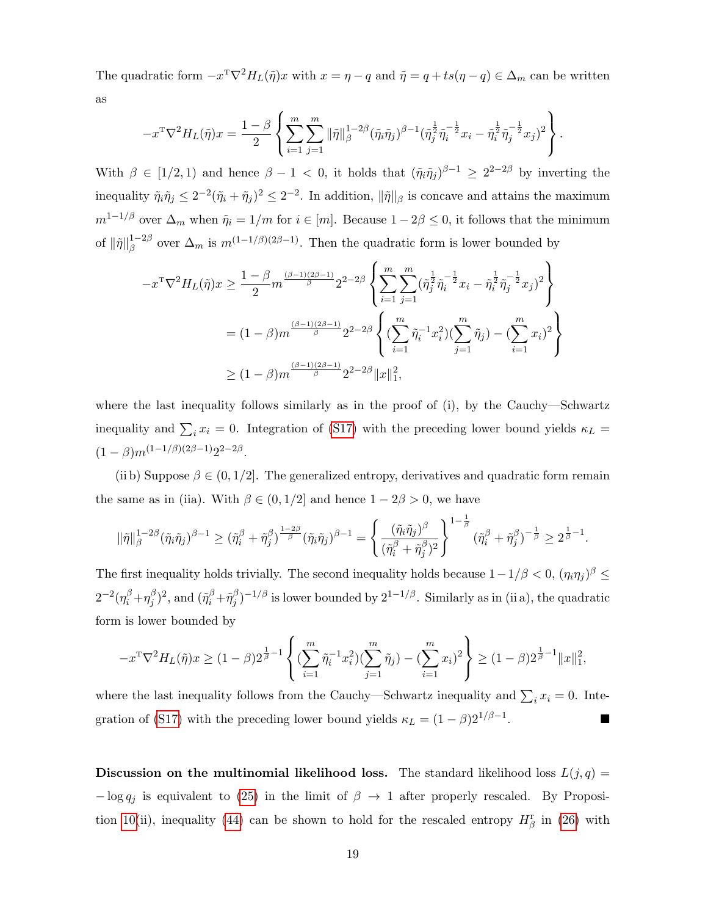The quadratic form $-x^{\mathrm{T}}\nabla^2 H_L(\tilde{\eta})x$ with $x = \eta - q$ and $\tilde{\eta} = q + ts(\eta - q) \in \Delta_m$ can be written as

$$-x^{\mathrm{T}}\nabla^2 H_L(\tilde{\eta})x = \frac{1-\beta}{2}\left\{\sum_{i=1}^m \sum_{j=1}^m \|\tilde{\eta}\|_\beta^{1-2\beta}(\tilde{\eta}_i\tilde{\eta}_j)^{\beta-1}(\tilde{\eta}_j^{\frac{1}{2}}\tilde{\eta}_i^{-\frac{1}{2}}x_i - \tilde{\eta}_i^{\frac{1}{2}}\tilde{\eta}_j^{-\frac{1}{2}}x_j)^2\right\}.$$

With $\beta \in [1/2, 1)$ and hence $\beta - 1 < 0$, it holds that $(\tilde{\eta}_i\tilde{\eta}_j)^{\beta-1} \geq 2^{2-2\beta}$ by inverting the inequality $\tilde{\eta}_i\tilde{\eta}_j \leq 2^{-2}(\tilde{\eta}_i + \tilde{\eta}_j)^2 \leq 2^{-2}$. In addition, $\|\tilde{\eta}\|_\beta$ is concave and attains the maximum $m^{1-1/\beta}$ over $\Delta_m$ when $\tilde{\eta}_i = 1/m$ for $i \in [m]$. Because $1-2\beta \leq 0$, it follows that the minimum of $\|\tilde{\eta}\|_\beta^{1-2\beta}$ over $\Delta_m$ is $m^{(1-1/\beta)(2\beta-1)}$. Then the quadratic form is lower bounded by

$$\begin{aligned}
-x^{\mathrm{T}}\nabla^2 H_L(\tilde{\eta})x &\geq \frac{1-\beta}{2} m^{\frac{(\beta-1)(2\beta-1)}{\beta}} 2^{2-2\beta}\left\{\sum_{i=1}^m \sum_{j=1}^m (\tilde{\eta}_j^{\frac{1}{2}}\tilde{\eta}_i^{-\frac{1}{2}}x_i - \tilde{\eta}_i^{\frac{1}{2}}\tilde{\eta}_j^{-\frac{1}{2}}x_j)^2\right\} \\
&= (1-\beta) m^{\frac{(\beta-1)(2\beta-1)}{\beta}} 2^{2-2\beta}\left\{(\sum_{i=1}^m \tilde{\eta}_i^{-1}x_i^2)(\sum_{j=1}^m \tilde{\eta}_j) - (\sum_{i=1}^m x_i)^2\right\} \\
&\geq (1-\beta) m^{\frac{(\beta-1)(2\beta-1)}{\beta}} 2^{2-2\beta}\|x\|_1^2,
\end{aligned}$$

where the last inequality follows similarly as in the proof of (i), by the Cauchy—Schwartz inequality and $\sum_i x_i = 0$. Integration of (S17) with the preceding lower bound yields $\kappa_L = (1-\beta)m^{(1-1/\beta)(2\beta-1)}2^{2-2\beta}$.

(ii b) Suppose $\beta \in (0, 1/2]$. The generalized entropy, derivatives and quadratic form remain the same as in (iia). With $\beta \in (0, 1/2]$ and hence $1 - 2\beta > 0$, we have

$$\|\tilde{\eta}\|_\beta^{1-2\beta}(\tilde{\eta}_i\tilde{\eta}_j)^{\beta-1} \geq (\tilde{\eta}_i^\beta + \tilde{\eta}_j^\beta)^{\frac{1-2\beta}{\beta}}(\tilde{\eta}_i\tilde{\eta}_j)^{\beta-1} = \left\{\frac{(\tilde{\eta}_i\tilde{\eta}_j)^\beta}{(\tilde{\eta}_i^\beta + \tilde{\eta}_j^\beta)^2}\right\}^{1-\frac{1}{\beta}}(\tilde{\eta}_i^\beta + \tilde{\eta}_j^\beta)^{-\frac{1}{\beta}} \geq 2^{\frac{1}{\beta}-1}.$$

The first inequality holds trivially. The second inequality holds because $1-1/\beta < 0$, $(\eta_i\eta_j)^\beta \leq 2^{-2}(\eta_i^\beta + \eta_j^\beta)^2$, and $(\tilde{\eta}_i^\beta + \tilde{\eta}_j^\beta)^{-1/\beta}$ is lower bounded by $2^{1-1/\beta}$. Similarly as in (ii a), the quadratic form is lower bounded by

$$-x^{\mathrm{T}}\nabla^2 H_L(\tilde{\eta})x \geq (1-\beta)2^{\frac{1}{\beta}-1}\left\{(\sum_{i=1}^m \tilde{\eta}_i^{-1}x_i^2)(\sum_{j=1}^m \tilde{\eta}_j) - (\sum_{i=1}^m x_i)^2\right\} \geq (1-\beta)2^{\frac{1}{\beta}-1}\|x\|_1^2,$$

where the last inequality follows from the Cauchy—Schwartz inequality and $\sum_i x_i = 0$. Integration of (S17) with the preceding lower bound yields $\kappa_L = (1-\beta)2^{1/\beta-1}$. ■

**Discussion on the multinomial likelihood loss.** The standard likelihood loss $L(j, q) = -\log q_j$ is equivalent to (25) in the limit of $\beta \to 1$ after properly rescaled. By Proposition 10(ii), inequality (44) can be shown to hold for the rescaled entropy $H_\beta^{\mathrm{r}}$ in (26) with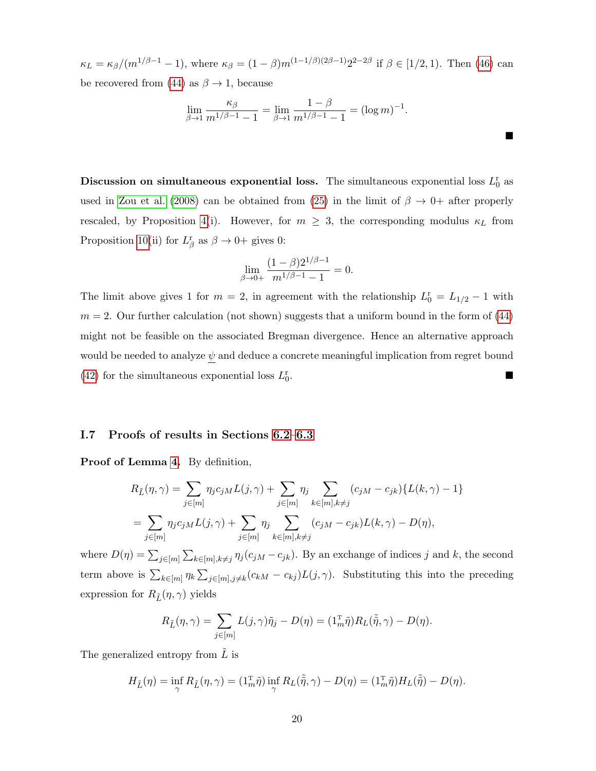$\kappa_L = \kappa_\beta/(m^{1/\beta-1}-1)$, where $\kappa_\beta = (1-\beta)m^{(1-1/\beta)(2\beta-1)}2^{2-2\beta}$ if $\beta \in [1/2, 1)$. Then (46) can be recovered from (44) as $\beta \to 1$, because

$$\lim_{\beta\to 1} \frac{\kappa_\beta}{m^{1/\beta-1}-1} = \lim_{\beta\to 1} \frac{1-\beta}{m^{1/\beta-1}-1} = (\log m)^{-1}.$$

■

**Discussion on simultaneous exponential loss.** The simultaneous exponential loss $L_0^{\mathrm{r}}$ as used in Zou et al. (2008) can be obtained from (25) in the limit of $\beta \to 0+$ after properly rescaled, by Proposition 4(i). However, for $m \geq 3$, the corresponding modulus $\kappa_L$ from Proposition 10(ii) for $L_\beta^{\mathrm{r}}$ as $\beta \to 0+$ gives 0:

$$\lim_{\beta\to 0+} \frac{(1-\beta)2^{1/\beta-1}}{m^{1/\beta-1}-1} = 0.$$

The limit above gives 1 for $m=2$, in agreement with the relationship $L_0^{\mathrm{r}} = L_{1/2} - 1$ with $m=2$. Our further calculation (not shown) suggests that a uniform bound in the form of (44) might not be feasible on the associated Bregman divergence. Hence an alternative approach would be needed to analyze $\underline{\psi}$ and deduce a concrete meaningful implication from regret bound (42) for the simultaneous exponential loss $L_0^{\mathrm{r}}$. ■

### I.7 Proofs of results in Sections 6.2–6.3

**Proof of Lemma 4.** By definition,

$$\begin{aligned}
R_{\tilde{L}}(\eta,\gamma) &= \sum_{j\in[m]} \eta_j c_{jM} L(j,\gamma) + \sum_{j\in[m]} \eta_j \sum_{k\in[m],k\neq j} (c_{jM}-c_{jk})\{L(k,\gamma)-1\} \\
&= \sum_{j\in[m]} \eta_j c_{jM} L(j,\gamma) + \sum_{j\in[m]} \eta_j \sum_{k\in[m],k\neq j} (c_{jM}-c_{jk}) L(k,\gamma) - D(\eta),
\end{aligned}$$

where $D(\eta) = \sum_{j\in[m]}\sum_{k\in[m],k\neq j} \eta_j (c_{jM}-c_{jk})$. By an exchange of indices $j$ and $k$, the second term above is $\sum_{k\in[m]} \eta_k \sum_{j\in[m],j\neq k} (c_{kM}-c_{kj}) L(j,\gamma)$. Substituting this into the preceding expression for $R_{\tilde{L}}(\eta,\gamma)$ yields

$$R_{\tilde{L}}(\eta,\gamma) = \sum_{j\in[m]} L(j,\gamma)\tilde{\eta}_j - D(\eta) = (1_m^{\mathrm{T}}\tilde{\eta}) R_L(\tilde{\tilde{\eta}},\gamma) - D(\eta).$$

The generalized entropy from $\tilde{L}$ is

$$H_{\tilde{L}}(\eta) = \inf_\gamma R_{\tilde{L}}(\eta,\gamma) = (1_m^{\mathrm{T}}\tilde{\eta}) \inf_\gamma R_L(\tilde{\tilde{\eta}},\gamma) - D(\eta) = (1_m^{\mathrm{T}}\tilde{\eta}) H_L(\tilde{\tilde{\eta}}) - D(\eta).$$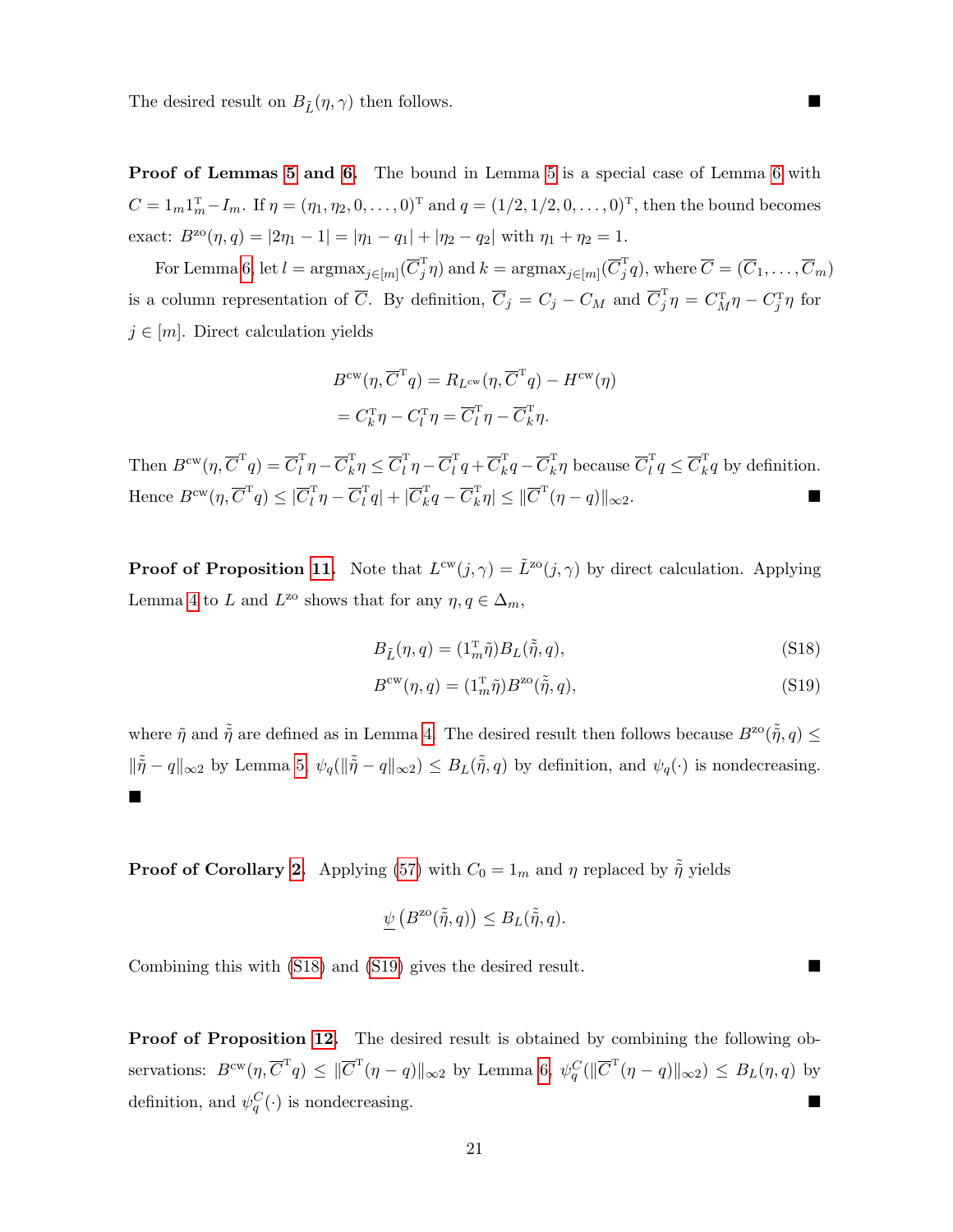The desired result on $B_{\tilde{L}}(\eta, \gamma)$ then follows. ∎

**Proof of Lemmas 5 and 6.** The bound in Lemma 5 is a special case of Lemma 6 with $C = 1_m 1_m^{\mathrm{T}} - I_m$. If $\eta = (\eta_1, \eta_2, 0, \ldots, 0)^{\mathrm{T}}$ and $q = (1/2, 1/2, 0, \ldots, 0)^{\mathrm{T}}$, then the bound becomes exact: $B^{\mathrm{zo}}(\eta, q) = |2\eta_1 - 1| = |\eta_1 - q_1| + |\eta_2 - q_2|$ with $\eta_1 + \eta_2 = 1$.

For Lemma 6, let $l = \mathrm{argmax}_{j \in [m]}(\overline{C}_j^{\mathrm{T}} \eta)$ and $k = \mathrm{argmax}_{j \in [m]}(\overline{C}_j^{\mathrm{T}} q)$, where $\overline{C} = (\overline{C}_1, \ldots, \overline{C}_m)$ is a column representation of $\overline{C}$. By definition, $\overline{C}_j = C_j - C_M$ and $\overline{C}_j^{\mathrm{T}} \eta = C_M^{\mathrm{T}} \eta - C_j^{\mathrm{T}} \eta$ for $j \in [m]$. Direct calculation yields

$$
\begin{aligned}
B^{\mathrm{cw}}(\eta, \overline{C}^{\mathrm{T}} q) &= R_{L^{\mathrm{cw}}}(\eta, \overline{C}^{\mathrm{T}} q) - H^{\mathrm{cw}}(\eta) \\
&= C_k^{\mathrm{T}} \eta - C_l^{\mathrm{T}} \eta = \overline{C}_l^{\mathrm{T}} \eta - \overline{C}_k^{\mathrm{T}} \eta.
\end{aligned}
$$

Then $B^{\mathrm{cw}}(\eta, \overline{C}^{\mathrm{T}} q) = \overline{C}_l^{\mathrm{T}} \eta - \overline{C}_k^{\mathrm{T}} \eta \leq \overline{C}_l^{\mathrm{T}} \eta - \overline{C}_l^{\mathrm{T}} q + \overline{C}_k^{\mathrm{T}} q - \overline{C}_k^{\mathrm{T}} \eta$ because $\overline{C}_l^{\mathrm{T}} q \leq \overline{C}_k^{\mathrm{T}} q$ by definition. Hence $B^{\mathrm{cw}}(\eta, \overline{C}^{\mathrm{T}} q) \leq |\overline{C}_l^{\mathrm{T}} \eta - \overline{C}_l^{\mathrm{T}} q| + |\overline{C}_k^{\mathrm{T}} q - \overline{C}_k^{\mathrm{T}} \eta| \leq \|\overline{C}^{\mathrm{T}}(\eta - q)\|_{\infty 2}$. ∎

**Proof of Proposition 11.** Note that $L^{\mathrm{cw}}(j, \gamma) = \tilde{L}^{\mathrm{zo}}(j, \gamma)$ by direct calculation. Applying Lemma 4 to $L$ and $L^{\mathrm{zo}}$ shows that for any $\eta, q \in \Delta_m$,

$$
B_{\tilde{L}}(\eta, q) = (1_m^{\mathrm{T}} \tilde{\eta}) B_L(\tilde{\tilde{\eta}}, q), \tag{S18}
$$

$$
B^{\mathrm{cw}}(\eta, q) = (1_m^{\mathrm{T}} \tilde{\eta}) B^{\mathrm{zo}}(\tilde{\tilde{\eta}}, q), \tag{S19}
$$

where $\tilde{\eta}$ and $\tilde{\tilde{\eta}}$ are defined as in Lemma 4. The desired result then follows because $B^{\mathrm{zo}}(\tilde{\tilde{\eta}}, q) \leq \|\tilde{\tilde{\eta}} - q\|_{\infty 2}$ by Lemma 5, $\psi_q(\|\tilde{\tilde{\eta}} - q\|_{\infty 2}) \leq B_L(\tilde{\tilde{\eta}}, q)$ by definition, and $\psi_q(\cdot)$ is nondecreasing. ∎

**Proof of Corollary 2.** Applying (57) with $C_0 = 1_m$ and $\eta$ replaced by $\tilde{\tilde{\eta}}$ yields

$$
\underline{\psi}\left(B^{\mathrm{zo}}(\tilde{\tilde{\eta}}, q)\right) \leq B_L(\tilde{\tilde{\eta}}, q).
$$

Combining this with (S18) and (S19) gives the desired result. ∎

**Proof of Proposition 12.** The desired result is obtained by combining the following observations: $B^{\mathrm{cw}}(\eta, \overline{C}^{\mathrm{T}} q) \leq \|\overline{C}^{\mathrm{T}}(\eta - q)\|_{\infty 2}$ by Lemma 6, $\psi_q^C(\|\overline{C}^{\mathrm{T}}(\eta - q)\|_{\infty 2}) \leq B_L(\eta, q)$ by definition, and $\psi_q^C(\cdot)$ is nondecreasing. ∎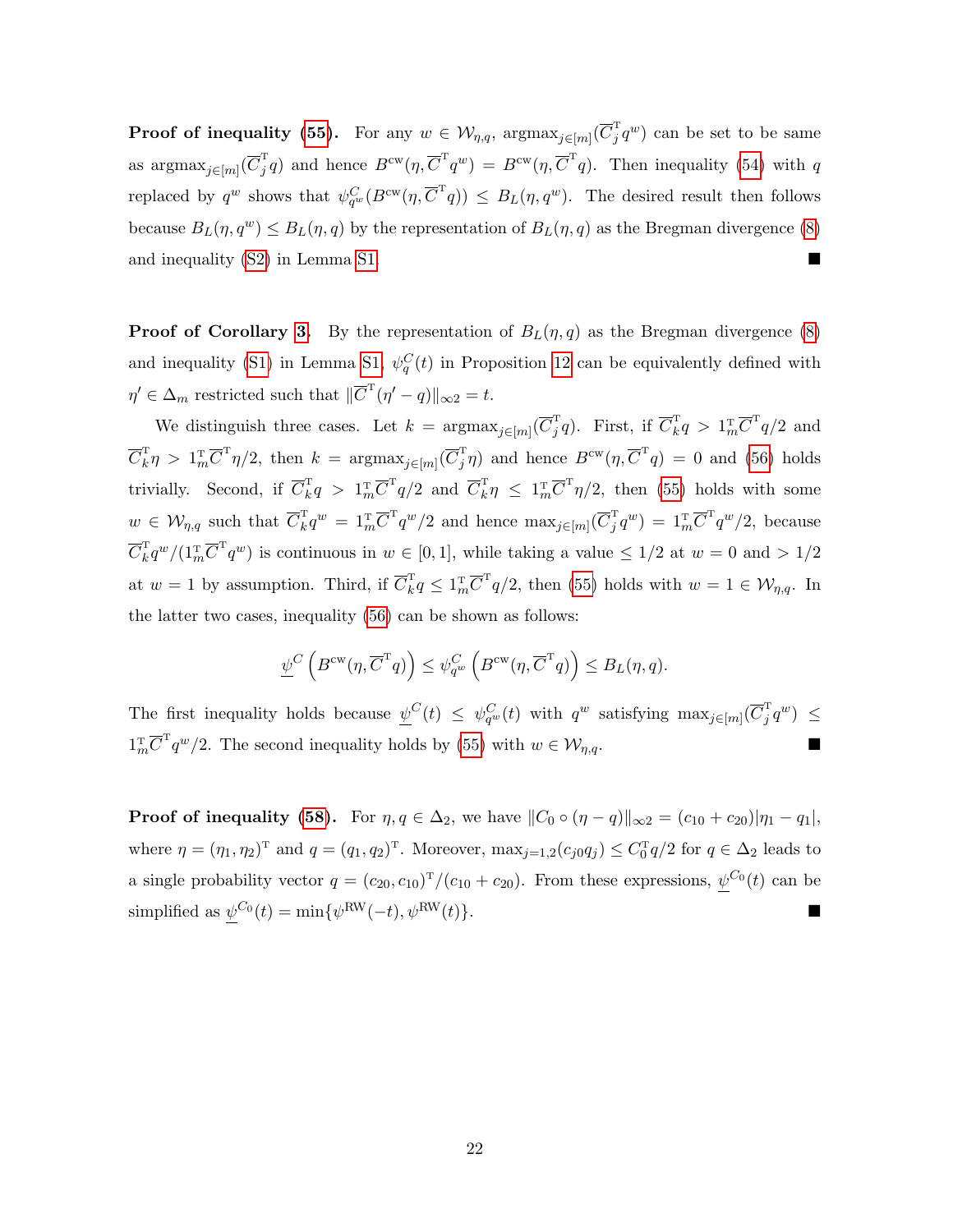**Proof of inequality (55).** For any $w \in \mathcal{W}_{\eta,q}$, $\text{argmax}_{j\in[m]}(\overline{C}_j^{\mathrm{T}} q^w)$ can be set to be same as $\text{argmax}_{j\in[m]}(\overline{C}_j^{\mathrm{T}} q)$ and hence $B^{\text{cw}}(\eta, \overline{C}^{\mathrm{T}} q^w) = B^{\text{cw}}(\eta, \overline{C}^{\mathrm{T}} q)$. Then inequality (54) with $q$ replaced by $q^w$ shows that $\psi_{q^w}^C(B^{\text{cw}}(\eta, \overline{C}^{\mathrm{T}} q)) \le B_L(\eta, q^w)$. The desired result then follows because $B_L(\eta, q^w) \le B_L(\eta, q)$ by the representation of $B_L(\eta, q)$ as the Bregman divergence (8) and inequality (S2) in Lemma S1. ■

**Proof of Corollary 3.** By the representation of $B_L(\eta, q)$ as the Bregman divergence (8) and inequality (S1) in Lemma S1, $\psi_q^C(t)$ in Proposition 12 can be equivalently defined with $\eta' \in \Delta_m$ restricted such that $\|\overline{C}^{\mathrm{T}}(\eta' - q)\|_{\infty 2} = t$.

We distinguish three cases. Let $k = \text{argmax}_{j\in[m]}(\overline{C}_j^{\mathrm{T}} q)$. First, if $\overline{C}_k^{\mathrm{T}} q > 1_m^{\mathrm{T}} \overline{C}^{\mathrm{T}} q/2$ and $\overline{C}_k^{\mathrm{T}} \eta > 1_m^{\mathrm{T}} \overline{C}^{\mathrm{T}} \eta/2$, then $k = \text{argmax}_{j\in[m]}(\overline{C}_j^{\mathrm{T}} \eta)$ and hence $B^{\text{cw}}(\eta, \overline{C}^{\mathrm{T}} q) = 0$ and (56) holds trivially. Second, if $\overline{C}_k^{\mathrm{T}} q > 1_m^{\mathrm{T}} \overline{C}^{\mathrm{T}} q/2$ and $\overline{C}_k^{\mathrm{T}} \eta \le 1_m^{\mathrm{T}} \overline{C}^{\mathrm{T}} \eta/2$, then (55) holds with some $w \in \mathcal{W}_{\eta,q}$ such that $\overline{C}_k^{\mathrm{T}} q^w = 1_m^{\mathrm{T}} \overline{C}^{\mathrm{T}} q^w/2$ and hence $\max_{j\in[m]}(\overline{C}_j^{\mathrm{T}} q^w) = 1_m^{\mathrm{T}} \overline{C}^{\mathrm{T}} q^w/2$, because $\overline{C}_k^{\mathrm{T}} q^w/(1_m^{\mathrm{T}} \overline{C}^{\mathrm{T}} q^w)$ is continuous in $w \in [0,1]$, while taking a value $\le 1/2$ at $w = 0$ and $> 1/2$ at $w = 1$ by assumption. Third, if $\overline{C}_k^{\mathrm{T}} q \le 1_m^{\mathrm{T}} \overline{C}^{\mathrm{T}} q/2$, then (55) holds with $w = 1 \in \mathcal{W}_{\eta,q}$. In the latter two cases, inequality (56) can be shown as follows:

$$\underline{\psi}^C\left(B^{\text{cw}}(\eta, \overline{C}^{\mathrm{T}} q)\right) \le \psi_{q^w}^C\left(B^{\text{cw}}(\eta, \overline{C}^{\mathrm{T}} q)\right) \le B_L(\eta, q).$$

The first inequality holds because $\underline{\psi}^C(t) \le \psi_{q^w}^C(t)$ with $q^w$ satisfying $\max_{j\in[m]}(\overline{C}_j^{\mathrm{T}} q^w) \le 1_m^{\mathrm{T}} \overline{C}^{\mathrm{T}} q^w/2$. The second inequality holds by (55) with $w \in \mathcal{W}_{\eta,q}$. ■

**Proof of inequality (58).** For $\eta, q \in \Delta_2$, we have $\|C_0 \circ (\eta - q)\|_{\infty 2} = (c_{10} + c_{20})|\eta_1 - q_1|$, where $\eta = (\eta_1, \eta_2)^{\mathrm{T}}$ and $q = (q_1, q_2)^{\mathrm{T}}$. Moreover, $\max_{j=1,2}(c_{j0} q_j) \le C_0^{\mathrm{T}} q/2$ for $q \in \Delta_2$ leads to a single probability vector $q = (c_{20}, c_{10})^{\mathrm{T}}/(c_{10} + c_{20})$. From these expressions, $\underline{\psi}^{C_0}(t)$ can be simplified as $\underline{\psi}^{C_0}(t) = \min\{\psi^{\text{RW}}(-t), \psi^{\text{RW}}(t)\}$. ■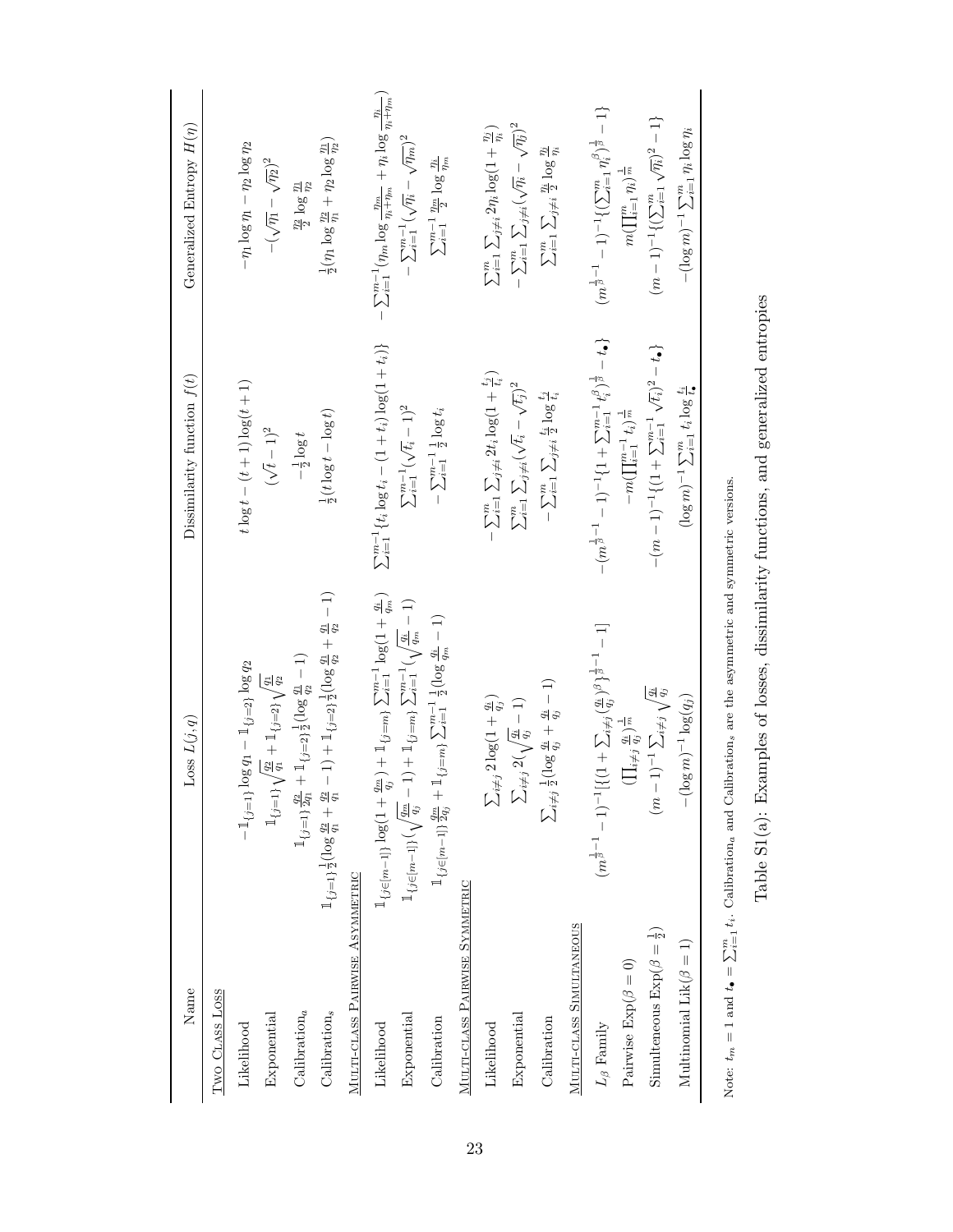| Name | Loss $L(j, q)$ | Dissimilarity function $f(t)$ | Generalized Entropy $H(\eta)$ |
|---|---|---|---|
| TWO CLASS LOSS | | | |
| Likelihood | $-\mathbb{1}_{\{j=1\}} \log q_1 - \mathbb{1}_{\{j=2\}} \log q_2$ | $t \log t - (t+1) \log(t+1)$ | $-\eta_1 \log \eta_1 - \eta_2 \log \eta_2$ |
| Exponential | $\mathbb{1}_{\{j=1\}} \sqrt{\frac{q_2}{q_1}} + \mathbb{1}_{\{j=2\}} \sqrt{\frac{q_1}{q_2}}$ | $(\sqrt{t} - 1)^2$ | $-(\sqrt{\eta_1} - \sqrt{\eta_2})^2$ |
| Calibration$_a$ | $\mathbb{1}_{\{j=1\}} \frac{q_2}{2q_1} + \mathbb{1}_{\{j=2\}} \frac{1}{2} (\log \frac{q_1}{q_2} - 1)$ | $-\frac{1}{2} \log t$ | $\frac{\eta_2}{2} \log \frac{\eta_1}{\eta_2}$ |
| Calibration$_s$ | $\mathbb{1}_{\{j=1\}} \frac{1}{2} (\log \frac{q_2}{q_1} + \frac{q_2}{q_1} - 1) + \mathbb{1}_{\{j=2\}} \frac{1}{2} (\log \frac{q_1}{q_2} + \frac{q_1}{q_2} - 1)$ | $\frac{1}{2} (t \log t - \log t)$ | $\frac{1}{2} (\eta_1 \log \frac{\eta_2}{\eta_1} + \eta_2 \log \frac{\eta_1}{\eta_2})$ |
| MULTI-CLASS PAIRWISE ASYMMETRIC | | | |
| Likelihood | $\mathbb{1}_{\{j \in [m-1]\}} \log(1 + \frac{q_m}{q_j}) + \mathbb{1}_{\{j=m\}} \sum_{i=1}^{m-1} \log(1 + \frac{q_i}{q_m})$ | $\sum_{i=1}^{m-1} \{t_i \log t_i - (1+t_i) \log(1+t_i)\}$ | $-\sum_{i=1}^{m-1} (\eta_m \log \frac{\eta_m}{\eta_i + \eta_m} + \eta_i \log \frac{\eta_i}{\eta_i + \eta_m})$ |
| Exponential | $\mathbb{1}_{\{j \in [m-1]\}} (\sqrt{\frac{q_m}{q_j}} - 1) + \mathbb{1}_{\{j=m\}} \sum_{i=1}^{m-1} (\sqrt{\frac{q_i}{q_m}} - 1)$ | $\sum_{i=1}^{m-1} (\sqrt{t_i} - 1)^2$ | $-\sum_{i=1}^{m-1} (\sqrt{\eta_i} - \sqrt{\eta_m})^2$ |
| Calibration | $\mathbb{1}_{\{j \in [m-1]\}} \frac{q_m}{2q_j} + \mathbb{1}_{\{j=m\}} \sum_{i=1}^{m-1} \frac{1}{2} (\log \frac{q_i}{q_m} - 1)$ | $-\sum_{i=1}^{m-1} \frac{1}{2} \log t_i$ | $\sum_{i=1}^{m-1} \frac{\eta_m}{2} \log \frac{\eta_i}{\eta_m}$ |
| MULTI-CLASS PAIRWISE SYMMETRIC | | | |
| Likelihood | $\sum_{i \neq j} 2 \log(1 + \frac{q_i}{q_j})$ | $-\sum_{i=1}^{m} \sum_{j \neq i} 2t_i \log(1 + \frac{t_j}{t_i})$ | $\sum_{i=1}^{m} \sum_{j \neq i} 2\eta_i \log(1 + \frac{\eta_j}{\eta_i})$ |
| Exponential | $\sum_{i \neq j} 2(\sqrt{\frac{q_i}{q_j}} - 1)$ | $\sum_{i=1}^{m} \sum_{j \neq i} (\sqrt{t_i} - \sqrt{t_j})^2$ | $-\sum_{i=1}^{m} \sum_{j \neq i} (\sqrt{\eta_i} - \sqrt{\eta_j})^2$ |
| Calibration | $\sum_{i \neq j} \frac{1}{2} (\log \frac{q_i}{q_j} + \frac{q_i}{q_j} - 1)$ | $-\sum_{i=1}^{m} \sum_{j \neq i} \frac{t_i}{2} \log \frac{t_j}{t_i}$ | $\sum_{i=1}^{m} \sum_{j \neq i} \frac{\eta_i}{2} \log \frac{\eta_j}{\eta_i}$ |
| MULTI-CLASS SIMULTANEOUS | | | |
| $L_\beta$ Family | $(m^{\frac{1}{\beta}-1} - 1)^{-1} [\{(1 + \sum_{i \neq j} (\frac{q_i}{q_j})^\beta\}^{\frac{1}{\beta}-1} - 1]$ | $-(m^{\frac{1}{\beta}-1} - 1)^{-1} \{(1 + \sum_{i=1}^{m-1} t_i^\beta)^{\frac{1}{\beta}} - t_\bullet\}$ | $(m^{\frac{1}{\beta}-1} - 1)^{-1} \{(\sum_{i=1}^{m} \eta_i^\beta)^{\frac{1}{\beta}} - 1\}$ |
| Pairwise Exp($\beta = 0$) | $(\prod_{i \neq j} \frac{q_i}{q_j})^{\frac{1}{m}}$ | $-m(\prod_{i=1}^{m-1} t_i)^{\frac{1}{m}}$ | $m(\prod_{i=1}^{m} \eta_i)^{\frac{1}{m}}$ |
| Simultaneous Exp($\beta = \frac{1}{2}$) | $(m-1)^{-1} \sum_{i \neq j} \sqrt{\frac{q_i}{q_j}}$ | $-(m-1)^{-1} \{(1 + \sum_{i=1}^{m-1} \sqrt{t_i})^2 - t_\bullet\}$ | $(m-1)^{-1} \{(\sum_{i=1}^{m} \sqrt{\eta_i})^2 - 1\}$ |
| Multinomial Lik($\beta = 1$) | $-(\log m)^{-1} \log(q_j)$ | $(\log m)^{-1} \sum_{i=1}^{m} t_i \log \frac{t_i}{t_\bullet}$ | $-(\log m)^{-1} \sum_{i=1}^{m} \eta_i \log \eta_i$ |

Note: $t_m = 1$ and $t_\bullet = \sum_{i=1}^{m} t_i$. Calibration$_a$ and Calibration$_s$ are the asymmetric and symmetric versions.

Table S1(a): Examples of losses, dissimilarity functions, and generalized entropies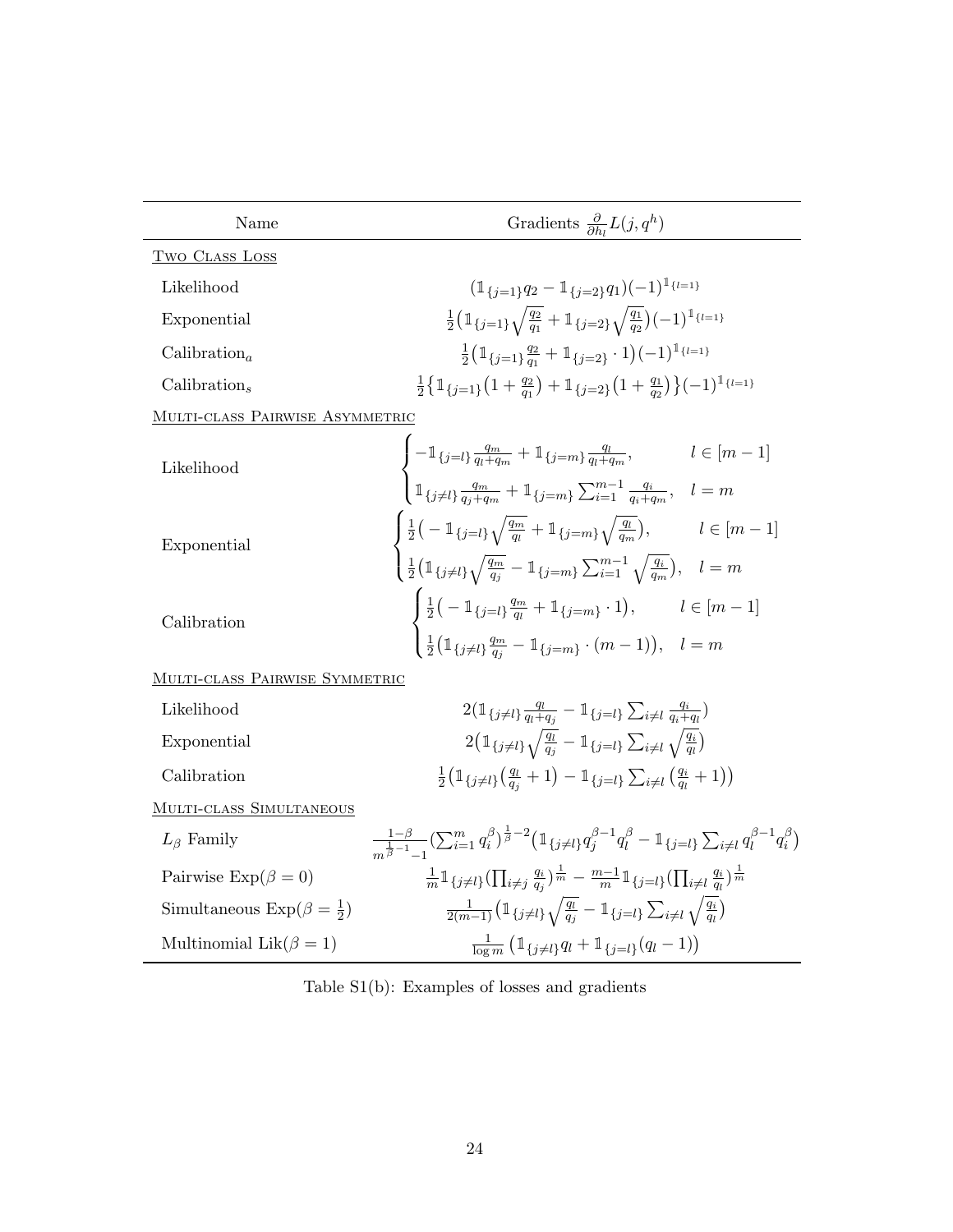| Name | Gradients $\frac{\partial}{\partial h_l} L(j, q^h)$ |
|---|---|
| Two Class Loss | |
| Likelihood | $(\mathbb{1}_{\{j=1\}} q_2 - \mathbb{1}_{\{j=2\}} q_1)(-1)^{\mathbb{1}_{\{l=1\}}}$ |
| Exponential | $\frac{1}{2}\big(\mathbb{1}_{\{j=1\}}\sqrt{\frac{q_2}{q_1}} + \mathbb{1}_{\{j=2\}}\sqrt{\frac{q_1}{q_2}}\big)(-1)^{\mathbb{1}_{\{l=1\}}}$ |
| Calibration$_a$ | $\frac{1}{2}\big(\mathbb{1}_{\{j=1\}}\frac{q_2}{q_1} + \mathbb{1}_{\{j=2\}}\cdot 1\big)(-1)^{\mathbb{1}_{\{l=1\}}}$ |
| Calibration$_s$ | $\frac{1}{2}\big\{\mathbb{1}_{\{j=1\}}\big(1+\frac{q_2}{q_1}\big) + \mathbb{1}_{\{j=2\}}\big(1+\frac{q_1}{q_2}\big)\big\}(-1)^{\mathbb{1}_{\{l=1\}}}$ |
| Multi-class Pairwise Asymmetric | |
| Likelihood | $\begin{cases} -\mathbb{1}_{\{j=l\}}\frac{q_m}{q_l+q_m} + \mathbb{1}_{\{j=m\}}\frac{q_l}{q_l+q_m}, & l \in [m-1] \\ \mathbb{1}_{\{j\neq l\}}\frac{q_m}{q_j+q_m} + \mathbb{1}_{\{j=m\}}\sum_{i=1}^{m-1}\frac{q_i}{q_i+q_m}, & l = m \end{cases}$ |
| Exponential | $\begin{cases} \frac{1}{2}\big(-\mathbb{1}_{\{j=l\}}\sqrt{\frac{q_m}{q_l}} + \mathbb{1}_{\{j=m\}}\sqrt{\frac{q_l}{q_m}}\big), & l \in [m-1] \\ \frac{1}{2}\big(\mathbb{1}_{\{j\neq l\}}\sqrt{\frac{q_m}{q_j}} - \mathbb{1}_{\{j=m\}}\sum_{i=1}^{m-1}\sqrt{\frac{q_i}{q_m}}\big), & l = m \end{cases}$ |
| Calibration | $\begin{cases} \frac{1}{2}\big(-\mathbb{1}_{\{j=l\}}\frac{q_m}{q_l} + \mathbb{1}_{\{j=m\}}\cdot 1\big), & l \in [m-1] \\ \frac{1}{2}\big(\mathbb{1}_{\{j\neq l\}}\frac{q_m}{q_j} - \mathbb{1}_{\{j=m\}}\cdot(m-1)\big), & l = m \end{cases}$ |
| Multi-class Pairwise Symmetric | |
| Likelihood | $2(\mathbb{1}_{\{j\neq l\}}\frac{q_l}{q_l+q_j} - \mathbb{1}_{\{j=l\}}\sum_{i\neq l}\frac{q_i}{q_i+q_l})$ |
| Exponential | $2\big(\mathbb{1}_{\{j\neq l\}}\sqrt{\frac{q_l}{q_j}} - \mathbb{1}_{\{j=l\}}\sum_{i\neq l}\sqrt{\frac{q_i}{q_l}}\big)$ |
| Calibration | $\frac{1}{2}\big(\mathbb{1}_{\{j\neq l\}}\big(\frac{q_l}{q_j}+1\big) - \mathbb{1}_{\{j=l\}}\sum_{i\neq l}\big(\frac{q_i}{q_l}+1\big)\big)$ |
| Multi-class Simultaneous | |
| $L_\beta$ Family | $\frac{1-\beta}{m^{\frac{1}{\beta}-1}-1}(\sum_{i=1}^m q_i^\beta)^{\frac{1}{\beta}-2}\big(\mathbb{1}_{\{j\neq l\}}q_j^{\beta-1}q_l^\beta - \mathbb{1}_{\{j=l\}}\sum_{i\neq l}q_l^{\beta-1}q_i^\beta\big)$ |
| Pairwise Exp($\beta = 0$) | $\frac{1}{m}\mathbb{1}_{\{j\neq l\}}(\prod_{i\neq j}\frac{q_i}{q_j})^{\frac{1}{m}} - \frac{m-1}{m}\mathbb{1}_{\{j=l\}}(\prod_{i\neq l}\frac{q_i}{q_l})^{\frac{1}{m}}$ |
| Simultaneous Exp($\beta = \frac{1}{2}$) | $\frac{1}{2(m-1)}\big(\mathbb{1}_{\{j\neq l\}}\sqrt{\frac{q_l}{q_j}} - \mathbb{1}_{\{j=l\}}\sum_{i\neq l}\sqrt{\frac{q_i}{q_l}}\big)$ |
| Multinomial Lik($\beta = 1$) | $\frac{1}{\log m}\big(\mathbb{1}_{\{j\neq l\}}q_l + \mathbb{1}_{\{j=l\}}(q_l - 1)\big)$ |

Table S1(b): Examples of losses and gradients